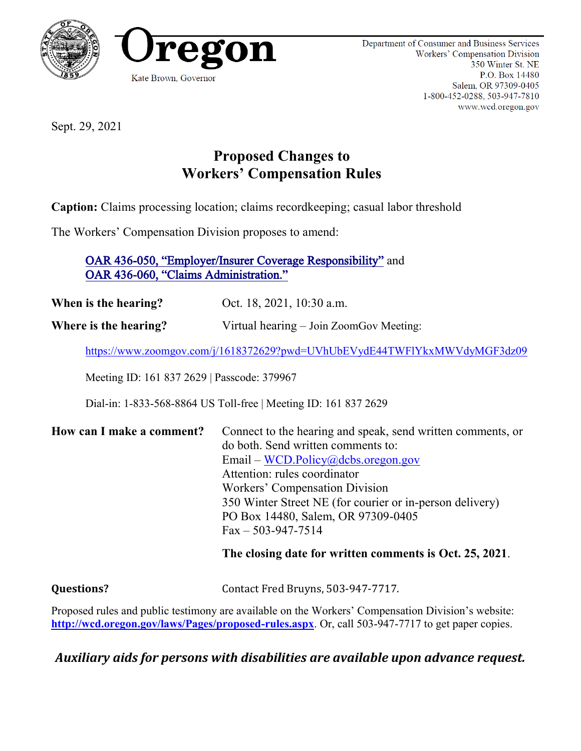**Oregon**

Kate Brown, Governor

Department of Consumer and Business Services
Workers' Compensation Division
350 Winter St. NE
P.O. Box 14480
Salem, OR 97309-0405
1-800-452-0288, 503-947-7810
www.wcd.oregon.gov

Sept. 29, 2021

# Proposed Changes to Workers' Compensation Rules

**Caption:** Claims processing location; claims recordkeeping; casual labor threshold

The Workers' Compensation Division proposes to amend:

> OAR 436-050, "Employer/Insurer Coverage Responsibility" and
> OAR 436-060, "Claims Administration."

**When is the hearing?** Oct. 18, 2021, 10:30 a.m.

**Where is the hearing?** Virtual hearing – Join ZoomGov Meeting:

> https://www.zoomgov.com/j/1618372629?pwd=UVhUbEVydE44TWFlYkxMWVdyMGF3dz09
>
> Meeting ID: 161 837 2629 | Passcode: 379967
>
> Dial-in: 1-833-568-8864 US Toll-free | Meeting ID: 161 837 2629

**How can I make a comment?** Connect to the hearing and speak, send written comments, or do both. Send written comments to:
Email – WCD.Policy@dcbs.oregon.gov
Attention: rules coordinator
Workers' Compensation Division
350 Winter Street NE (for courier or in-person delivery)
PO Box 14480, Salem, OR 97309-0405
Fax – 503-947-7514

**The closing date for written comments is Oct. 25, 2021.**

**Questions?** Contact Fred Bruyns, 503-947-7717.

Proposed rules and public testimony are available on the Workers' Compensation Division's website: **http://wcd.oregon.gov/laws/Pages/proposed-rules.aspx**. Or, call 503-947-7717 to get paper copies.

***Auxiliary aids for persons with disabilities are available upon advance request.***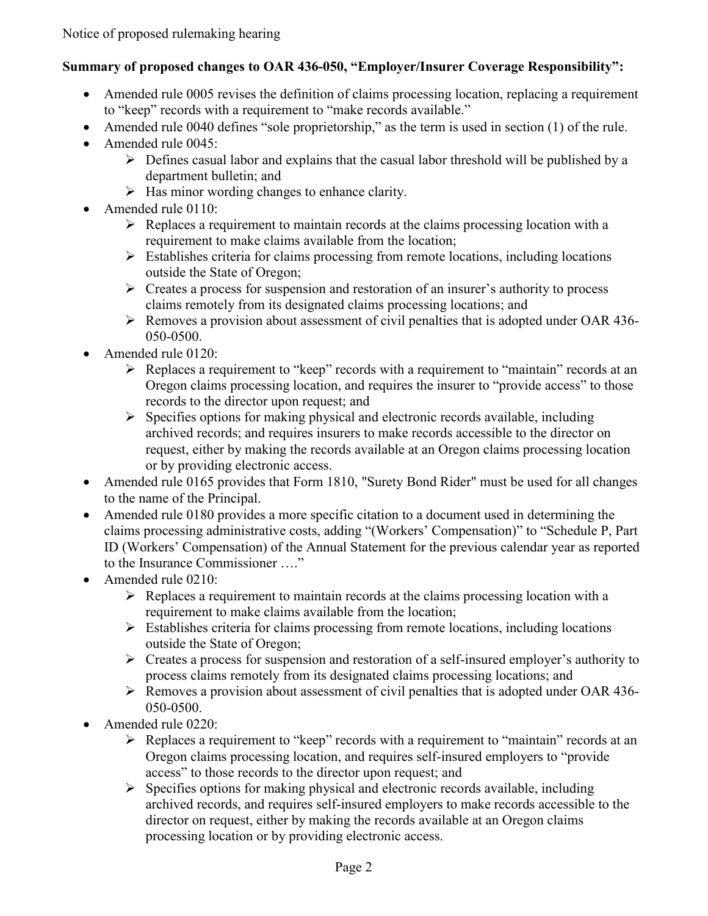Notice of proposed rulemaking hearing

**Summary of proposed changes to OAR 436-050, "Employer/Insurer Coverage Responsibility":**

- Amended rule 0005 revises the definition of claims processing location, replacing a requirement to "keep" records with a requirement to "make records available."
- Amended rule 0040 defines "sole proprietorship," as the term is used in section (1) of the rule.
- Amended rule 0045:
  - Defines casual labor and explains that the casual labor threshold will be published by a department bulletin; and
  - Has minor wording changes to enhance clarity.
- Amended rule 0110:
  - Replaces a requirement to maintain records at the claims processing location with a requirement to make claims available from the location;
  - Establishes criteria for claims processing from remote locations, including locations outside the State of Oregon;
  - Creates a process for suspension and restoration of an insurer's authority to process claims remotely from its designated claims processing locations; and
  - Removes a provision about assessment of civil penalties that is adopted under OAR 436-050-0500.
- Amended rule 0120:
  - Replaces a requirement to "keep" records with a requirement to "maintain" records at an Oregon claims processing location, and requires the insurer to "provide access" to those records to the director upon request; and
  - Specifies options for making physical and electronic records available, including archived records; and requires insurers to make records accessible to the director on request, either by making the records available at an Oregon claims processing location or by providing electronic access.
- Amended rule 0165 provides that Form 1810, "Surety Bond Rider" must be used for all changes to the name of the Principal.
- Amended rule 0180 provides a more specific citation to a document used in determining the claims processing administrative costs, adding "(Workers' Compensation)" to "Schedule P, Part ID (Workers' Compensation) of the Annual Statement for the previous calendar year as reported to the Insurance Commissioner …."
- Amended rule 0210:
  - Replaces a requirement to maintain records at the claims processing location with a requirement to make claims available from the location;
  - Establishes criteria for claims processing from remote locations, including locations outside the State of Oregon;
  - Creates a process for suspension and restoration of a self-insured employer's authority to process claims remotely from its designated claims processing locations; and
  - Removes a provision about assessment of civil penalties that is adopted under OAR 436-050-0500.
- Amended rule 0220:
  - Replaces a requirement to "keep" records with a requirement to "maintain" records at an Oregon claims processing location, and requires self-insured employers to "provide access" to those records to the director upon request; and
  - Specifies options for making physical and electronic records available, including archived records, and requires self-insured employers to make records accessible to the director on request, either by making the records available at an Oregon claims processing location or by providing electronic access.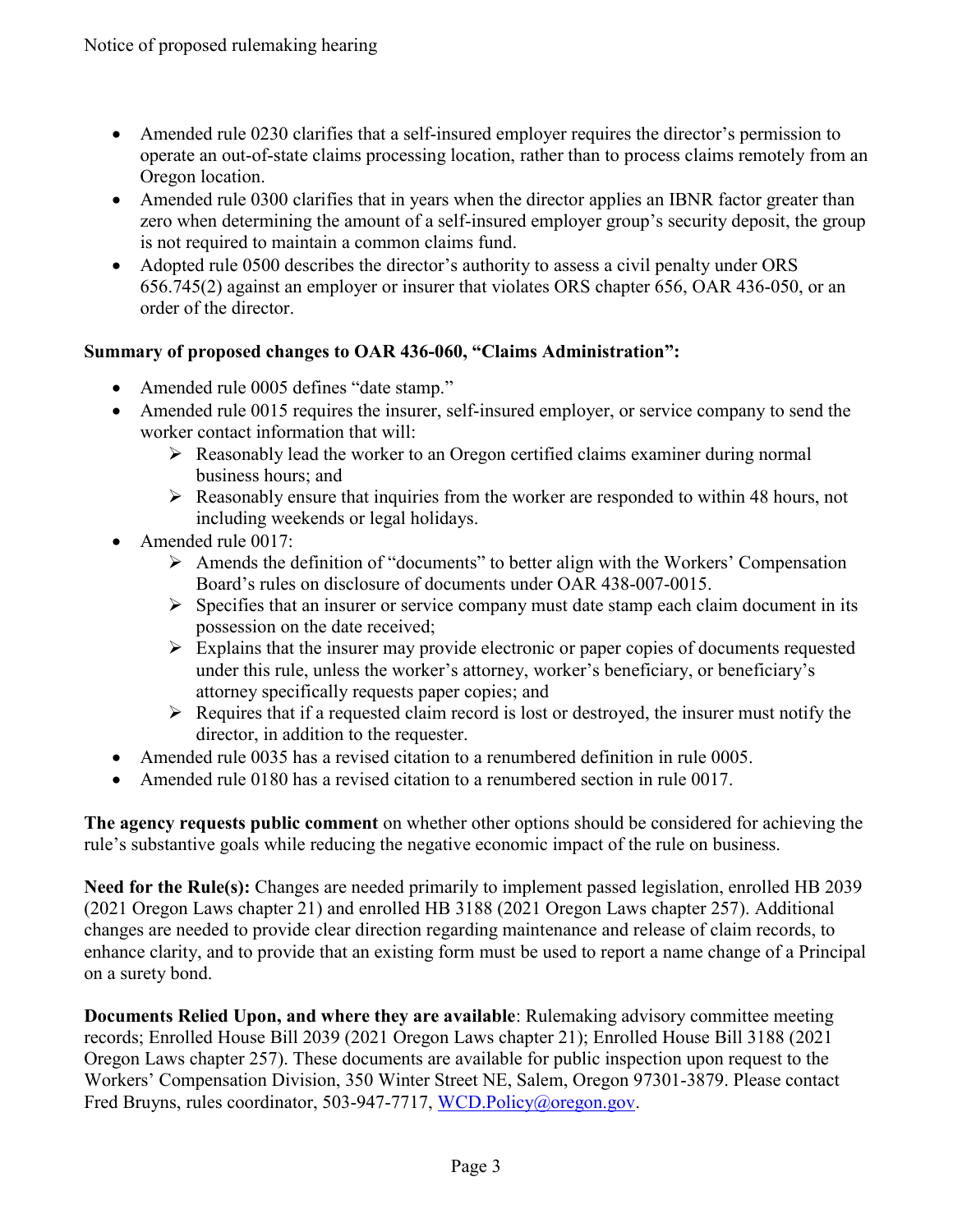- Amended rule 0230 clarifies that a self-insured employer requires the director's permission to operate an out-of-state claims processing location, rather than to process claims remotely from an Oregon location.
- Amended rule 0300 clarifies that in years when the director applies an IBNR factor greater than zero when determining the amount of a self-insured employer group's security deposit, the group is not required to maintain a common claims fund.
- Adopted rule 0500 describes the director's authority to assess a civil penalty under ORS 656.745(2) against an employer or insurer that violates ORS chapter 656, OAR 436-050, or an order of the director.

**Summary of proposed changes to OAR 436-060, "Claims Administration":**

- Amended rule 0005 defines "date stamp."
- Amended rule 0015 requires the insurer, self-insured employer, or service company to send the worker contact information that will:
  - Reasonably lead the worker to an Oregon certified claims examiner during normal business hours; and
  - Reasonably ensure that inquiries from the worker are responded to within 48 hours, not including weekends or legal holidays.
- Amended rule 0017:
  - Amends the definition of "documents" to better align with the Workers' Compensation Board's rules on disclosure of documents under OAR 438-007-0015.
  - Specifies that an insurer or service company must date stamp each claim document in its possession on the date received;
  - Explains that the insurer may provide electronic or paper copies of documents requested under this rule, unless the worker's attorney, worker's beneficiary, or beneficiary's attorney specifically requests paper copies; and
  - Requires that if a requested claim record is lost or destroyed, the insurer must notify the director, in addition to the requester.
- Amended rule 0035 has a revised citation to a renumbered definition in rule 0005.
- Amended rule 0180 has a revised citation to a renumbered section in rule 0017.

**The agency requests public comment** on whether other options should be considered for achieving the rule's substantive goals while reducing the negative economic impact of the rule on business.

**Need for the Rule(s):** Changes are needed primarily to implement passed legislation, enrolled HB 2039 (2021 Oregon Laws chapter 21) and enrolled HB 3188 (2021 Oregon Laws chapter 257). Additional changes are needed to provide clear direction regarding maintenance and release of claim records, to enhance clarity, and to provide that an existing form must be used to report a name change of a Principal on a surety bond.

**Documents Relied Upon, and where they are available**: Rulemaking advisory committee meeting records; Enrolled House Bill 2039 (2021 Oregon Laws chapter 21); Enrolled House Bill 3188 (2021 Oregon Laws chapter 257). These documents are available for public inspection upon request to the Workers' Compensation Division, 350 Winter Street NE, Salem, Oregon 97301-3879. Please contact Fred Bruyns, rules coordinator, 503-947-7717, WCD.Policy@oregon.gov.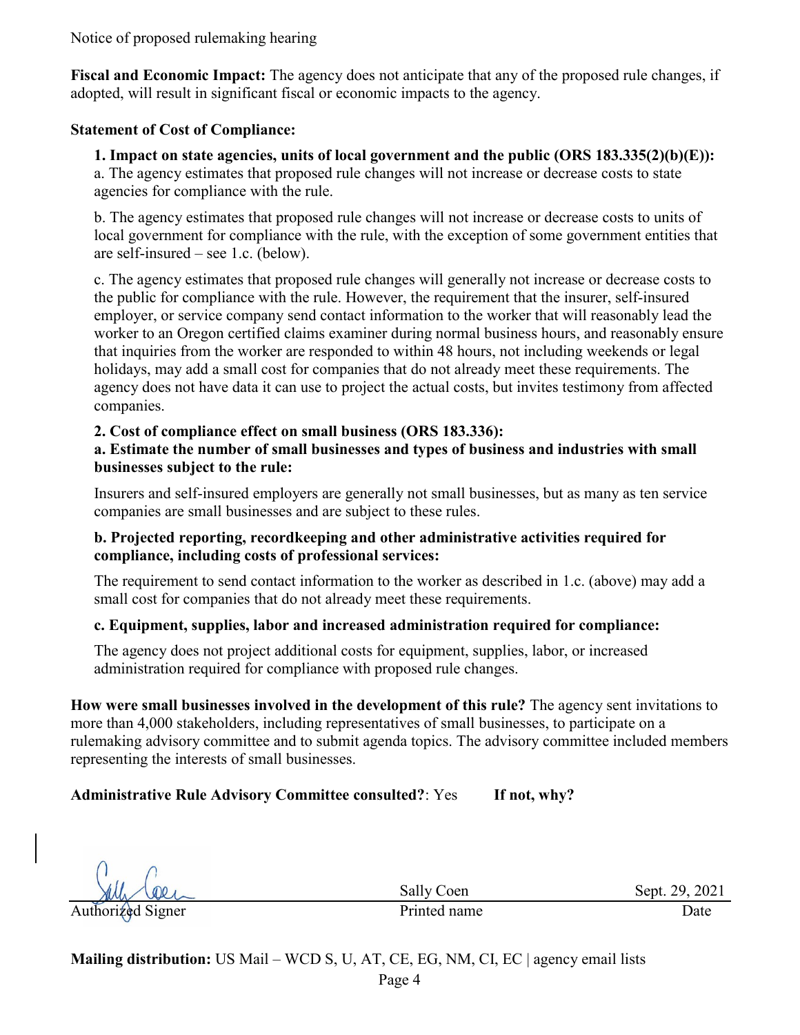Notice of proposed rulemaking hearing

**Fiscal and Economic Impact:** The agency does not anticipate that any of the proposed rule changes, if adopted, will result in significant fiscal or economic impacts to the agency.

**Statement of Cost of Compliance:**

**1. Impact on state agencies, units of local government and the public (ORS 183.335(2)(b)(E)):**
a. The agency estimates that proposed rule changes will not increase or decrease costs to state agencies for compliance with the rule.

b. The agency estimates that proposed rule changes will not increase or decrease costs to units of local government for compliance with the rule, with the exception of some government entities that are self-insured – see 1.c. (below).

c. The agency estimates that proposed rule changes will generally not increase or decrease costs to the public for compliance with the rule. However, the requirement that the insurer, self-insured employer, or service company send contact information to the worker that will reasonably lead the worker to an Oregon certified claims examiner during normal business hours, and reasonably ensure that inquiries from the worker are responded to within 48 hours, not including weekends or legal holidays, may add a small cost for companies that do not already meet these requirements. The agency does not have data it can use to project the actual costs, but invites testimony from affected companies.

**2. Cost of compliance effect on small business (ORS 183.336):**
**a. Estimate the number of small businesses and types of business and industries with small businesses subject to the rule:**

Insurers and self-insured employers are generally not small businesses, but as many as ten service companies are small businesses and are subject to these rules.

**b. Projected reporting, recordkeeping and other administrative activities required for compliance, including costs of professional services:**

The requirement to send contact information to the worker as described in 1.c. (above) may add a small cost for companies that do not already meet these requirements.

**c. Equipment, supplies, labor and increased administration required for compliance:**

The agency does not project additional costs for equipment, supplies, labor, or increased administration required for compliance with proposed rule changes.

**How were small businesses involved in the development of this rule?** The agency sent invitations to more than 4,000 stakeholders, including representatives of small businesses, to participate on a rulemaking advisory committee and to submit agenda topics. The advisory committee included members representing the interests of small businesses.

**Administrative Rule Advisory Committee consulted?**: Yes **If not, why?**

| Authorized Signer | Printed name | Date |
| --- | --- | --- |
| Sally Coen | Sally Coen | Sept. 29, 2021 |

**Mailing distribution:** US Mail – WCD S, U, AT, CE, EG, NM, CI, EC | agency email lists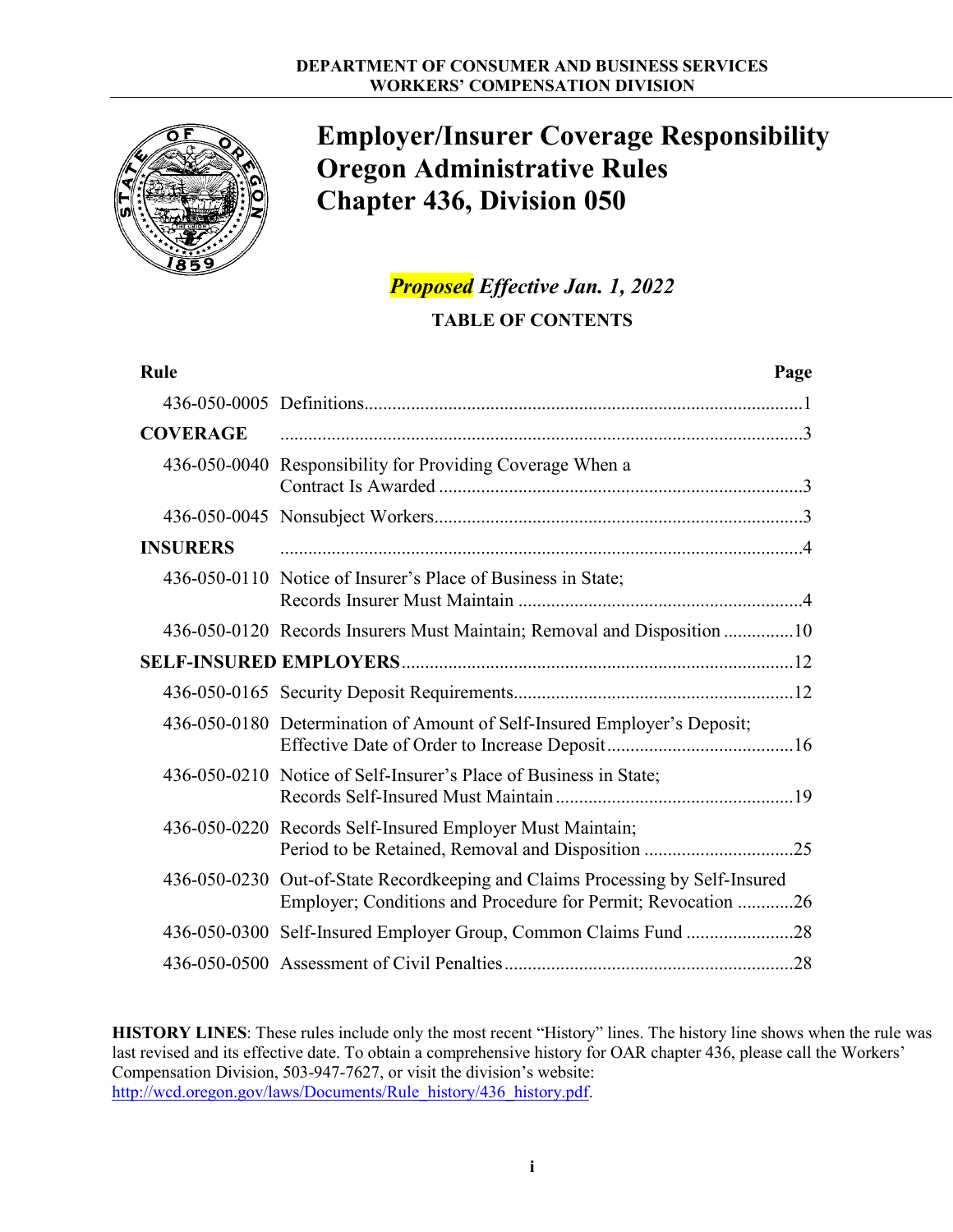**DEPARTMENT OF CONSUMER AND BUSINESS SERVICES**
**WORKERS' COMPENSATION DIVISION**

# Employer/Insurer Coverage Responsibility Oregon Administrative Rules Chapter 436, Division 050

***Proposed Effective Jan. 1, 2022***

**TABLE OF CONTENTS**

| Rule | | Page |
|---|---|---|
| 436-050-0005 | Definitions | 1 |
| **COVERAGE** | | 3 |
| 436-050-0040 | Responsibility for Providing Coverage When a Contract Is Awarded | 3 |
| 436-050-0045 | Nonsubject Workers | 3 |
| **INSURERS** | | 4 |
| 436-050-0110 | Notice of Insurer's Place of Business in State; Records Insurer Must Maintain | 4 |
| 436-050-0120 | Records Insurers Must Maintain; Removal and Disposition | 10 |
| **SELF-INSURED EMPLOYERS** | | 12 |
| 436-050-0165 | Security Deposit Requirements | 12 |
| 436-050-0180 | Determination of Amount of Self-Insured Employer's Deposit; Effective Date of Order to Increase Deposit | 16 |
| 436-050-0210 | Notice of Self-Insurer's Place of Business in State; Records Self-Insured Must Maintain | 19 |
| 436-050-0220 | Records Self-Insured Employer Must Maintain; Period to be Retained, Removal and Disposition | 25 |
| 436-050-0230 | Out-of-State Recordkeeping and Claims Processing by Self-Insured Employer; Conditions and Procedure for Permit; Revocation | 26 |
| 436-050-0300 | Self-Insured Employer Group, Common Claims Fund | 28 |
| 436-050-0500 | Assessment of Civil Penalties | 28 |

**HISTORY LINES**: These rules include only the most recent "History" lines. The history line shows when the rule was last revised and its effective date. To obtain a comprehensive history for OAR chapter 436, please call the Workers' Compensation Division, 503-947-7627, or visit the division's website: http://wcd.oregon.gov/laws/Documents/Rule_history/436_history.pdf.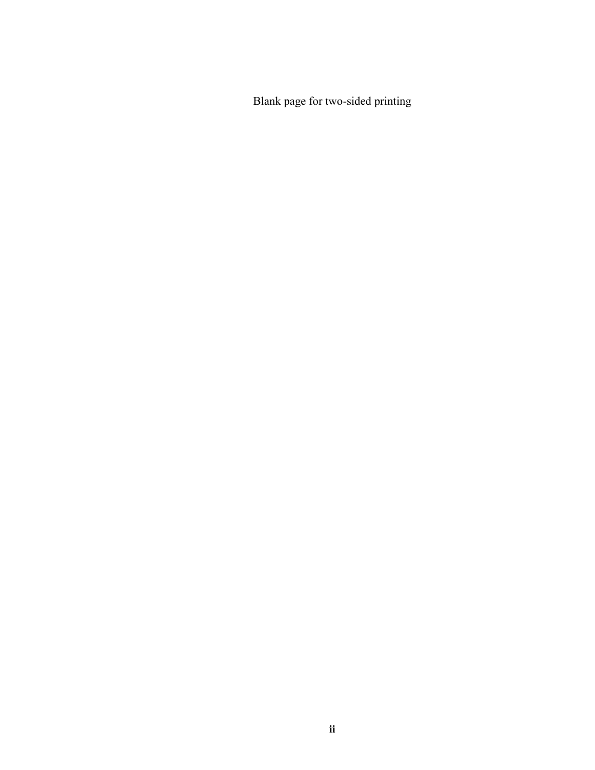Blank page for two-sided printing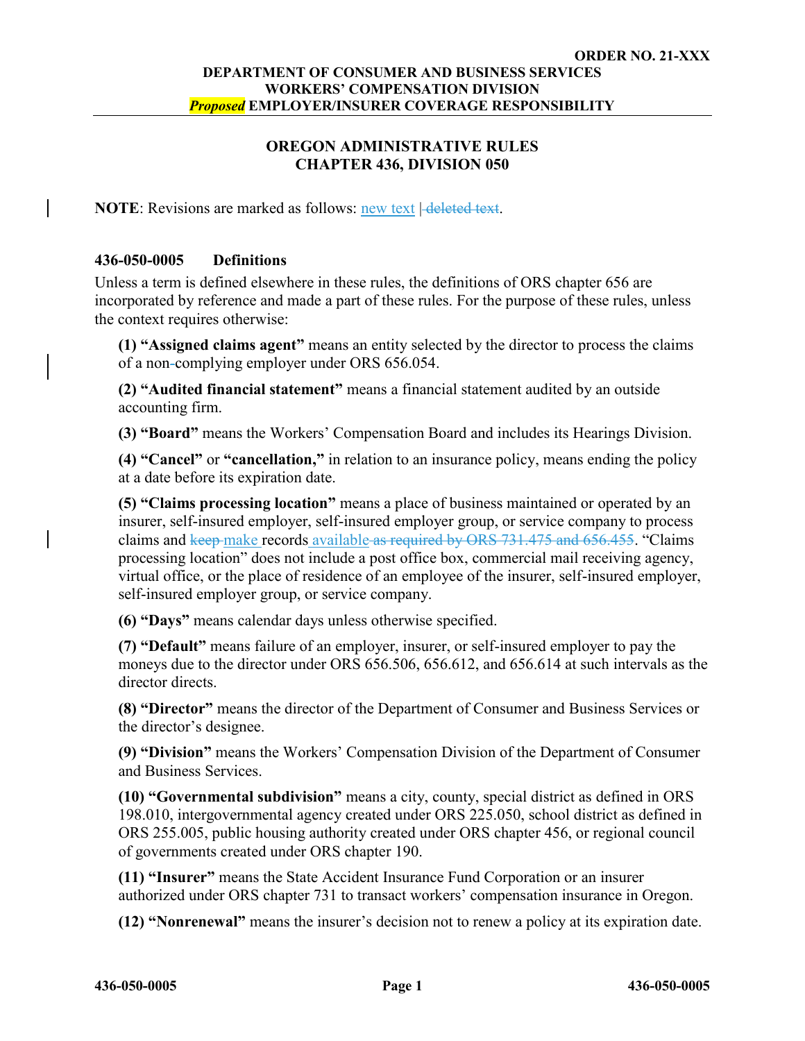ORDER NO. 21-XXX

**DEPARTMENT OF CONSUMER AND BUSINESS SERVICES**
**WORKERS' COMPENSATION DIVISION**
***Proposed* EMPLOYER/INSURER COVERAGE RESPONSIBILITY**

## OREGON ADMINISTRATIVE RULES
## CHAPTER 436, DIVISION 050

**NOTE**: Revisions are marked as follows: new text | ~~deleted text~~.

### 436-050-0005 Definitions

Unless a term is defined elsewhere in these rules, the definitions of ORS chapter 656 are incorporated by reference and made a part of these rules. For the purpose of these rules, unless the context requires otherwise:

**(1) "Assigned claims agent"** means an entity selected by the director to process the claims of a non-complying employer under ORS 656.054.

**(2) "Audited financial statement"** means a financial statement audited by an outside accounting firm.

**(3) "Board"** means the Workers' Compensation Board and includes its Hearings Division.

**(4) "Cancel"** or **"cancellation,"** in relation to an insurance policy, means ending the policy at a date before its expiration date.

**(5) "Claims processing location"** means a place of business maintained or operated by an insurer, self-insured employer, self-insured employer group, or service company to process claims and ~~keep~~ make records available ~~as required by ORS 731.475 and 656.455~~. "Claims processing location" does not include a post office box, commercial mail receiving agency, virtual office, or the place of residence of an employee of the insurer, self-insured employer, self-insured employer group, or service company.

**(6) "Days"** means calendar days unless otherwise specified.

**(7) "Default"** means failure of an employer, insurer, or self-insured employer to pay the moneys due to the director under ORS 656.506, 656.612, and 656.614 at such intervals as the director directs.

**(8) "Director"** means the director of the Department of Consumer and Business Services or the director's designee.

**(9) "Division"** means the Workers' Compensation Division of the Department of Consumer and Business Services.

**(10) "Governmental subdivision"** means a city, county, special district as defined in ORS 198.010, intergovernmental agency created under ORS 225.050, school district as defined in ORS 255.005, public housing authority created under ORS chapter 456, or regional council of governments created under ORS chapter 190.

**(11) "Insurer"** means the State Accident Insurance Fund Corporation or an insurer authorized under ORS chapter 731 to transact workers' compensation insurance in Oregon.

**(12) "Nonrenewal"** means the insurer's decision not to renew a policy at its expiration date.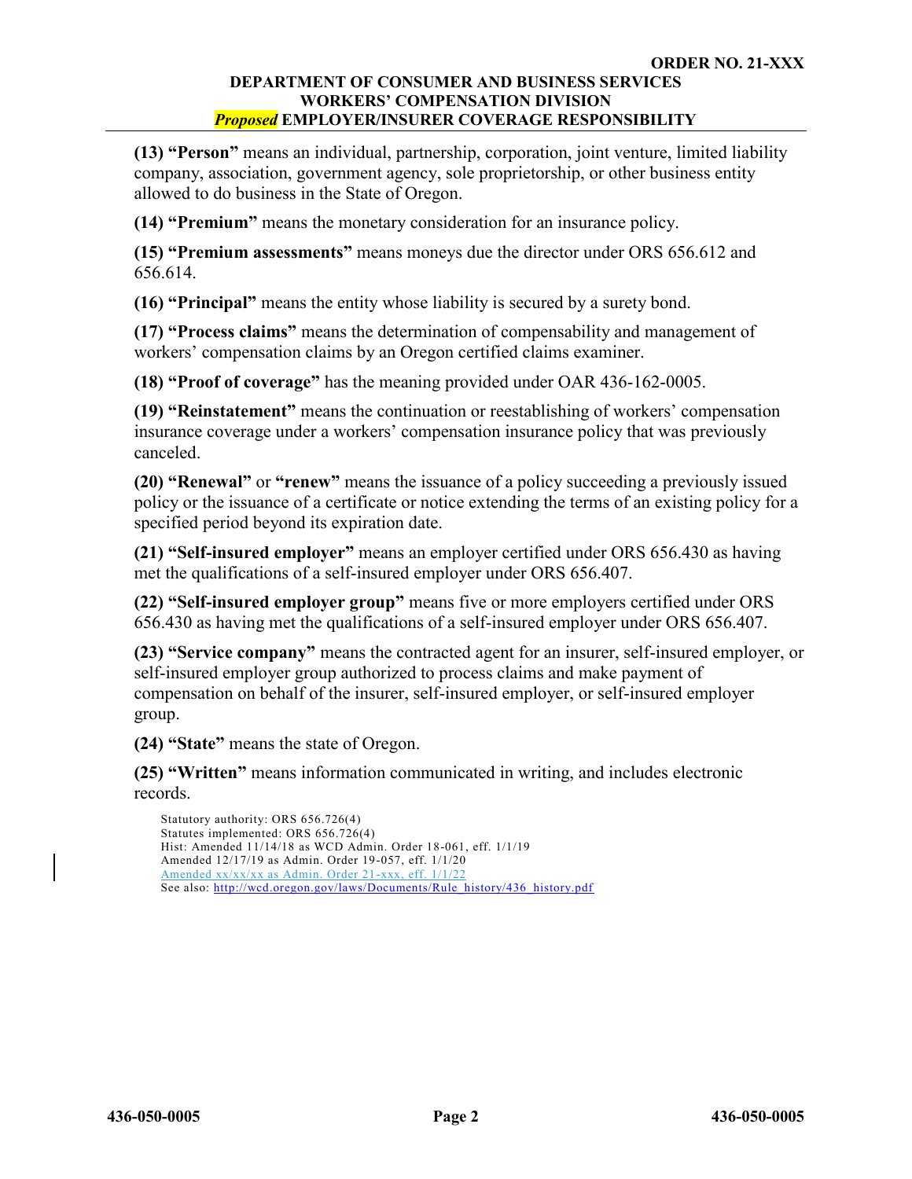**(13) "Person"** means an individual, partnership, corporation, joint venture, limited liability company, association, government agency, sole proprietorship, or other business entity allowed to do business in the State of Oregon.

**(14) "Premium"** means the monetary consideration for an insurance policy.

**(15) "Premium assessments"** means moneys due the director under ORS 656.612 and 656.614.

**(16) "Principal"** means the entity whose liability is secured by a surety bond.

**(17) "Process claims"** means the determination of compensability and management of workers' compensation claims by an Oregon certified claims examiner.

**(18) "Proof of coverage"** has the meaning provided under OAR 436-162-0005.

**(19) "Reinstatement"** means the continuation or reestablishing of workers' compensation insurance coverage under a workers' compensation insurance policy that was previously canceled.

**(20) "Renewal"** or **"renew"** means the issuance of a policy succeeding a previously issued policy or the issuance of a certificate or notice extending the terms of an existing policy for a specified period beyond its expiration date.

**(21) "Self-insured employer"** means an employer certified under ORS 656.430 as having met the qualifications of a self-insured employer under ORS 656.407.

**(22) "Self-insured employer group"** means five or more employers certified under ORS 656.430 as having met the qualifications of a self-insured employer under ORS 656.407.

**(23) "Service company"** means the contracted agent for an insurer, self-insured employer, or self-insured employer group authorized to process claims and make payment of compensation on behalf of the insurer, self-insured employer, or self-insured employer group.

**(24) "State"** means the state of Oregon.

**(25) "Written"** means information communicated in writing, and includes electronic records.

Statutory authority: ORS 656.726(4)
Statutes implemented: ORS 656.726(4)
Hist: Amended 11/14/18 as WCD Admin. Order 18-061, eff. 1/1/19
Amended 12/17/19 as Admin. Order 19-057, eff. 1/1/20
Amended xx/xx/xx as Admin. Order 21-xxx, eff. 1/1/22
See also: http://wcd.oregon.gov/laws/Documents/Rule_history/436_history.pdf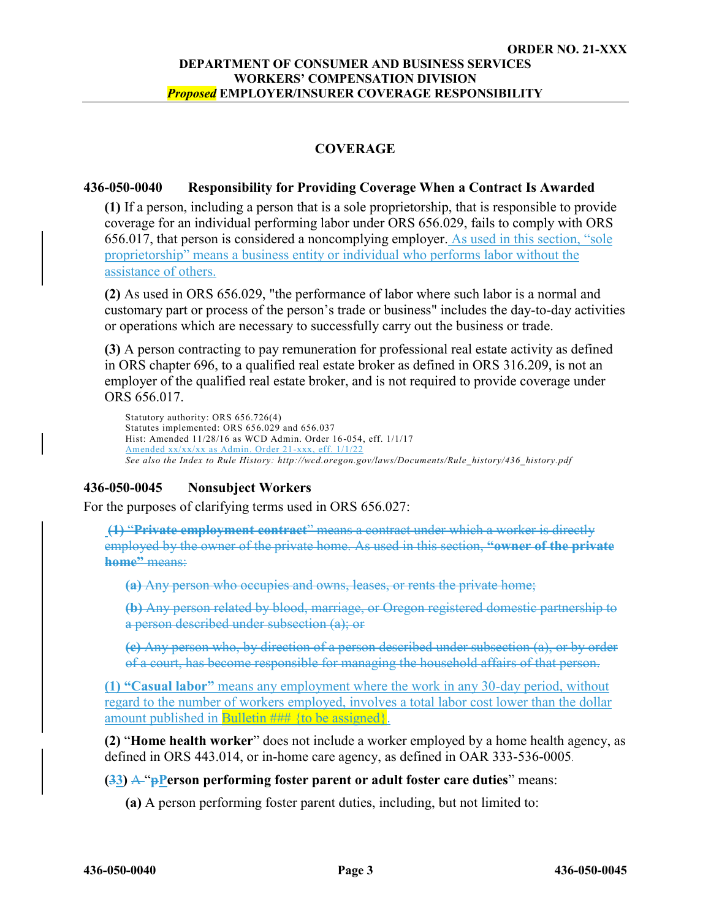**ORDER NO. 21-XXX**
**DEPARTMENT OF CONSUMER AND BUSINESS SERVICES**
**WORKERS' COMPENSATION DIVISION**
***Proposed* EMPLOYER/INSURER COVERAGE RESPONSIBILITY**

## COVERAGE

### 436-050-0040 Responsibility for Providing Coverage When a Contract Is Awarded

**(1)** If a person, including a person that is a sole proprietorship, that is responsible to provide coverage for an individual performing labor under ORS 656.029, fails to comply with ORS 656.017, that person is considered a noncomplying employer. As used in this section, "sole proprietorship" means a business entity or individual who performs labor without the assistance of others.

**(2)** As used in ORS 656.029, "the performance of labor where such labor is a normal and customary part or process of the person's trade or business" includes the day-to-day activities or operations which are necessary to successfully carry out the business or trade.

**(3)** A person contracting to pay remuneration for professional real estate activity as defined in ORS chapter 696, to a qualified real estate broker as defined in ORS 316.209, is not an employer of the qualified real estate broker, and is not required to provide coverage under ORS 656.017.

Statutory authority: ORS 656.726(4)
Statutes implemented: ORS 656.029 and 656.037
Hist: Amended 11/28/16 as WCD Admin. Order 16-054, eff. 1/1/17
Amended xx/xx/xx as Admin. Order 21-xxx, eff. 1/1/22
*See also the Index to Rule History: http://wcd.oregon.gov/laws/Documents/Rule_history/436_history.pdf*

### 436-050-0045 Nonsubject Workers

For the purposes of clarifying terms used in ORS 656.027:

~~**(1)** "**Private employment contract**" means a contract under which a worker is directly employed by the owner of the private home. As used in this section, **"owner of the private home"** means:~~

~~**(a)** Any person who occupies and owns, leases, or rents the private home;~~

~~**(b)** Any person related by blood, marriage, or Oregon registered domestic partnership to a person described under subsection (a); or~~

~~**(c)** Any person who, by direction of a person described under subsection (a), or by order of a court, has become responsible for managing the household affairs of that person.~~

**(1) "Casual labor"** means any employment where the work in any 30-day period, without regard to the number of workers employed, involves a total labor cost lower than the dollar amount published in Bulletin ### {to be assigned}.

**(2)** "**Home health worker**" does not include a worker employed by a home health agency, as defined in ORS 443.014, or in-home care agency, as defined in OAR 333-536-0005.

**(~~3~~3)** ~~A~~ "~~p~~**Person performing foster parent or adult foster care duties**" means:

**(a)** A person performing foster parent duties, including, but not limited to: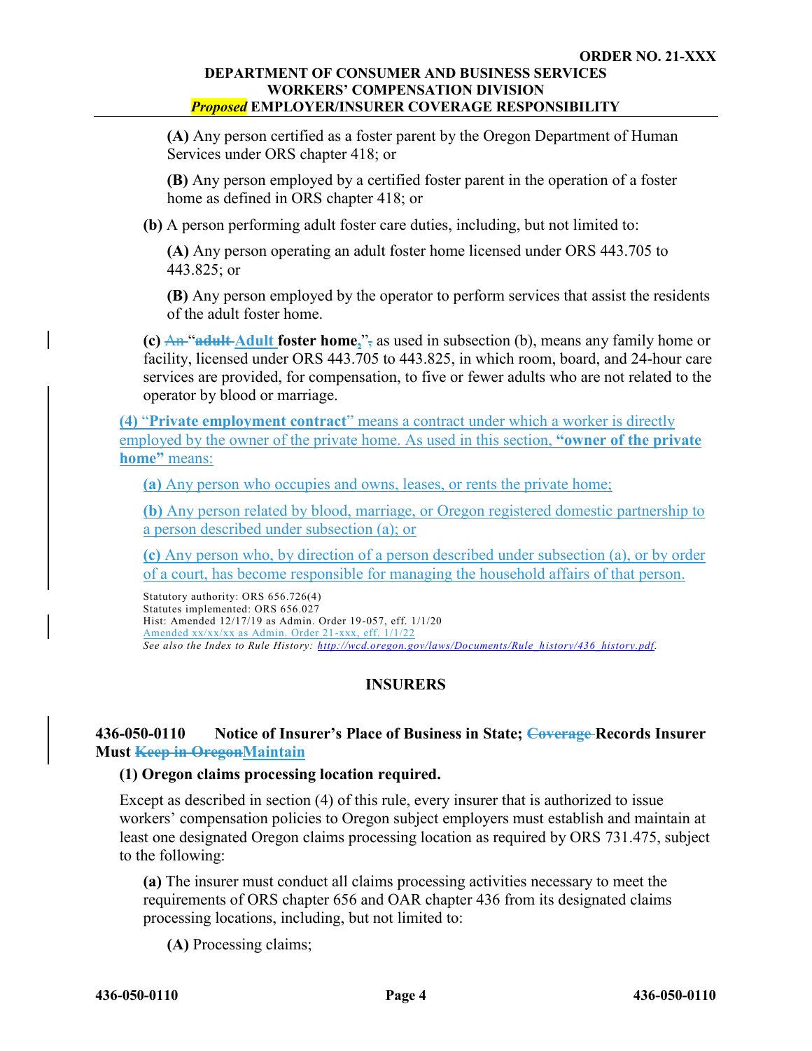**(A)** Any person certified as a foster parent by the Oregon Department of Human Services under ORS chapter 418; or

**(B)** Any person employed by a certified foster parent in the operation of a foster home as defined in ORS chapter 418; or

**(b)** A person performing adult foster care duties, including, but not limited to:

**(A)** Any person operating an adult foster home licensed under ORS 443.705 to 443.825; or

**(B)** Any person employed by the operator to perform services that assist the residents of the adult foster home.

**(c)** ~~An~~ "~~**adult**~~ **Adult foster home**," ~~,~~ as used in subsection (b), means any family home or facility, licensed under ORS 443.705 to 443.825, in which room, board, and 24-hour care services are provided, for compensation, to five or fewer adults who are not related to the operator by blood or marriage.

**(4)** "**Private employment contract**" means a contract under which a worker is directly employed by the owner of the private home. As used in this section, **"owner of the private home"** means:

**(a)** Any person who occupies and owns, leases, or rents the private home;

**(b)** Any person related by blood, marriage, or Oregon registered domestic partnership to a person described under subsection (a); or

**(c)** Any person who, by direction of a person described under subsection (a), or by order of a court, has become responsible for managing the household affairs of that person.

Statutory authority: ORS 656.726(4)
Statutes implemented: ORS 656.027
Hist: Amended 12/17/19 as Admin. Order 19-057, eff. 1/1/20
Amended xx/xx/xx as Admin. Order 21-xxx, eff. 1/1/22
*See also the Index to Rule History: http://wcd.oregon.gov/laws/Documents/Rule_history/436_history.pdf.*

## INSURERS

### 436-050-0110 Notice of Insurer's Place of Business in State; ~~Coverage~~ Records Insurer Must ~~Keep in Oregon~~ Maintain

**(1) Oregon claims processing location required.**

Except as described in section (4) of this rule, every insurer that is authorized to issue workers' compensation policies to Oregon subject employers must establish and maintain at least one designated Oregon claims processing location as required by ORS 731.475, subject to the following:

**(a)** The insurer must conduct all claims processing activities necessary to meet the requirements of ORS chapter 656 and OAR chapter 436 from its designated claims processing locations, including, but not limited to:

**(A)** Processing claims;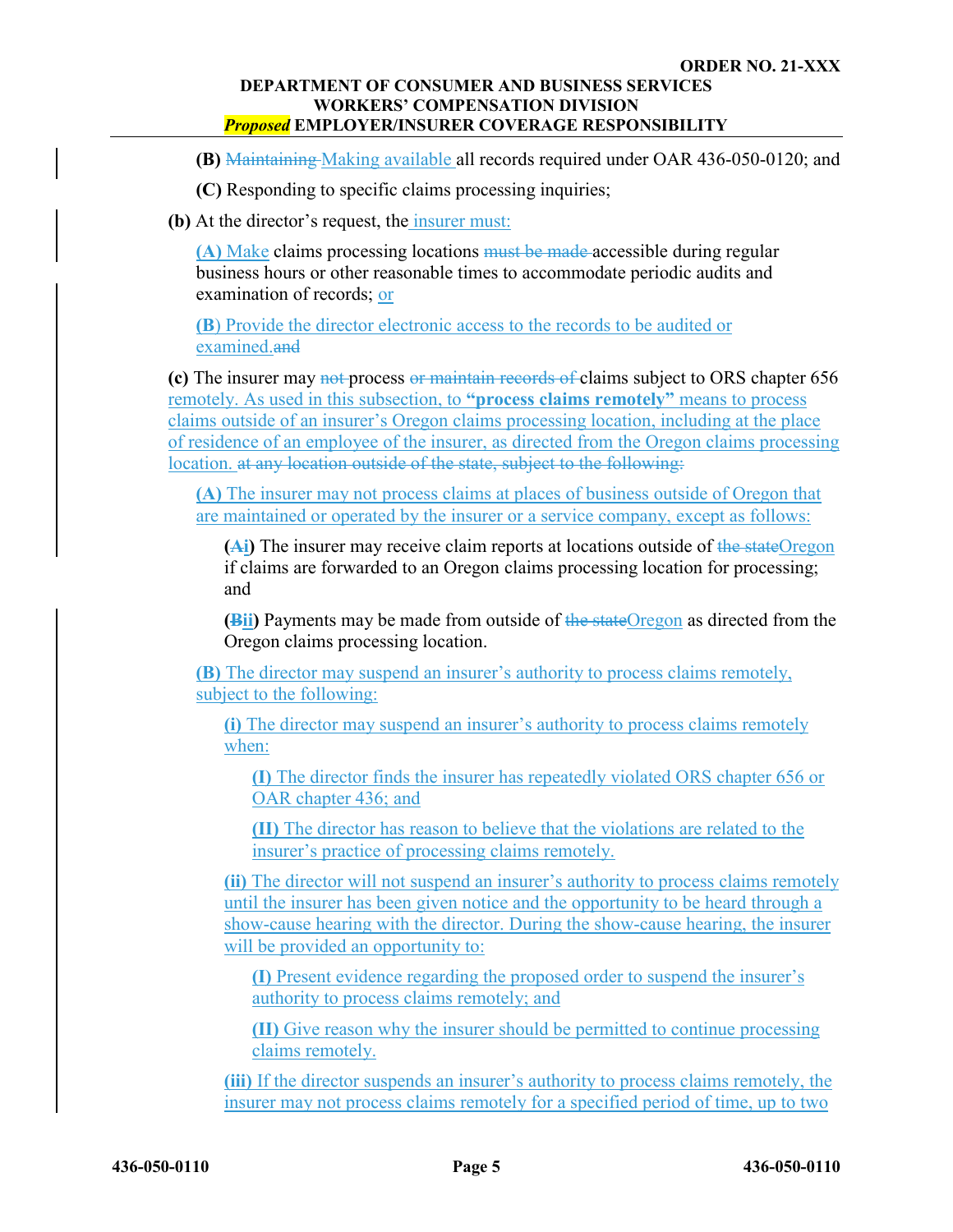**(B)** ~~Maintaining~~ Making available all records required under OAR 436-050-0120; and

**(C)** Responding to specific claims processing inquiries;

**(b)** At the director's request, the insurer must:

**(A)** Make claims processing locations ~~must be made~~ accessible during regular business hours or other reasonable times to accommodate periodic audits and examination of records; or

**(B)** Provide the director electronic access to the records to be audited or examined.~~and~~

**(c)** The insurer may ~~not~~ process ~~or maintain records of~~ claims subject to ORS chapter 656 remotely. As used in this subsection, to **"process claims remotely"** means to process claims outside of an insurer's Oregon claims processing location, including at the place of residence of an employee of the insurer, as directed from the Oregon claims processing location. ~~at any location outside of the state, subject to the following:~~

**(A)** The insurer may not process claims at places of business outside of Oregon that are maintained or operated by the insurer or a service company, except as follows:

**(~~A~~i)** The insurer may receive claim reports at locations outside of ~~the state~~Oregon if claims are forwarded to an Oregon claims processing location for processing; and

**(~~B~~ii)** Payments may be made from outside of ~~the state~~Oregon as directed from the Oregon claims processing location.

**(B)** The director may suspend an insurer's authority to process claims remotely, subject to the following:

**(i)** The director may suspend an insurer's authority to process claims remotely when:

**(I)** The director finds the insurer has repeatedly violated ORS chapter 656 or OAR chapter 436; and

**(II)** The director has reason to believe that the violations are related to the insurer's practice of processing claims remotely.

**(ii)** The director will not suspend an insurer's authority to process claims remotely until the insurer has been given notice and the opportunity to be heard through a show-cause hearing with the director. During the show-cause hearing, the insurer will be provided an opportunity to:

**(I)** Present evidence regarding the proposed order to suspend the insurer's authority to process claims remotely; and

**(II)** Give reason why the insurer should be permitted to continue processing claims remotely.

**(iii)** If the director suspends an insurer's authority to process claims remotely, the insurer may not process claims remotely for a specified period of time, up to two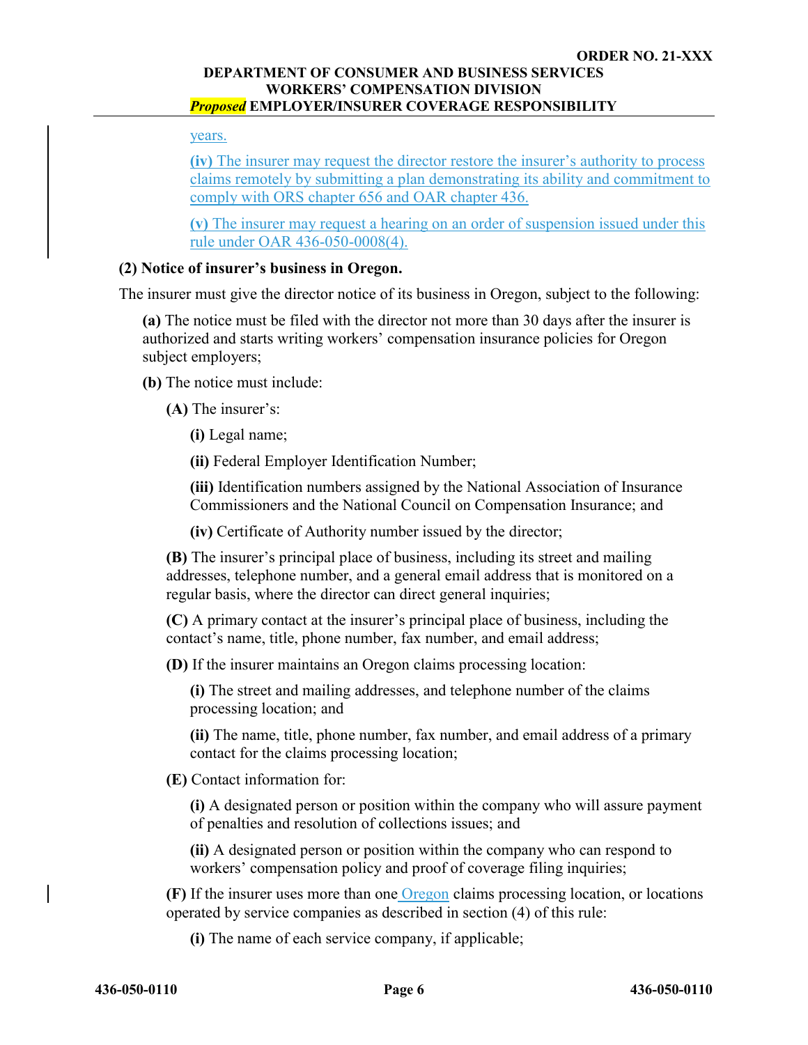years.

**(iv)** The insurer may request the director restore the insurer's authority to process claims remotely by submitting a plan demonstrating its ability and commitment to comply with ORS chapter 656 and OAR chapter 436.

**(v)** The insurer may request a hearing on an order of suspension issued under this rule under OAR 436-050-0008(4).

**(2) Notice of insurer's business in Oregon.**

The insurer must give the director notice of its business in Oregon, subject to the following:

**(a)** The notice must be filed with the director not more than 30 days after the insurer is authorized and starts writing workers' compensation insurance policies for Oregon subject employers;

**(b)** The notice must include:

**(A)** The insurer's:

**(i)** Legal name;

**(ii)** Federal Employer Identification Number;

**(iii)** Identification numbers assigned by the National Association of Insurance Commissioners and the National Council on Compensation Insurance; and

**(iv)** Certificate of Authority number issued by the director;

**(B)** The insurer's principal place of business, including its street and mailing addresses, telephone number, and a general email address that is monitored on a regular basis, where the director can direct general inquiries;

**(C)** A primary contact at the insurer's principal place of business, including the contact's name, title, phone number, fax number, and email address;

**(D)** If the insurer maintains an Oregon claims processing location:

**(i)** The street and mailing addresses, and telephone number of the claims processing location; and

**(ii)** The name, title, phone number, fax number, and email address of a primary contact for the claims processing location;

**(E)** Contact information for:

**(i)** A designated person or position within the company who will assure payment of penalties and resolution of collections issues; and

**(ii)** A designated person or position within the company who can respond to workers' compensation policy and proof of coverage filing inquiries;

**(F)** If the insurer uses more than one Oregon claims processing location, or locations operated by service companies as described in section (4) of this rule:

**(i)** The name of each service company, if applicable;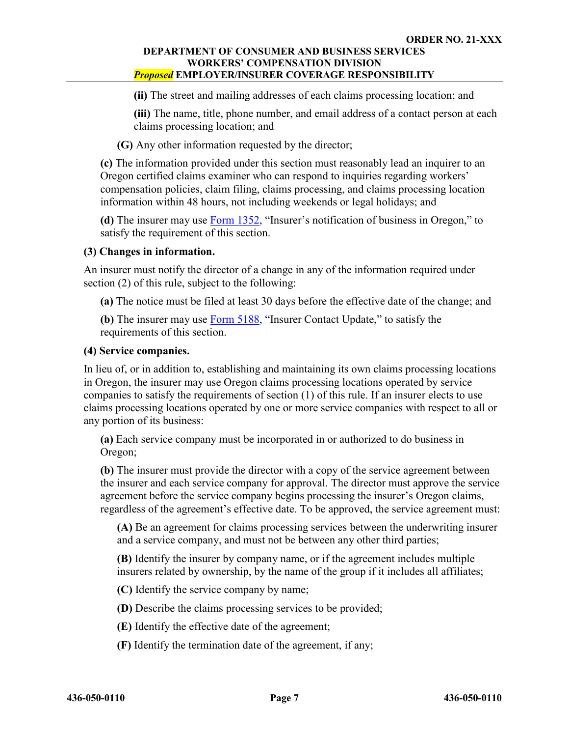(ii) The street and mailing addresses of each claims processing location; and

(iii) The name, title, phone number, and email address of a contact person at each claims processing location; and

(G) Any other information requested by the director;

(c) The information provided under this section must reasonably lead an inquirer to an Oregon certified claims examiner who can respond to inquiries regarding workers' compensation policies, claim filing, claims processing, and claims processing location information within 48 hours, not including weekends or legal holidays; and

(d) The insurer may use Form 1352, "Insurer's notification of business in Oregon," to satisfy the requirement of this section.

**(3) Changes in information.**

An insurer must notify the director of a change in any of the information required under section (2) of this rule, subject to the following:

**(a)** The notice must be filed at least 30 days before the effective date of the change; and

**(b)** The insurer may use Form 5188, "Insurer Contact Update," to satisfy the requirements of this section.

**(4) Service companies.**

In lieu of, or in addition to, establishing and maintaining its own claims processing locations in Oregon, the insurer may use Oregon claims processing locations operated by service companies to satisfy the requirements of section (1) of this rule. If an insurer elects to use claims processing locations operated by one or more service companies with respect to all or any portion of its business:

**(a)** Each service company must be incorporated in or authorized to do business in Oregon;

**(b)** The insurer must provide the director with a copy of the service agreement between the insurer and each service company for approval. The director must approve the service agreement before the service company begins processing the insurer's Oregon claims, regardless of the agreement's effective date. To be approved, the service agreement must:

**(A)** Be an agreement for claims processing services between the underwriting insurer and a service company, and must not be between any other third parties;

**(B)** Identify the insurer by company name, or if the agreement includes multiple insurers related by ownership, by the name of the group if it includes all affiliates;

**(C)** Identify the service company by name;

**(D)** Describe the claims processing services to be provided;

**(E)** Identify the effective date of the agreement;

**(F)** Identify the termination date of the agreement, if any;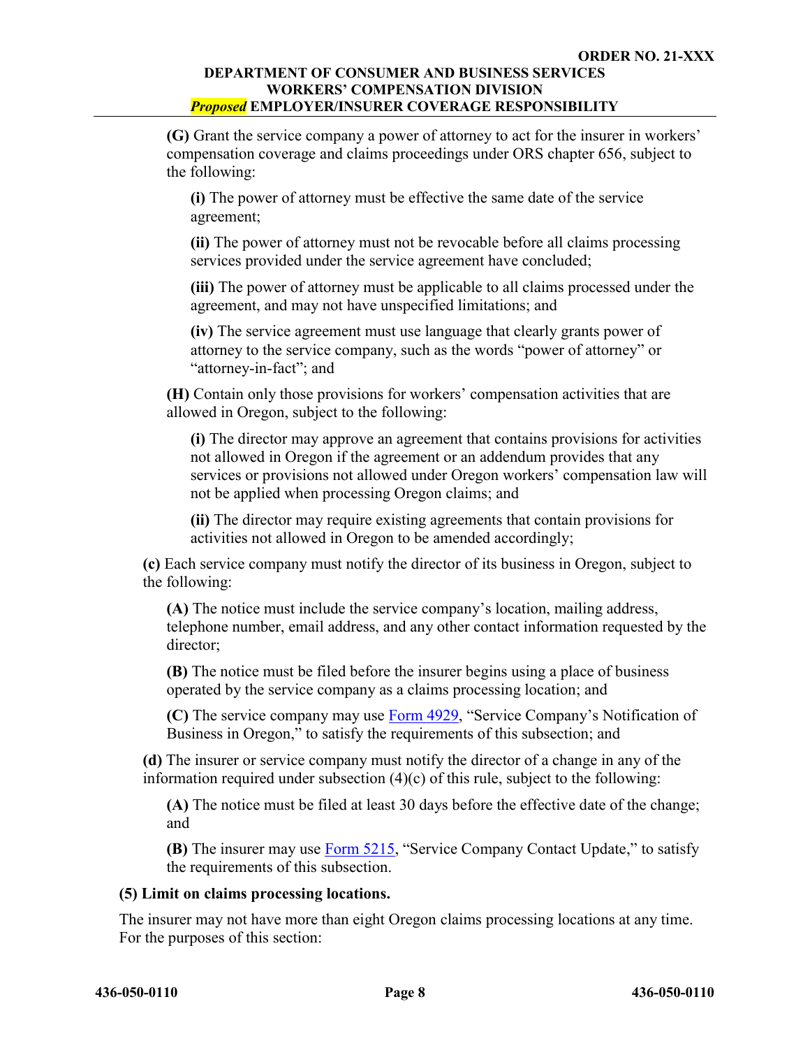**(G)** Grant the service company a power of attorney to act for the insurer in workers' compensation coverage and claims proceedings under ORS chapter 656, subject to the following:

**(i)** The power of attorney must be effective the same date of the service agreement;

**(ii)** The power of attorney must not be revocable before all claims processing services provided under the service agreement have concluded;

**(iii)** The power of attorney must be applicable to all claims processed under the agreement, and may not have unspecified limitations; and

**(iv)** The service agreement must use language that clearly grants power of attorney to the service company, such as the words "power of attorney" or "attorney-in-fact"; and

**(H)** Contain only those provisions for workers' compensation activities that are allowed in Oregon, subject to the following:

**(i)** The director may approve an agreement that contains provisions for activities not allowed in Oregon if the agreement or an addendum provides that any services or provisions not allowed under Oregon workers' compensation law will not be applied when processing Oregon claims; and

**(ii)** The director may require existing agreements that contain provisions for activities not allowed in Oregon to be amended accordingly;

**(c)** Each service company must notify the director of its business in Oregon, subject to the following:

**(A)** The notice must include the service company's location, mailing address, telephone number, email address, and any other contact information requested by the director;

**(B)** The notice must be filed before the insurer begins using a place of business operated by the service company as a claims processing location; and

**(C)** The service company may use Form 4929, "Service Company's Notification of Business in Oregon," to satisfy the requirements of this subsection; and

**(d)** The insurer or service company must notify the director of a change in any of the information required under subsection (4)(c) of this rule, subject to the following:

**(A)** The notice must be filed at least 30 days before the effective date of the change; and

**(B)** The insurer may use Form 5215, "Service Company Contact Update," to satisfy the requirements of this subsection.

**(5) Limit on claims processing locations.**

The insurer may not have more than eight Oregon claims processing locations at any time. For the purposes of this section: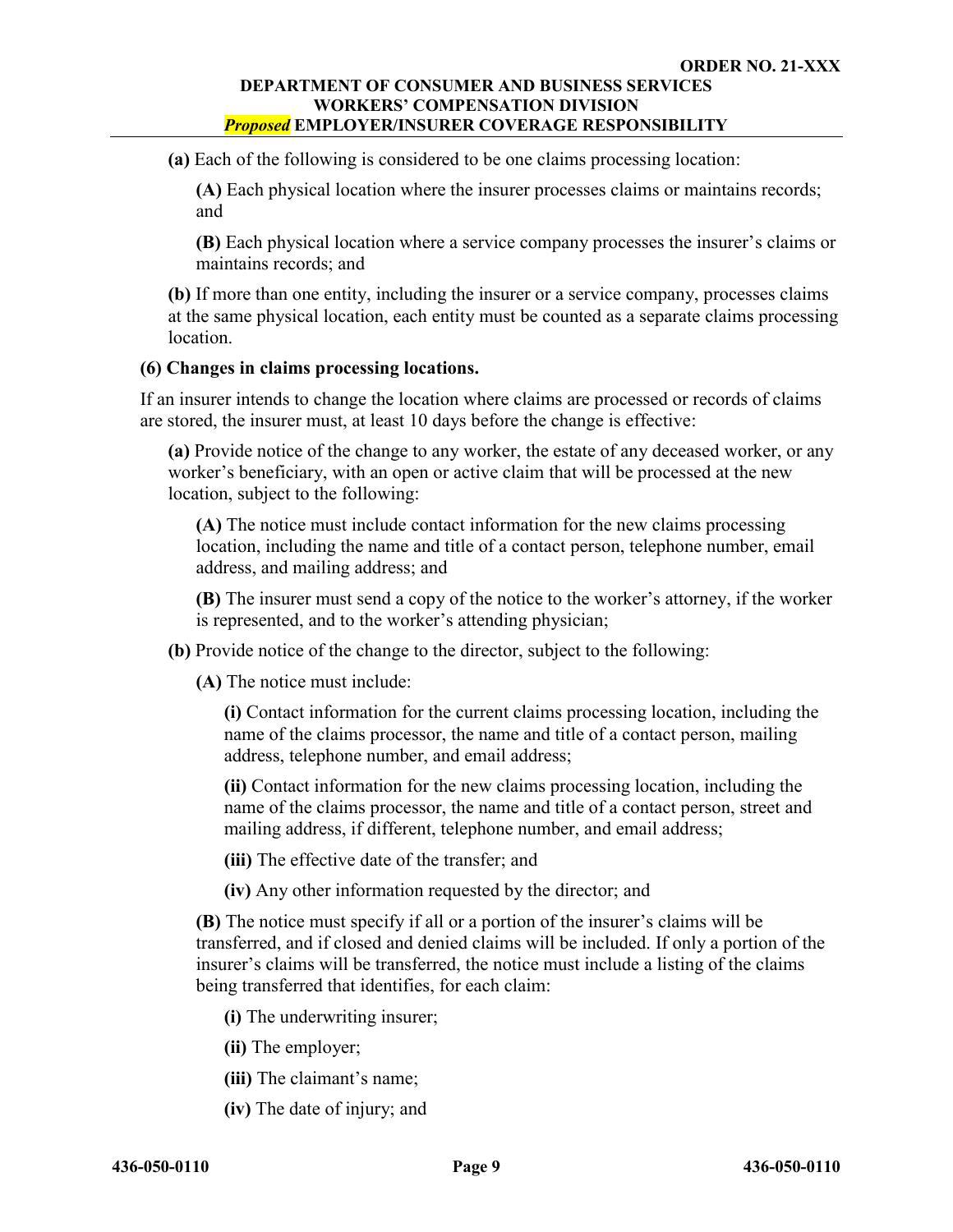**(a)** Each of the following is considered to be one claims processing location:

**(A)** Each physical location where the insurer processes claims or maintains records; and

**(B)** Each physical location where a service company processes the insurer's claims or maintains records; and

**(b)** If more than one entity, including the insurer or a service company, processes claims at the same physical location, each entity must be counted as a separate claims processing location.

**(6) Changes in claims processing locations.**

If an insurer intends to change the location where claims are processed or records of claims are stored, the insurer must, at least 10 days before the change is effective:

**(a)** Provide notice of the change to any worker, the estate of any deceased worker, or any worker's beneficiary, with an open or active claim that will be processed at the new location, subject to the following:

**(A)** The notice must include contact information for the new claims processing location, including the name and title of a contact person, telephone number, email address, and mailing address; and

**(B)** The insurer must send a copy of the notice to the worker's attorney, if the worker is represented, and to the worker's attending physician;

**(b)** Provide notice of the change to the director, subject to the following:

**(A)** The notice must include:

**(i)** Contact information for the current claims processing location, including the name of the claims processor, the name and title of a contact person, mailing address, telephone number, and email address;

**(ii)** Contact information for the new claims processing location, including the name of the claims processor, the name and title of a contact person, street and mailing address, if different, telephone number, and email address;

**(iii)** The effective date of the transfer; and

**(iv)** Any other information requested by the director; and

**(B)** The notice must specify if all or a portion of the insurer's claims will be transferred, and if closed and denied claims will be included. If only a portion of the insurer's claims will be transferred, the notice must include a listing of the claims being transferred that identifies, for each claim:

**(i)** The underwriting insurer;

**(ii)** The employer;

**(iii)** The claimant's name;

**(iv)** The date of injury; and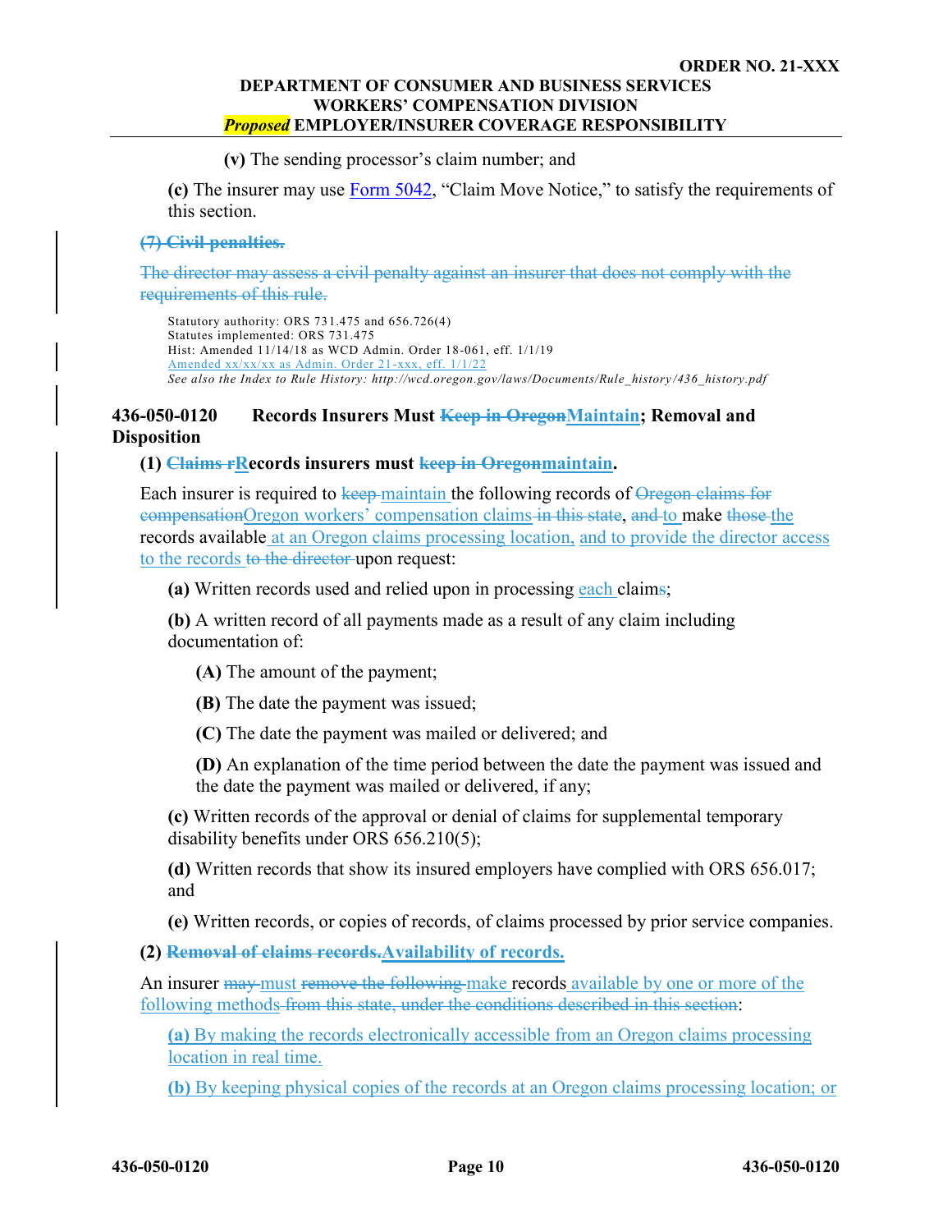(v) The sending processor's claim number; and

**(c)** The insurer may use Form 5042, "Claim Move Notice," to satisfy the requirements of this section.

~~**(7) Civil penalties.**~~

~~The director may assess a civil penalty against an insurer that does not comply with the requirements of this rule.~~

Statutory authority: ORS 731.475 and 656.726(4)
Statutes implemented: ORS 731.475
Hist: Amended 11/14/18 as WCD Admin. Order 18-061, eff. 1/1/19
Amended xx/xx/xx as Admin. Order 21-xxx, eff. 1/1/22
*See also the Index to Rule History: http://wcd.oregon.gov/laws/Documents/Rule_history/436_history.pdf*

**436-050-0120 Records Insurers Must ~~Keep in Oregon~~Maintain; Removal and Disposition**

**(1) ~~Claims r~~Records insurers must ~~keep in Oregon~~maintain.**

Each insurer is required to ~~keep~~ maintain the following records of ~~Oregon claims for compensation~~Oregon workers' compensation claims ~~in this state~~, ~~and~~ to make ~~those~~ the records available at an Oregon claims processing location, and to provide the director access to the records ~~to the director~~ upon request:

**(a)** Written records used and relied upon in processing each claim~~s~~;

**(b)** A written record of all payments made as a result of any claim including documentation of:

**(A)** The amount of the payment;

**(B)** The date the payment was issued;

**(C)** The date the payment was mailed or delivered; and

**(D)** An explanation of the time period between the date the payment was issued and the date the payment was mailed or delivered, if any;

**(c)** Written records of the approval or denial of claims for supplemental temporary disability benefits under ORS 656.210(5);

**(d)** Written records that show its insured employers have complied with ORS 656.017; and

**(e)** Written records, or copies of records, of claims processed by prior service companies.

**(2) ~~Removal of claims records.~~Availability of records.**

An insurer ~~may~~ must ~~remove the following~~ make records available by one or more of the following methods ~~from this state, under the conditions described in this section~~:

**(a)** By making the records electronically accessible from an Oregon claims processing location in real time.

**(b)** By keeping physical copies of the records at an Oregon claims processing location; or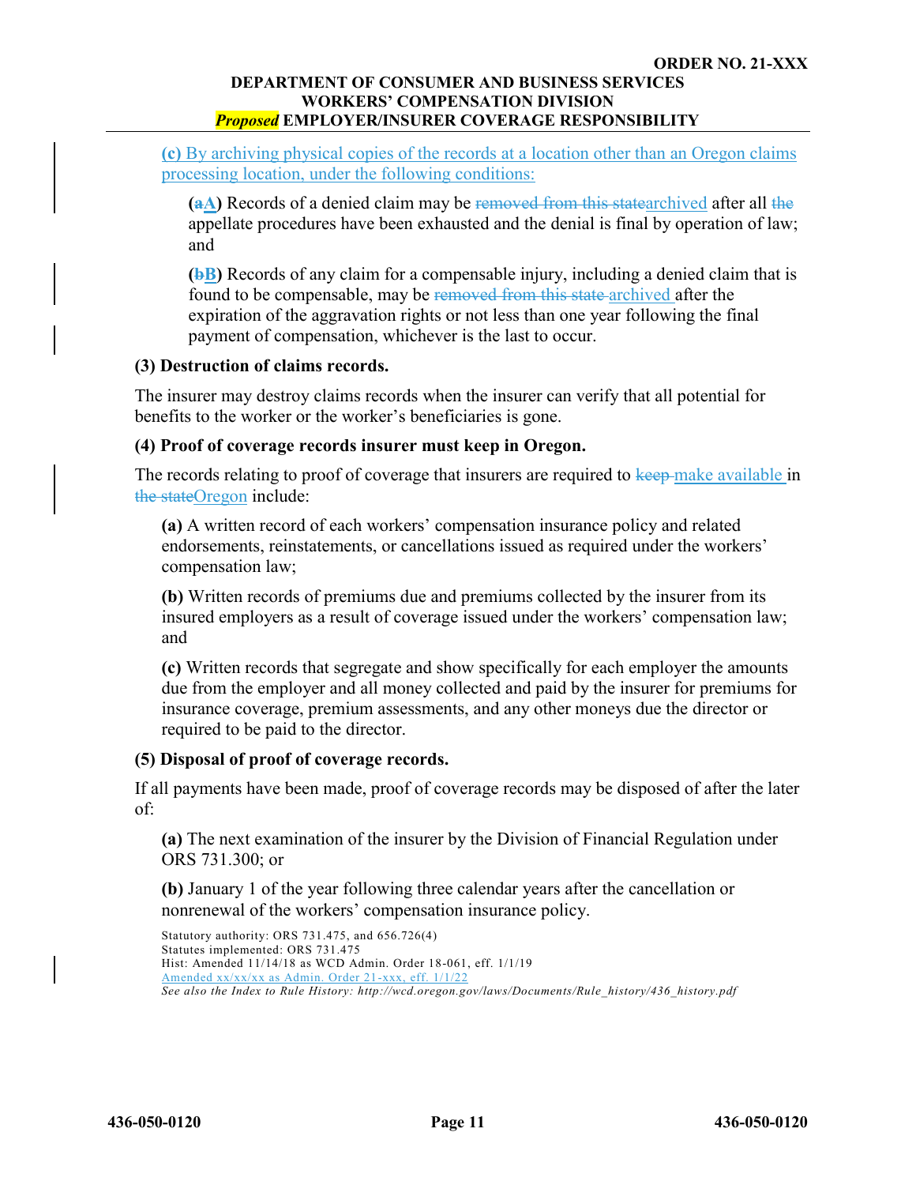(c) By archiving physical copies of the records at a location other than an Oregon claims processing location, under the following conditions:

(~~a~~A) Records of a denied claim may be ~~removed from this state~~archived after all ~~the~~ appellate procedures have been exhausted and the denial is final by operation of law; and

(~~b~~B) Records of any claim for a compensable injury, including a denied claim that is found to be compensable, may be ~~removed from this state~~ archived after the expiration of the aggravation rights or not less than one year following the final payment of compensation, whichever is the last to occur.

**(3) Destruction of claims records.**

The insurer may destroy claims records when the insurer can verify that all potential for benefits to the worker or the worker's beneficiaries is gone.

**(4) Proof of coverage records insurer must keep in Oregon.**

The records relating to proof of coverage that insurers are required to ~~keep~~ make available in ~~the state~~Oregon include:

**(a)** A written record of each workers' compensation insurance policy and related endorsements, reinstatements, or cancellations issued as required under the workers' compensation law;

**(b)** Written records of premiums due and premiums collected by the insurer from its insured employers as a result of coverage issued under the workers' compensation law; and

**(c)** Written records that segregate and show specifically for each employer the amounts due from the employer and all money collected and paid by the insurer for premiums for insurance coverage, premium assessments, and any other moneys due the director or required to be paid to the director.

**(5) Disposal of proof of coverage records.**

If all payments have been made, proof of coverage records may be disposed of after the later of:

**(a)** The next examination of the insurer by the Division of Financial Regulation under ORS 731.300; or

**(b)** January 1 of the year following three calendar years after the cancellation or nonrenewal of the workers' compensation insurance policy.

Statutory authority: ORS 731.475, and 656.726(4)
Statutes implemented: ORS 731.475
Hist: Amended 11/14/18 as WCD Admin. Order 18-061, eff. 1/1/19
Amended xx/xx/xx as Admin. Order 21-xxx, eff. 1/1/22
*See also the Index to Rule History: http://wcd.oregon.gov/laws/Documents/Rule_history/436_history.pdf*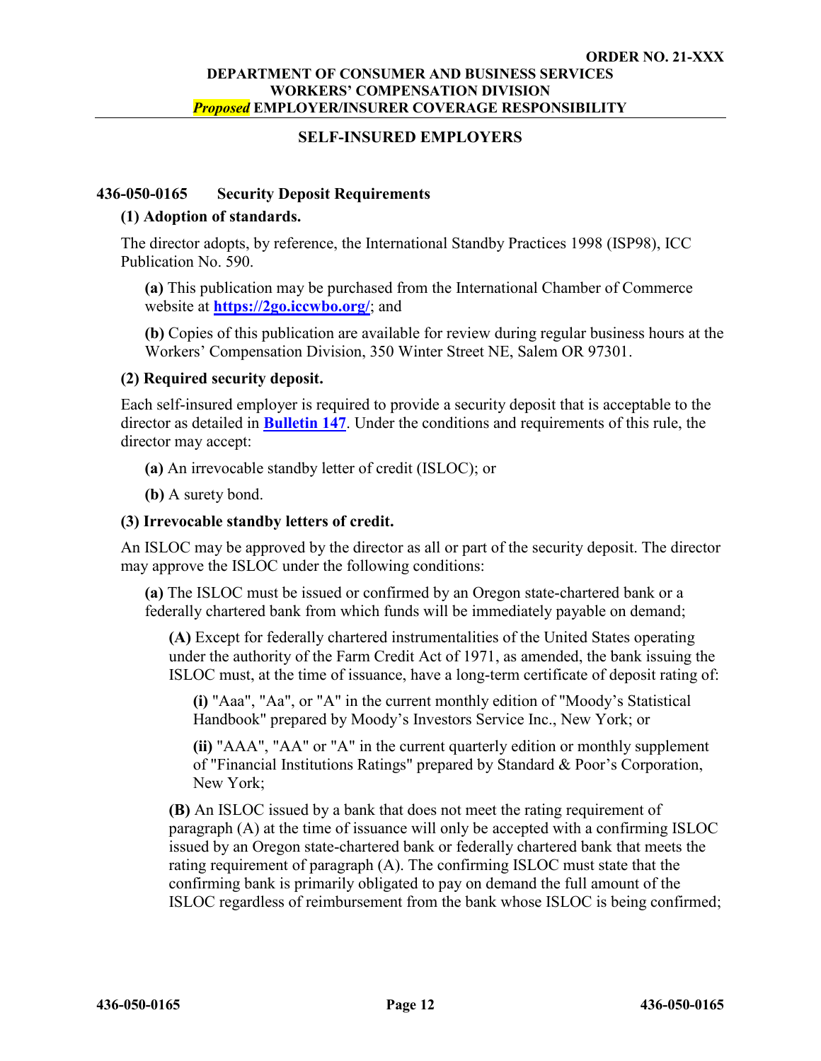**ORDER NO. 21-XXX**
**DEPARTMENT OF CONSUMER AND BUSINESS SERVICES**
**WORKERS' COMPENSATION DIVISION**
***Proposed* EMPLOYER/INSURER COVERAGE RESPONSIBILITY**

## SELF-INSURED EMPLOYERS

### 436-050-0165 Security Deposit Requirements

**(1) Adoption of standards.**

The director adopts, by reference, the International Standby Practices 1998 (ISP98), ICC Publication No. 590.

**(a)** This publication may be purchased from the International Chamber of Commerce website at **https://2go.iccwbo.org/**; and

**(b)** Copies of this publication are available for review during regular business hours at the Workers' Compensation Division, 350 Winter Street NE, Salem OR 97301.

**(2) Required security deposit.**

Each self-insured employer is required to provide a security deposit that is acceptable to the director as detailed in **Bulletin 147**. Under the conditions and requirements of this rule, the director may accept:

**(a)** An irrevocable standby letter of credit (ISLOC); or

**(b)** A surety bond.

**(3) Irrevocable standby letters of credit.**

An ISLOC may be approved by the director as all or part of the security deposit. The director may approve the ISLOC under the following conditions:

**(a)** The ISLOC must be issued or confirmed by an Oregon state-chartered bank or a federally chartered bank from which funds will be immediately payable on demand;

**(A)** Except for federally chartered instrumentalities of the United States operating under the authority of the Farm Credit Act of 1971, as amended, the bank issuing the ISLOC must, at the time of issuance, have a long-term certificate of deposit rating of:

**(i)** "Aaa", "Aa", or "A" in the current monthly edition of "Moody's Statistical Handbook" prepared by Moody's Investors Service Inc., New York; or

**(ii)** "AAA", "AA" or "A" in the current quarterly edition or monthly supplement of "Financial Institutions Ratings" prepared by Standard & Poor's Corporation, New York;

**(B)** An ISLOC issued by a bank that does not meet the rating requirement of paragraph (A) at the time of issuance will only be accepted with a confirming ISLOC issued by an Oregon state-chartered bank or federally chartered bank that meets the rating requirement of paragraph (A). The confirming ISLOC must state that the confirming bank is primarily obligated to pay on demand the full amount of the ISLOC regardless of reimbursement from the bank whose ISLOC is being confirmed;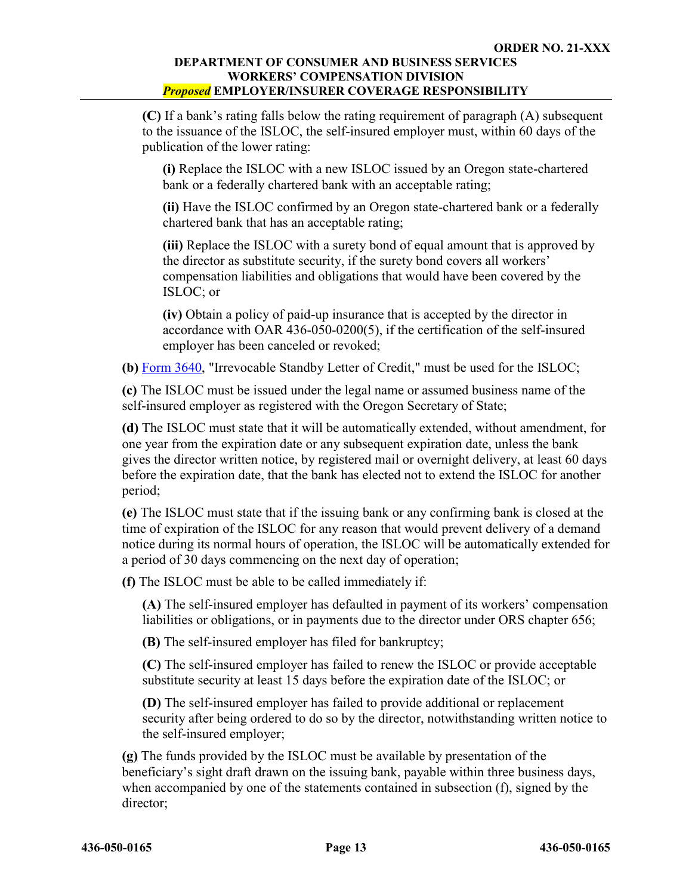**(C)** If a bank's rating falls below the rating requirement of paragraph (A) subsequent to the issuance of the ISLOC, the self-insured employer must, within 60 days of the publication of the lower rating:

**(i)** Replace the ISLOC with a new ISLOC issued by an Oregon state-chartered bank or a federally chartered bank with an acceptable rating;

**(ii)** Have the ISLOC confirmed by an Oregon state-chartered bank or a federally chartered bank that has an acceptable rating;

**(iii)** Replace the ISLOC with a surety bond of equal amount that is approved by the director as substitute security, if the surety bond covers all workers' compensation liabilities and obligations that would have been covered by the ISLOC; or

**(iv)** Obtain a policy of paid-up insurance that is accepted by the director in accordance with OAR 436-050-0200(5), if the certification of the self-insured employer has been canceled or revoked;

**(b)** Form 3640, "Irrevocable Standby Letter of Credit," must be used for the ISLOC;

**(c)** The ISLOC must be issued under the legal name or assumed business name of the self-insured employer as registered with the Oregon Secretary of State;

**(d)** The ISLOC must state that it will be automatically extended, without amendment, for one year from the expiration date or any subsequent expiration date, unless the bank gives the director written notice, by registered mail or overnight delivery, at least 60 days before the expiration date, that the bank has elected not to extend the ISLOC for another period;

**(e)** The ISLOC must state that if the issuing bank or any confirming bank is closed at the time of expiration of the ISLOC for any reason that would prevent delivery of a demand notice during its normal hours of operation, the ISLOC will be automatically extended for a period of 30 days commencing on the next day of operation;

**(f)** The ISLOC must be able to be called immediately if:

**(A)** The self-insured employer has defaulted in payment of its workers' compensation liabilities or obligations, or in payments due to the director under ORS chapter 656;

**(B)** The self-insured employer has filed for bankruptcy;

**(C)** The self-insured employer has failed to renew the ISLOC or provide acceptable substitute security at least 15 days before the expiration date of the ISLOC; or

**(D)** The self-insured employer has failed to provide additional or replacement security after being ordered to do so by the director, notwithstanding written notice to the self-insured employer;

**(g)** The funds provided by the ISLOC must be available by presentation of the beneficiary's sight draft drawn on the issuing bank, payable within three business days, when accompanied by one of the statements contained in subsection (f), signed by the director;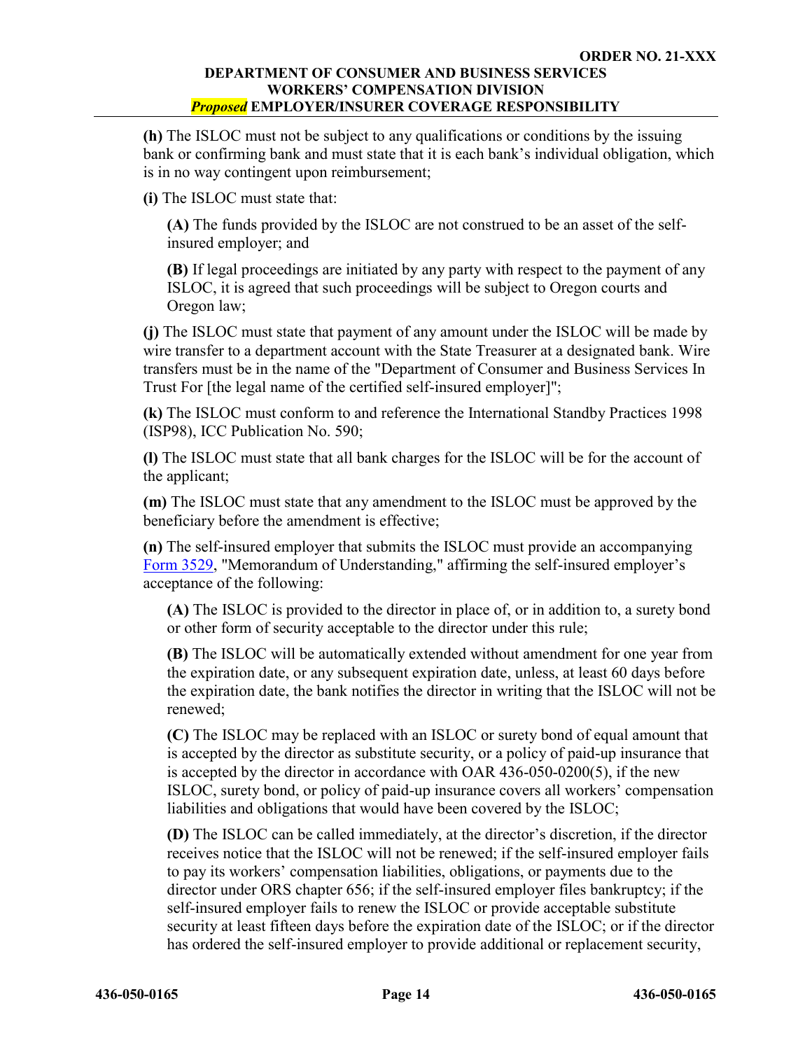**(h)** The ISLOC must not be subject to any qualifications or conditions by the issuing bank or confirming bank and must state that it is each bank's individual obligation, which is in no way contingent upon reimbursement;

**(i)** The ISLOC must state that:

> **(A)** The funds provided by the ISLOC are not construed to be an asset of the self-insured employer; and
>
> **(B)** If legal proceedings are initiated by any party with respect to the payment of any ISLOC, it is agreed that such proceedings will be subject to Oregon courts and Oregon law;

**(j)** The ISLOC must state that payment of any amount under the ISLOC will be made by wire transfer to a department account with the State Treasurer at a designated bank. Wire transfers must be in the name of the "Department of Consumer and Business Services In Trust For [the legal name of the certified self-insured employer]";

**(k)** The ISLOC must conform to and reference the International Standby Practices 1998 (ISP98), ICC Publication No. 590;

**(l)** The ISLOC must state that all bank charges for the ISLOC will be for the account of the applicant;

**(m)** The ISLOC must state that any amendment to the ISLOC must be approved by the beneficiary before the amendment is effective;

**(n)** The self-insured employer that submits the ISLOC must provide an accompanying Form 3529, "Memorandum of Understanding," affirming the self-insured employer's acceptance of the following:

> **(A)** The ISLOC is provided to the director in place of, or in addition to, a surety bond or other form of security acceptable to the director under this rule;
>
> **(B)** The ISLOC will be automatically extended without amendment for one year from the expiration date, or any subsequent expiration date, unless, at least 60 days before the expiration date, the bank notifies the director in writing that the ISLOC will not be renewed;
>
> **(C)** The ISLOC may be replaced with an ISLOC or surety bond of equal amount that is accepted by the director as substitute security, or a policy of paid-up insurance that is accepted by the director in accordance with OAR 436-050-0200(5), if the new ISLOC, surety bond, or policy of paid-up insurance covers all workers' compensation liabilities and obligations that would have been covered by the ISLOC;
>
> **(D)** The ISLOC can be called immediately, at the director's discretion, if the director receives notice that the ISLOC will not be renewed; if the self-insured employer fails to pay its workers' compensation liabilities, obligations, or payments due to the director under ORS chapter 656; if the self-insured employer files bankruptcy; if the self-insured employer fails to renew the ISLOC or provide acceptable substitute security at least fifteen days before the expiration date of the ISLOC; or if the director has ordered the self-insured employer to provide additional or replacement security,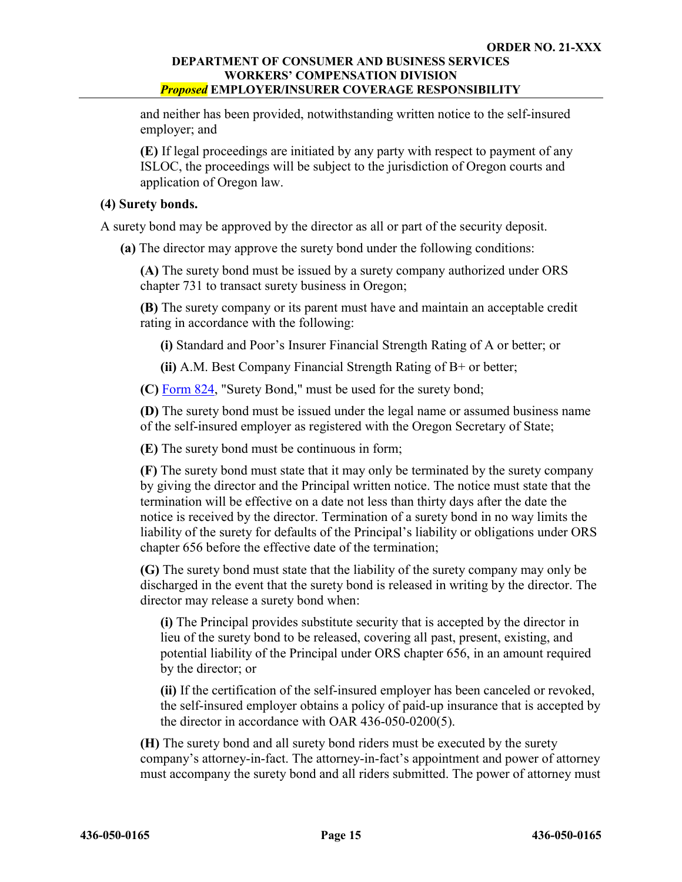and neither has been provided, notwithstanding written notice to the self-insured employer; and

**(E)** If legal proceedings are initiated by any party with respect to payment of any ISLOC, the proceedings will be subject to the jurisdiction of Oregon courts and application of Oregon law.

**(4) Surety bonds.**

A surety bond may be approved by the director as all or part of the security deposit.

**(a)** The director may approve the surety bond under the following conditions:

**(A)** The surety bond must be issued by a surety company authorized under ORS chapter 731 to transact surety business in Oregon;

**(B)** The surety company or its parent must have and maintain an acceptable credit rating in accordance with the following:

**(i)** Standard and Poor's Insurer Financial Strength Rating of A or better; or

**(ii)** A.M. Best Company Financial Strength Rating of B+ or better;

**(C)** Form 824, "Surety Bond," must be used for the surety bond;

**(D)** The surety bond must be issued under the legal name or assumed business name of the self-insured employer as registered with the Oregon Secretary of State;

**(E)** The surety bond must be continuous in form;

**(F)** The surety bond must state that it may only be terminated by the surety company by giving the director and the Principal written notice. The notice must state that the termination will be effective on a date not less than thirty days after the date the notice is received by the director. Termination of a surety bond in no way limits the liability of the surety for defaults of the Principal's liability or obligations under ORS chapter 656 before the effective date of the termination;

**(G)** The surety bond must state that the liability of the surety company may only be discharged in the event that the surety bond is released in writing by the director. The director may release a surety bond when:

**(i)** The Principal provides substitute security that is accepted by the director in lieu of the surety bond to be released, covering all past, present, existing, and potential liability of the Principal under ORS chapter 656, in an amount required by the director; or

**(ii)** If the certification of the self-insured employer has been canceled or revoked, the self-insured employer obtains a policy of paid-up insurance that is accepted by the director in accordance with OAR 436-050-0200(5).

**(H)** The surety bond and all surety bond riders must be executed by the surety company's attorney-in-fact. The attorney-in-fact's appointment and power of attorney must accompany the surety bond and all riders submitted. The power of attorney must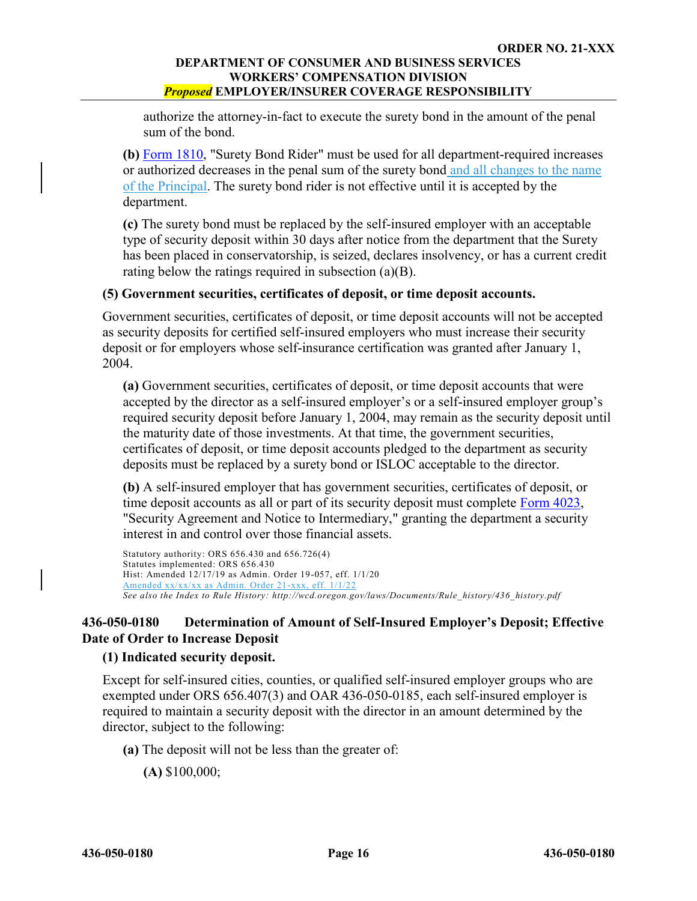authorize the attorney-in-fact to execute the surety bond in the amount of the penal sum of the bond.

**(b)** Form 1810, "Surety Bond Rider" must be used for all department-required increases or authorized decreases in the penal sum of the surety bond and all changes to the name of the Principal. The surety bond rider is not effective until it is accepted by the department.

**(c)** The surety bond must be replaced by the self-insured employer with an acceptable type of security deposit within 30 days after notice from the department that the Surety has been placed in conservatorship, is seized, declares insolvency, or has a current credit rating below the ratings required in subsection (a)(B).

**(5) Government securities, certificates of deposit, or time deposit accounts.**

Government securities, certificates of deposit, or time deposit accounts will not be accepted as security deposits for certified self-insured employers who must increase their security deposit or for employers whose self-insurance certification was granted after January 1, 2004.

**(a)** Government securities, certificates of deposit, or time deposit accounts that were accepted by the director as a self-insured employer's or a self-insured employer group's required security deposit before January 1, 2004, may remain as the security deposit until the maturity date of those investments. At that time, the government securities, certificates of deposit, or time deposit accounts pledged to the department as security deposits must be replaced by a surety bond or ISLOC acceptable to the director.

**(b)** A self-insured employer that has government securities, certificates of deposit, or time deposit accounts as all or part of its security deposit must complete Form 4023, "Security Agreement and Notice to Intermediary," granting the department a security interest in and control over those financial assets.

Statutory authority: ORS 656.430 and 656.726(4)
Statutes implemented: ORS 656.430
Hist: Amended 12/17/19 as Admin. Order 19-057, eff. 1/1/20
Amended xx/xx/xx as Admin. Order 21-xxx, eff. 1/1/22
*See also the Index to Rule History: http://wcd.oregon.gov/laws/Documents/Rule_history/436_history.pdf*

## 436-050-0180 Determination of Amount of Self-Insured Employer's Deposit; Effective Date of Order to Increase Deposit

**(1) Indicated security deposit.**

Except for self-insured cities, counties, or qualified self-insured employer groups who are exempted under ORS 656.407(3) and OAR 436-050-0185, each self-insured employer is required to maintain a security deposit with the director in an amount determined by the director, subject to the following:

**(a)** The deposit will not be less than the greater of:

**(A)** $100,000;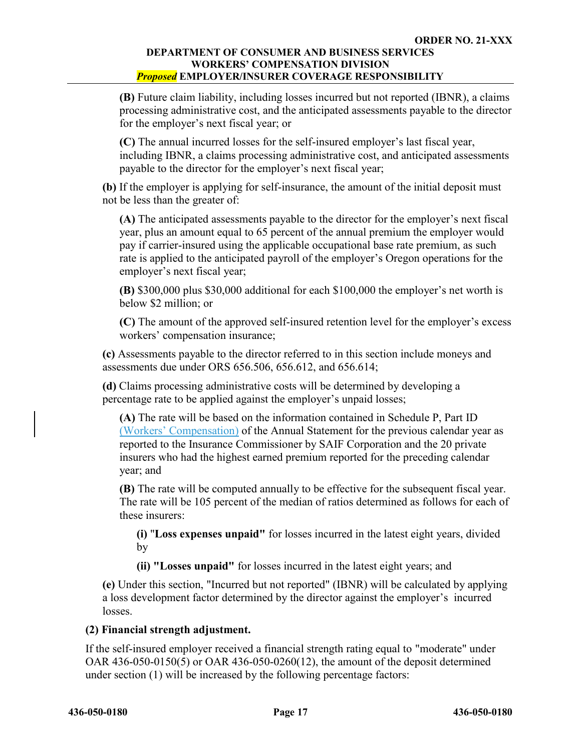**(B)** Future claim liability, including losses incurred but not reported (IBNR), a claims processing administrative cost, and the anticipated assessments payable to the director for the employer's next fiscal year; or

**(C)** The annual incurred losses for the self-insured employer's last fiscal year, including IBNR, a claims processing administrative cost, and anticipated assessments payable to the director for the employer's next fiscal year;

**(b)** If the employer is applying for self-insurance, the amount of the initial deposit must not be less than the greater of:

**(A)** The anticipated assessments payable to the director for the employer's next fiscal year, plus an amount equal to 65 percent of the annual premium the employer would pay if carrier-insured using the applicable occupational base rate premium, as such rate is applied to the anticipated payroll of the employer's Oregon operations for the employer's next fiscal year;

**(B)** \$300,000 plus \$30,000 additional for each \$100,000 the employer's net worth is below \$2 million; or

**(C)** The amount of the approved self-insured retention level for the employer's excess workers' compensation insurance;

**(c)** Assessments payable to the director referred to in this section include moneys and assessments due under ORS 656.506, 656.612, and 656.614;

**(d)** Claims processing administrative costs will be determined by developing a percentage rate to be applied against the employer's unpaid losses;

**(A)** The rate will be based on the information contained in Schedule P, Part ID (Workers' Compensation) of the Annual Statement for the previous calendar year as reported to the Insurance Commissioner by SAIF Corporation and the 20 private insurers who had the highest earned premium reported for the preceding calendar year; and

**(B)** The rate will be computed annually to be effective for the subsequent fiscal year. The rate will be 105 percent of the median of ratios determined as follows for each of these insurers:

**(i) "Loss expenses unpaid"** for losses incurred in the latest eight years, divided by

**(ii) "Losses unpaid"** for losses incurred in the latest eight years; and

**(e)** Under this section, "Incurred but not reported" (IBNR) will be calculated by applying a loss development factor determined by the director against the employer's incurred losses.

**(2) Financial strength adjustment.**

If the self-insured employer received a financial strength rating equal to "moderate" under OAR 436-050-0150(5) or OAR 436-050-0260(12), the amount of the deposit determined under section (1) will be increased by the following percentage factors: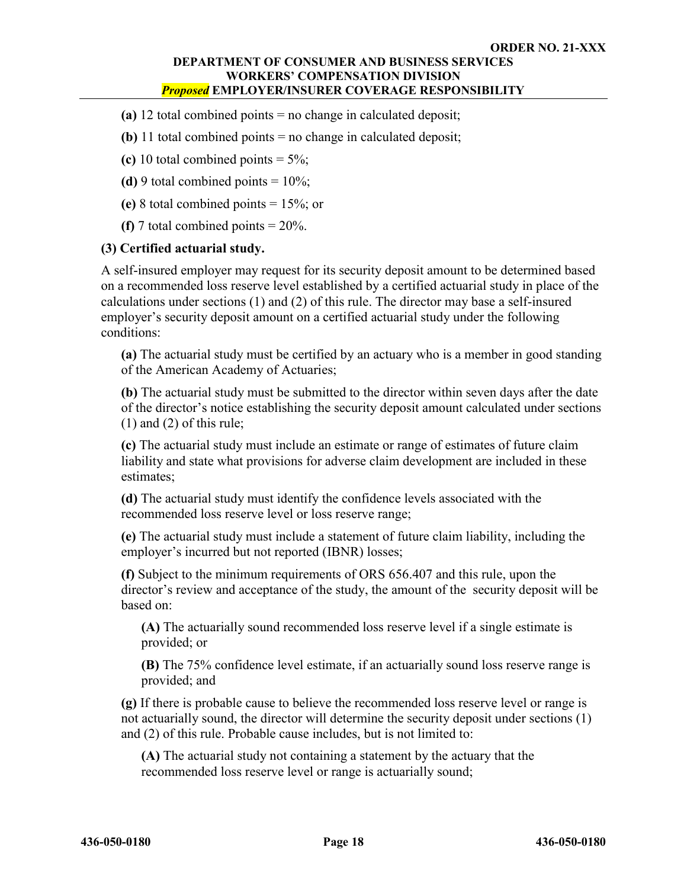**(a)** 12 total combined points = no change in calculated deposit;

**(b)** 11 total combined points = no change in calculated deposit;

**(c)** 10 total combined points = 5%;

**(d)** 9 total combined points = 10%;

**(e)** 8 total combined points = 15%; or

**(f)** 7 total combined points = 20%.

**(3) Certified actuarial study.**

A self-insured employer may request for its security deposit amount to be determined based on a recommended loss reserve level established by a certified actuarial study in place of the calculations under sections (1) and (2) of this rule. The director may base a self-insured employer's security deposit amount on a certified actuarial study under the following conditions:

**(a)** The actuarial study must be certified by an actuary who is a member in good standing of the American Academy of Actuaries;

**(b)** The actuarial study must be submitted to the director within seven days after the date of the director's notice establishing the security deposit amount calculated under sections (1) and (2) of this rule;

**(c)** The actuarial study must include an estimate or range of estimates of future claim liability and state what provisions for adverse claim development are included in these estimates;

**(d)** The actuarial study must identify the confidence levels associated with the recommended loss reserve level or loss reserve range;

**(e)** The actuarial study must include a statement of future claim liability, including the employer's incurred but not reported (IBNR) losses;

**(f)** Subject to the minimum requirements of ORS 656.407 and this rule, upon the director's review and acceptance of the study, the amount of the security deposit will be based on:

**(A)** The actuarially sound recommended loss reserve level if a single estimate is provided; or

**(B)** The 75% confidence level estimate, if an actuarially sound loss reserve range is provided; and

**(g)** If there is probable cause to believe the recommended loss reserve level or range is not actuarially sound, the director will determine the security deposit under sections (1) and (2) of this rule. Probable cause includes, but is not limited to:

**(A)** The actuarial study not containing a statement by the actuary that the recommended loss reserve level or range is actuarially sound;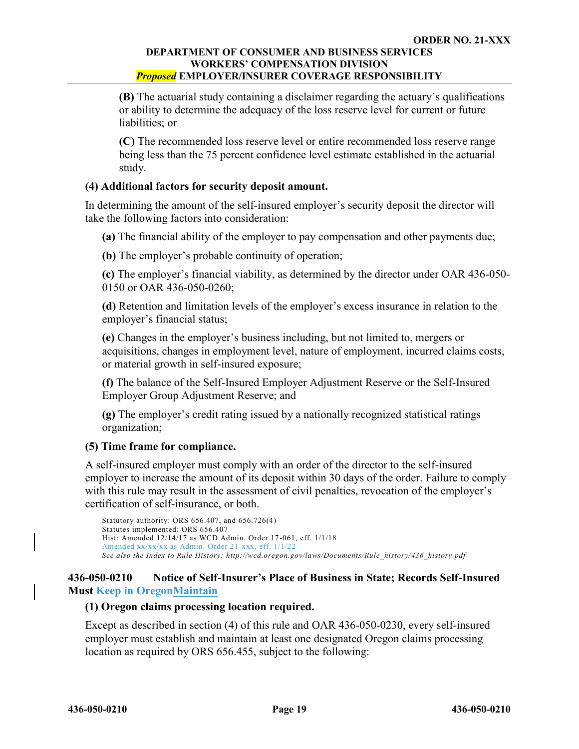**(B)** The actuarial study containing a disclaimer regarding the actuary's qualifications or ability to determine the adequacy of the loss reserve level for current or future liabilities; or

**(C)** The recommended loss reserve level or entire recommended loss reserve range being less than the 75 percent confidence level estimate established in the actuarial study.

**(4) Additional factors for security deposit amount.**

In determining the amount of the self-insured employer's security deposit the director will take the following factors into consideration:

**(a)** The financial ability of the employer to pay compensation and other payments due;

**(b)** The employer's probable continuity of operation;

**(c)** The employer's financial viability, as determined by the director under OAR 436-050-0150 or OAR 436-050-0260;

**(d)** Retention and limitation levels of the employer's excess insurance in relation to the employer's financial status;

**(e)** Changes in the employer's business including, but not limited to, mergers or acquisitions, changes in employment level, nature of employment, incurred claims costs, or material growth in self-insured exposure;

**(f)** The balance of the Self-Insured Employer Adjustment Reserve or the Self-Insured Employer Group Adjustment Reserve; and

**(g)** The employer's credit rating issued by a nationally recognized statistical ratings organization;

**(5) Time frame for compliance.**

A self-insured employer must comply with an order of the director to the self-insured employer to increase the amount of its deposit within 30 days of the order. Failure to comply with this rule may result in the assessment of civil penalties, revocation of the employer's certification of self-insurance, or both.

Statutory authority: ORS 656.407, and 656.726(4)
Statutes implemented: ORS 656.407
Hist: Amended 12/14/17 as WCD Admin. Order 17-061, eff. 1/1/18
Amended xx/xx/xx as Admin. Order 21-xxx, eff. 1/1/22
*See also the Index to Rule History: http://wcd.oregon.gov/laws/Documents/Rule_history/436_history.pdf*

## 436-050-0210 Notice of Self-Insurer's Place of Business in State; Records Self-Insured Must ~~Keep in Oregon~~Maintain

**(1) Oregon claims processing location required.**

Except as described in section (4) of this rule and OAR 436-050-0230, every self-insured employer must establish and maintain at least one designated Oregon claims processing location as required by ORS 656.455, subject to the following: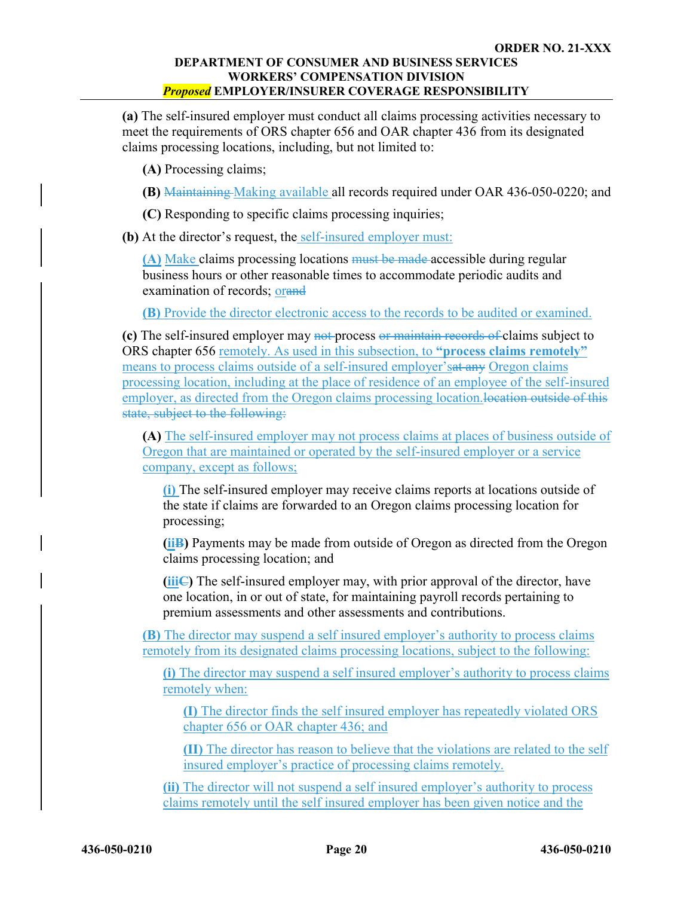**(a)** The self-insured employer must conduct all claims processing activities necessary to meet the requirements of ORS chapter 656 and OAR chapter 436 from its designated claims processing locations, including, but not limited to:

**(A)** Processing claims;

**(B)** ~~Maintaining~~ Making available all records required under OAR 436-050-0220; and

**(C)** Responding to specific claims processing inquiries;

**(b)** At the director's request, the self-insured employer must:

**(A)** Make claims processing locations ~~must be made~~ accessible during regular business hours or other reasonable times to accommodate periodic audits and examination of records; or~~and~~

**(B)** Provide the director electronic access to the records to be audited or examined.

**(c)** The self-insured employer may ~~not~~ process ~~or maintain records of~~ claims subject to ORS chapter 656 remotely. As used in this subsection, to **"process claims remotely"** means to process claims outside of a self-insured employer's~~at any~~ Oregon claims processing location, including at the place of residence of an employee of the self-insured employer, as directed from the Oregon claims processing location.~~location outside of this state, subject to the following:~~

**(A)** The self-insured employer may not process claims at places of business outside of Oregon that are maintained or operated by the self-insured employer or a service company, except as follows;

**(i)** The self-insured employer may receive claims reports at locations outside of the state if claims are forwarded to an Oregon claims processing location for processing;

**(ii~~B~~)** Payments may be made from outside of Oregon as directed from the Oregon claims processing location; and

**(iii~~C~~)** The self-insured employer may, with prior approval of the director, have one location, in or out of state, for maintaining payroll records pertaining to premium assessments and other assessments and contributions.

**(B)** The director may suspend a self insured employer's authority to process claims remotely from its designated claims processing locations, subject to the following:

**(i)** The director may suspend a self insured employer's authority to process claims remotely when:

**(I)** The director finds the self insured employer has repeatedly violated ORS chapter 656 or OAR chapter 436; and

**(II)** The director has reason to believe that the violations are related to the self insured employer's practice of processing claims remotely.

**(ii)** The director will not suspend a self insured employer's authority to process claims remotely until the self insured employer has been given notice and the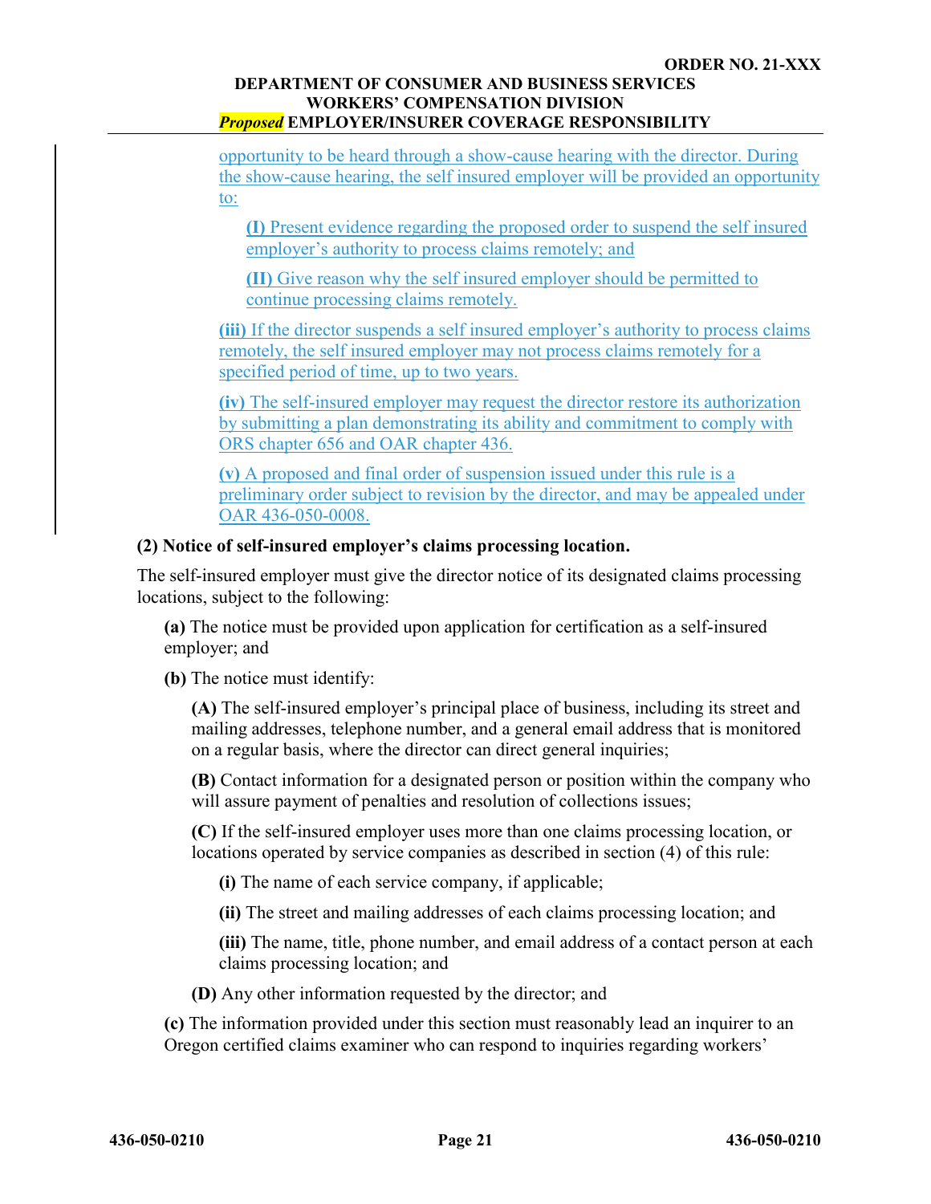opportunity to be heard through a show-cause hearing with the director. During the show-cause hearing, the self insured employer will be provided an opportunity to:

**(I)** Present evidence regarding the proposed order to suspend the self insured employer's authority to process claims remotely; and

**(II)** Give reason why the self insured employer should be permitted to continue processing claims remotely.

**(iii)** If the director suspends a self insured employer's authority to process claims remotely, the self insured employer may not process claims remotely for a specified period of time, up to two years.

**(iv)** The self-insured employer may request the director restore its authorization by submitting a plan demonstrating its ability and commitment to comply with ORS chapter 656 and OAR chapter 436.

**(v)** A proposed and final order of suspension issued under this rule is a preliminary order subject to revision by the director, and may be appealed under OAR 436-050-0008.

**(2) Notice of self-insured employer's claims processing location.**

The self-insured employer must give the director notice of its designated claims processing locations, subject to the following:

**(a)** The notice must be provided upon application for certification as a self-insured employer; and

**(b)** The notice must identify:

**(A)** The self-insured employer's principal place of business, including its street and mailing addresses, telephone number, and a general email address that is monitored on a regular basis, where the director can direct general inquiries;

**(B)** Contact information for a designated person or position within the company who will assure payment of penalties and resolution of collections issues;

**(C)** If the self-insured employer uses more than one claims processing location, or locations operated by service companies as described in section (4) of this rule:

**(i)** The name of each service company, if applicable;

**(ii)** The street and mailing addresses of each claims processing location; and

**(iii)** The name, title, phone number, and email address of a contact person at each claims processing location; and

**(D)** Any other information requested by the director; and

**(c)** The information provided under this section must reasonably lead an inquirer to an Oregon certified claims examiner who can respond to inquiries regarding workers'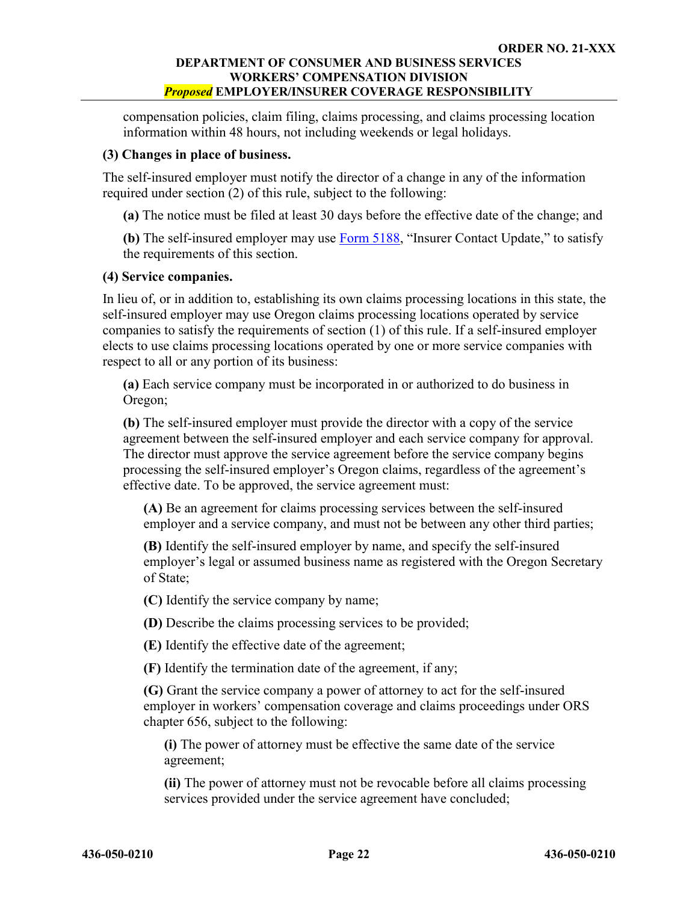compensation policies, claim filing, claims processing, and claims processing location information within 48 hours, not including weekends or legal holidays.

**(3) Changes in place of business.**

The self-insured employer must notify the director of a change in any of the information required under section (2) of this rule, subject to the following:

**(a)** The notice must be filed at least 30 days before the effective date of the change; and

**(b)** The self-insured employer may use Form 5188, "Insurer Contact Update," to satisfy the requirements of this section.

**(4) Service companies.**

In lieu of, or in addition to, establishing its own claims processing locations in this state, the self-insured employer may use Oregon claims processing locations operated by service companies to satisfy the requirements of section (1) of this rule. If a self-insured employer elects to use claims processing locations operated by one or more service companies with respect to all or any portion of its business:

**(a)** Each service company must be incorporated in or authorized to do business in Oregon;

**(b)** The self-insured employer must provide the director with a copy of the service agreement between the self-insured employer and each service company for approval. The director must approve the service agreement before the service company begins processing the self-insured employer's Oregon claims, regardless of the agreement's effective date. To be approved, the service agreement must:

**(A)** Be an agreement for claims processing services between the self-insured employer and a service company, and must not be between any other third parties;

**(B)** Identify the self-insured employer by name, and specify the self-insured employer's legal or assumed business name as registered with the Oregon Secretary of State;

**(C)** Identify the service company by name;

**(D)** Describe the claims processing services to be provided;

**(E)** Identify the effective date of the agreement;

**(F)** Identify the termination date of the agreement, if any;

**(G)** Grant the service company a power of attorney to act for the self-insured employer in workers' compensation coverage and claims proceedings under ORS chapter 656, subject to the following:

**(i)** The power of attorney must be effective the same date of the service agreement;

**(ii)** The power of attorney must not be revocable before all claims processing services provided under the service agreement have concluded;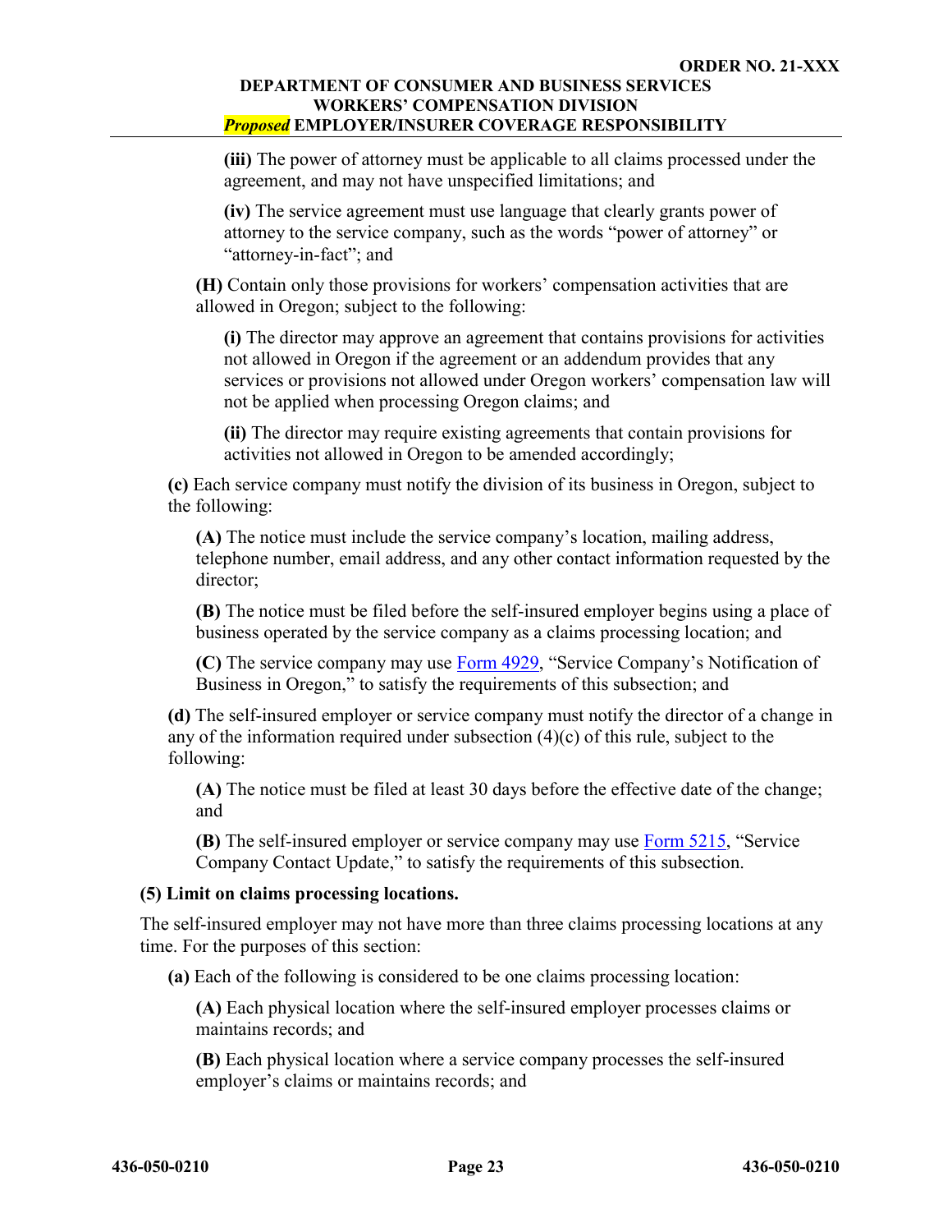**(iii)** The power of attorney must be applicable to all claims processed under the agreement, and may not have unspecified limitations; and

**(iv)** The service agreement must use language that clearly grants power of attorney to the service company, such as the words "power of attorney" or "attorney-in-fact"; and

**(H)** Contain only those provisions for workers' compensation activities that are allowed in Oregon; subject to the following:

**(i)** The director may approve an agreement that contains provisions for activities not allowed in Oregon if the agreement or an addendum provides that any services or provisions not allowed under Oregon workers' compensation law will not be applied when processing Oregon claims; and

**(ii)** The director may require existing agreements that contain provisions for activities not allowed in Oregon to be amended accordingly;

**(c)** Each service company must notify the division of its business in Oregon, subject to the following:

**(A)** The notice must include the service company's location, mailing address, telephone number, email address, and any other contact information requested by the director;

**(B)** The notice must be filed before the self-insured employer begins using a place of business operated by the service company as a claims processing location; and

**(C)** The service company may use Form 4929, "Service Company's Notification of Business in Oregon," to satisfy the requirements of this subsection; and

**(d)** The self-insured employer or service company must notify the director of a change in any of the information required under subsection (4)(c) of this rule, subject to the following:

**(A)** The notice must be filed at least 30 days before the effective date of the change; and

**(B)** The self-insured employer or service company may use Form 5215, "Service Company Contact Update," to satisfy the requirements of this subsection.

**(5) Limit on claims processing locations.**

The self-insured employer may not have more than three claims processing locations at any time. For the purposes of this section:

**(a)** Each of the following is considered to be one claims processing location:

**(A)** Each physical location where the self-insured employer processes claims or maintains records; and

**(B)** Each physical location where a service company processes the self-insured employer's claims or maintains records; and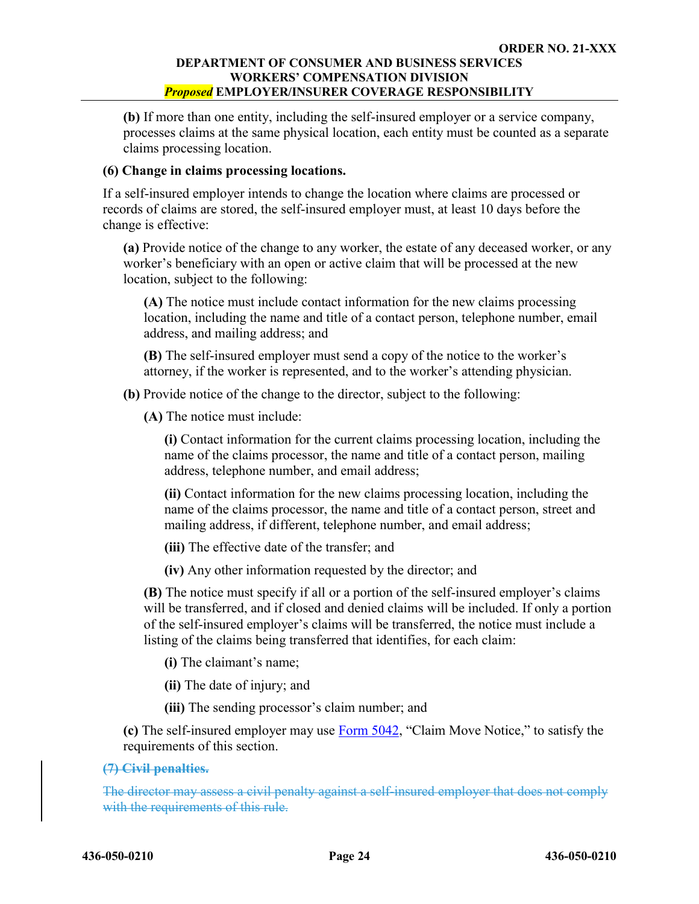**(b)** If more than one entity, including the self-insured employer or a service company, processes claims at the same physical location, each entity must be counted as a separate claims processing location.

**(6) Change in claims processing locations.**

If a self-insured employer intends to change the location where claims are processed or records of claims are stored, the self-insured employer must, at least 10 days before the change is effective:

**(a)** Provide notice of the change to any worker, the estate of any deceased worker, or any worker's beneficiary with an open or active claim that will be processed at the new location, subject to the following:

**(A)** The notice must include contact information for the new claims processing location, including the name and title of a contact person, telephone number, email address, and mailing address; and

**(B)** The self-insured employer must send a copy of the notice to the worker's attorney, if the worker is represented, and to the worker's attending physician.

**(b)** Provide notice of the change to the director, subject to the following:

**(A)** The notice must include:

**(i)** Contact information for the current claims processing location, including the name of the claims processor, the name and title of a contact person, mailing address, telephone number, and email address;

**(ii)** Contact information for the new claims processing location, including the name of the claims processor, the name and title of a contact person, street and mailing address, if different, telephone number, and email address;

**(iii)** The effective date of the transfer; and

**(iv)** Any other information requested by the director; and

**(B)** The notice must specify if all or a portion of the self-insured employer's claims will be transferred, and if closed and denied claims will be included. If only a portion of the self-insured employer's claims will be transferred, the notice must include a listing of the claims being transferred that identifies, for each claim:

**(i)** The claimant's name;

**(ii)** The date of injury; and

**(iii)** The sending processor's claim number; and

**(c)** The self-insured employer may use Form 5042, "Claim Move Notice," to satisfy the requirements of this section.

~~**(7) Civil penalties.**~~

~~The director may assess a civil penalty against a self-insured employer that does not comply with the requirements of this rule.~~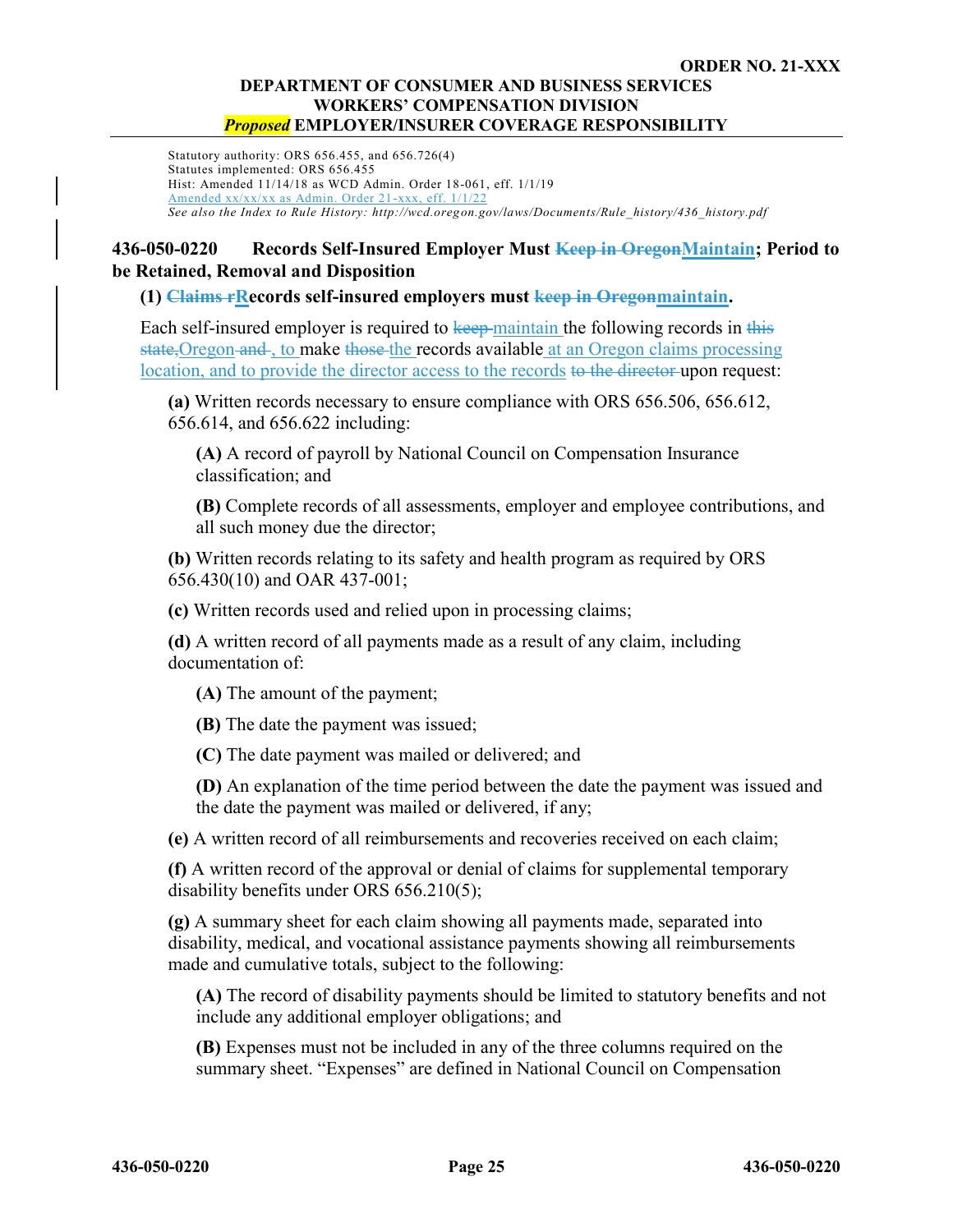**ORDER NO. 21-XXX**

**DEPARTMENT OF CONSUMER AND BUSINESS SERVICES**
**WORKERS' COMPENSATION DIVISION**
***Proposed* EMPLOYER/INSURER COVERAGE RESPONSIBILITY**

Statutory authority: ORS 656.455, and 656.726(4)
Statutes implemented: ORS 656.455
Hist: Amended 11/14/18 as WCD Admin. Order 18-061, eff. 1/1/19
Amended xx/xx/xx as Admin. Order 21-xxx, eff. 1/1/22
*See also the Index to Rule History: http://wcd.oregon.gov/laws/Documents/Rule_history/436_history.pdf*

## 436-050-0220 Records Self-Insured Employer Must ~~Keep in Oregon~~Maintain; Period to be Retained, Removal and Disposition

**(1) ~~Claims r~~Records self-insured employers must ~~keep in Oregon~~maintain.**

Each self-insured employer is required to ~~keep~~ maintain the following records in ~~this state,~~Oregon ~~and~~ , to make ~~those~~ the records available at an Oregon claims processing location, and to provide the director access to the records ~~to the director~~ upon request:

**(a)** Written records necessary to ensure compliance with ORS 656.506, 656.612, 656.614, and 656.622 including:

**(A)** A record of payroll by National Council on Compensation Insurance classification; and

**(B)** Complete records of all assessments, employer and employee contributions, and all such money due the director;

**(b)** Written records relating to its safety and health program as required by ORS 656.430(10) and OAR 437-001;

**(c)** Written records used and relied upon in processing claims;

**(d)** A written record of all payments made as a result of any claim, including documentation of:

**(A)** The amount of the payment;

**(B)** The date the payment was issued;

**(C)** The date payment was mailed or delivered; and

**(D)** An explanation of the time period between the date the payment was issued and the date the payment was mailed or delivered, if any;

**(e)** A written record of all reimbursements and recoveries received on each claim;

**(f)** A written record of the approval or denial of claims for supplemental temporary disability benefits under ORS 656.210(5);

**(g)** A summary sheet for each claim showing all payments made, separated into disability, medical, and vocational assistance payments showing all reimbursements made and cumulative totals, subject to the following:

**(A)** The record of disability payments should be limited to statutory benefits and not include any additional employer obligations; and

**(B)** Expenses must not be included in any of the three columns required on the summary sheet. "Expenses" are defined in National Council on Compensation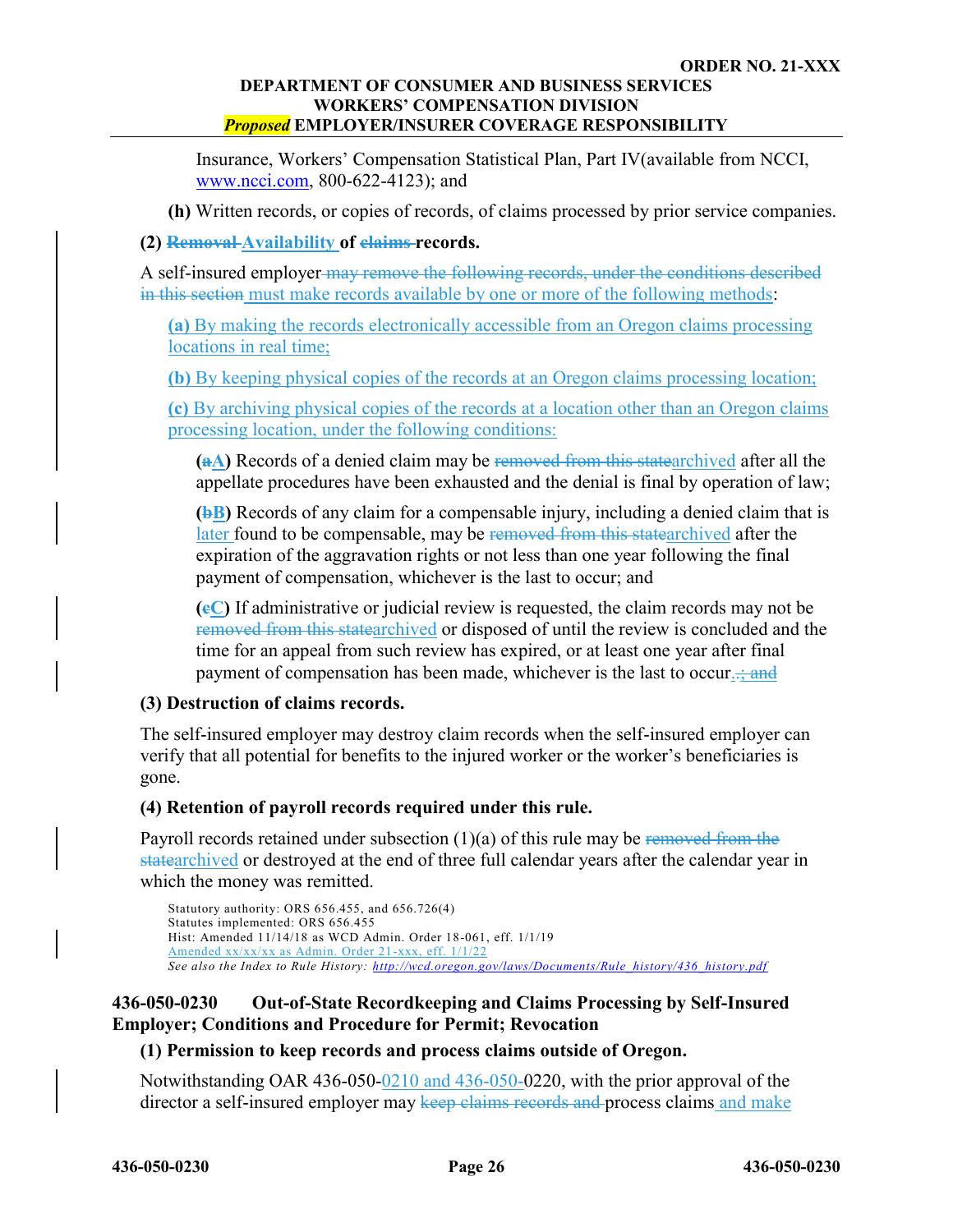Insurance, Workers' Compensation Statistical Plan, Part IV(available from NCCI, www.ncci.com, 800-622-4123); and

**(h)** Written records, or copies of records, of claims processed by prior service companies.

**(2) ~~Removal~~ Availability of ~~claims~~ records.**

A self-insured employer ~~may remove the following records, under the conditions described in this section~~ must make records available by one or more of the following methods:

**(a)** By making the records electronically accessible from an Oregon claims processing locations in real time;

**(b)** By keeping physical copies of the records at an Oregon claims processing location;

**(c)** By archiving physical copies of the records at a location other than an Oregon claims processing location, under the following conditions:

**(~~a~~A)** Records of a denied claim may be ~~removed from this state~~archived after all the appellate procedures have been exhausted and the denial is final by operation of law;

**(~~b~~B)** Records of any claim for a compensable injury, including a denied claim that is later found to be compensable, may be ~~removed from this state~~archived after the expiration of the aggravation rights or not less than one year following the final payment of compensation, whichever is the last to occur; and

**(~~c~~C)** If administrative or judicial review is requested, the claim records may not be ~~removed from this state~~archived or disposed of until the review is concluded and the time for an appeal from such review has expired, or at least one year after final payment of compensation has been made, whichever is the last to occur.~~; and~~

**(3) Destruction of claims records.**

The self-insured employer may destroy claim records when the self-insured employer can verify that all potential for benefits to the injured worker or the worker's beneficiaries is gone.

**(4) Retention of payroll records required under this rule.**

Payroll records retained under subsection (1)(a) of this rule may be ~~removed from the state~~archived or destroyed at the end of three full calendar years after the calendar year in which the money was remitted.

Statutory authority: ORS 656.455, and 656.726(4)
Statutes implemented: ORS 656.455
Hist: Amended 11/14/18 as WCD Admin. Order 18-061, eff. 1/1/19
Amended xx/xx/xx as Admin. Order 21-xxx, eff. 1/1/22
*See also the Index to Rule History: http://wcd.oregon.gov/laws/Documents/Rule_history/436_history.pdf*

### 436-050-0230 Out-of-State Recordkeeping and Claims Processing by Self-Insured Employer; Conditions and Procedure for Permit; Revocation

**(1) Permission to keep records and process claims outside of Oregon.**

Notwithstanding OAR 436-050-0210 and 436-050-0220, with the prior approval of the director a self-insured employer may ~~keep claims records and~~ process claims and make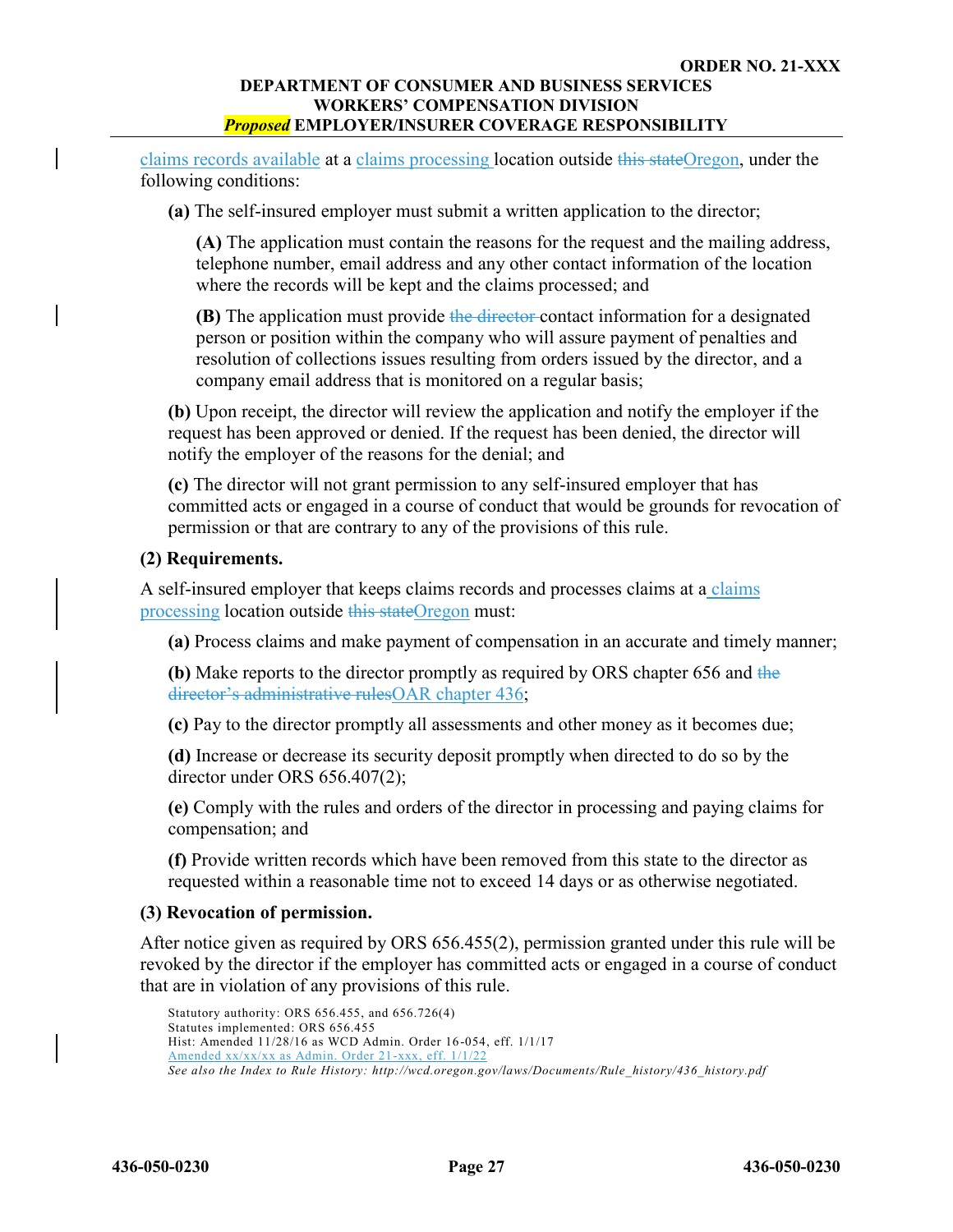claims records available at a claims processing location outside ~~this state~~Oregon, under the following conditions:

**(a)** The self-insured employer must submit a written application to the director;

**(A)** The application must contain the reasons for the request and the mailing address, telephone number, email address and any other contact information of the location where the records will be kept and the claims processed; and

**(B)** The application must provide ~~the director~~ contact information for a designated person or position within the company who will assure payment of penalties and resolution of collections issues resulting from orders issued by the director, and a company email address that is monitored on a regular basis;

**(b)** Upon receipt, the director will review the application and notify the employer if the request has been approved or denied. If the request has been denied, the director will notify the employer of the reasons for the denial; and

**(c)** The director will not grant permission to any self-insured employer that has committed acts or engaged in a course of conduct that would be grounds for revocation of permission or that are contrary to any of the provisions of this rule.

**(2) Requirements.**

A self-insured employer that keeps claims records and processes claims at a claims processing location outside ~~this state~~Oregon must:

**(a)** Process claims and make payment of compensation in an accurate and timely manner;

**(b)** Make reports to the director promptly as required by ORS chapter 656 and ~~the director's administrative rules~~OAR chapter 436;

**(c)** Pay to the director promptly all assessments and other money as it becomes due;

**(d)** Increase or decrease its security deposit promptly when directed to do so by the director under ORS 656.407(2);

**(e)** Comply with the rules and orders of the director in processing and paying claims for compensation; and

**(f)** Provide written records which have been removed from this state to the director as requested within a reasonable time not to exceed 14 days or as otherwise negotiated.

**(3) Revocation of permission.**

After notice given as required by ORS 656.455(2), permission granted under this rule will be revoked by the director if the employer has committed acts or engaged in a course of conduct that are in violation of any provisions of this rule.

Statutory authority: ORS 656.455, and 656.726(4)
Statutes implemented: ORS 656.455
Hist: Amended 11/28/16 as WCD Admin. Order 16-054, eff. 1/1/17
Amended xx/xx/xx as Admin. Order 21-xxx, eff. 1/1/22
*See also the Index to Rule History: http://wcd.oregon.gov/laws/Documents/Rule_history/436_history.pdf*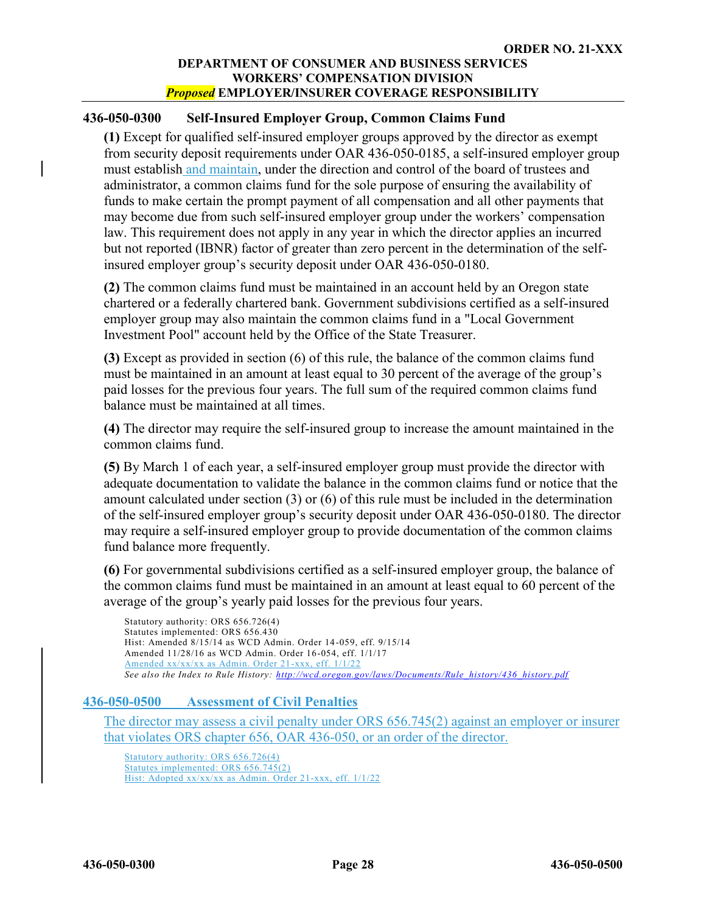## 436-050-0300 Self-Insured Employer Group, Common Claims Fund

**(1)** Except for qualified self-insured employer groups approved by the director as exempt from security deposit requirements under OAR 436-050-0185, a self-insured employer group must establish and maintain, under the direction and control of the board of trustees and administrator, a common claims fund for the sole purpose of ensuring the availability of funds to make certain the prompt payment of all compensation and all other payments that may become due from such self-insured employer group under the workers' compensation law. This requirement does not apply in any year in which the director applies an incurred but not reported (IBNR) factor of greater than zero percent in the determination of the self-insured employer group's security deposit under OAR 436-050-0180.

**(2)** The common claims fund must be maintained in an account held by an Oregon state chartered or a federally chartered bank. Government subdivisions certified as a self-insured employer group may also maintain the common claims fund in a "Local Government Investment Pool" account held by the Office of the State Treasurer.

**(3)** Except as provided in section (6) of this rule, the balance of the common claims fund must be maintained in an amount at least equal to 30 percent of the average of the group's paid losses for the previous four years. The full sum of the required common claims fund balance must be maintained at all times.

**(4)** The director may require the self-insured group to increase the amount maintained in the common claims fund.

**(5)** By March 1 of each year, a self-insured employer group must provide the director with adequate documentation to validate the balance in the common claims fund or notice that the amount calculated under section (3) or (6) of this rule must be included in the determination of the self-insured employer group's security deposit under OAR 436-050-0180. The director may require a self-insured employer group to provide documentation of the common claims fund balance more frequently.

**(6)** For governmental subdivisions certified as a self-insured employer group, the balance of the common claims fund must be maintained in an amount at least equal to 60 percent of the average of the group's yearly paid losses for the previous four years.

Statutory authority: ORS 656.726(4)
Statutes implemented: ORS 656.430
Hist: Amended 8/15/14 as WCD Admin. Order 14-059, eff. 9/15/14
Amended 11/28/16 as WCD Admin. Order 16-054, eff. 1/1/17
Amended xx/xx/xx as Admin. Order 21-xxx, eff. 1/1/22
*See also the Index to Rule History: http://wcd.oregon.gov/laws/Documents/Rule_history/436_history.pdf*

## 436-050-0500 Assessment of Civil Penalties

The director may assess a civil penalty under ORS 656.745(2) against an employer or insurer that violates ORS chapter 656, OAR 436-050, or an order of the director.

Statutory authority: ORS 656.726(4)
Statutes implemented: ORS 656.745(2)
Hist: Adopted xx/xx/xx as Admin. Order 21-xxx, eff. 1/1/22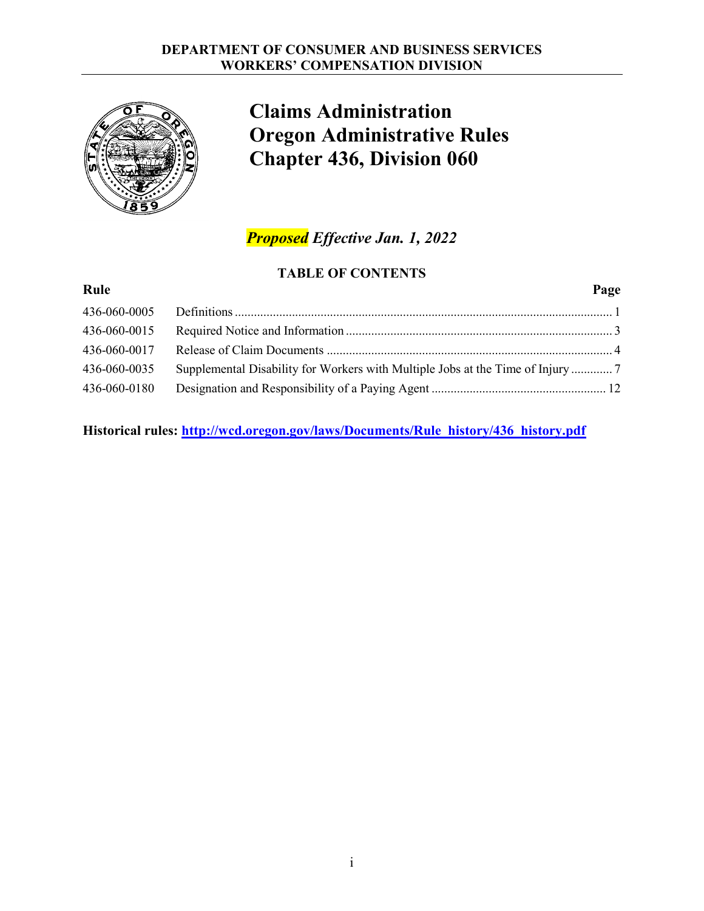**DEPARTMENT OF CONSUMER AND BUSINESS SERVICES**
**WORKERS' COMPENSATION DIVISION**

# Claims Administration
# Oregon Administrative Rules
# Chapter 436, Division 060

*Proposed Effective Jan. 1, 2022*

## TABLE OF CONTENTS

| Rule | | Page |
|---|---|---|
| 436-060-0005 | Definitions | 1 |
| 436-060-0015 | Required Notice and Information | 3 |
| 436-060-0017 | Release of Claim Documents | 4 |
| 436-060-0035 | Supplemental Disability for Workers with Multiple Jobs at the Time of Injury | 7 |
| 436-060-0180 | Designation and Responsibility of a Paying Agent | 12 |

**Historical rules: http://wcd.oregon.gov/laws/Documents/Rule_history/436_history.pdf**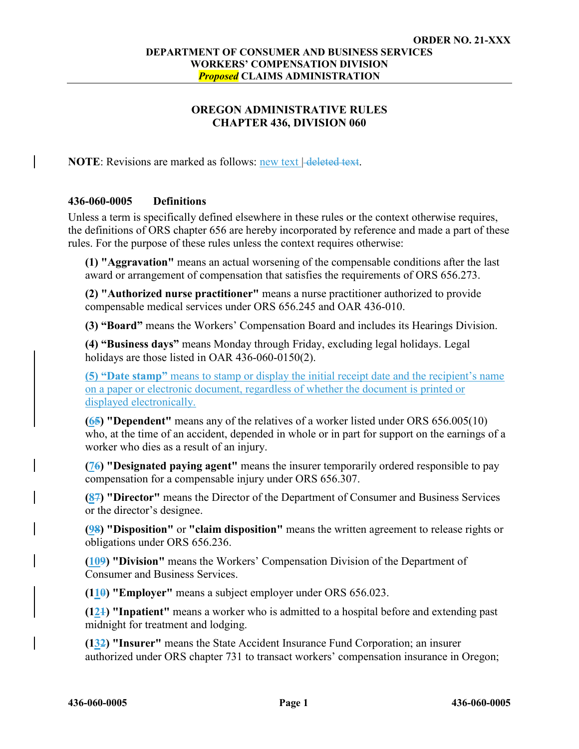**ORDER NO. 21-XXX**

**DEPARTMENT OF CONSUMER AND BUSINESS SERVICES**
**WORKERS' COMPENSATION DIVISION**
***Proposed* CLAIMS ADMINISTRATION**

# OREGON ADMINISTRATIVE RULES
# CHAPTER 436, DIVISION 060

**NOTE**: Revisions are marked as follows: new text | ~~deleted text~~.

## 436-060-0005 Definitions

Unless a term is specifically defined elsewhere in these rules or the context otherwise requires, the definitions of ORS chapter 656 are hereby incorporated by reference and made a part of these rules. For the purpose of these rules unless the context requires otherwise:

**(1) "Aggravation"** means an actual worsening of the compensable conditions after the last award or arrangement of compensation that satisfies the requirements of ORS 656.273.

**(2) "Authorized nurse practitioner"** means a nurse practitioner authorized to provide compensable medical services under ORS 656.245 and OAR 436-010.

**(3) "Board"** means the Workers' Compensation Board and includes its Hearings Division.

**(4) "Business days"** means Monday through Friday, excluding legal holidays. Legal holidays are those listed in OAR 436-060-0150(2).

**(5) "Date stamp"** means to stamp or display the initial receipt date and the recipient's name on a paper or electronic document, regardless of whether the document is printed or displayed electronically.

**(6~~5~~) "Dependent"** means any of the relatives of a worker listed under ORS 656.005(10) who, at the time of an accident, depended in whole or in part for support on the earnings of a worker who dies as a result of an injury.

**(7~~6~~) "Designated paying agent"** means the insurer temporarily ordered responsible to pay compensation for a compensable injury under ORS 656.307.

**(8~~7~~) "Director"** means the Director of the Department of Consumer and Business Services or the director's designee.

**(9~~8~~) "Disposition"** or **"claim disposition"** means the written agreement to release rights or obligations under ORS 656.236.

**(10~~9~~) "Division"** means the Workers' Compensation Division of the Department of Consumer and Business Services.

**(11~~0~~) "Employer"** means a subject employer under ORS 656.023.

**(12~~1~~) "Inpatient"** means a worker who is admitted to a hospital before and extending past midnight for treatment and lodging.

**(13~~2~~) "Insurer"** means the State Accident Insurance Fund Corporation; an insurer authorized under ORS chapter 731 to transact workers' compensation insurance in Oregon;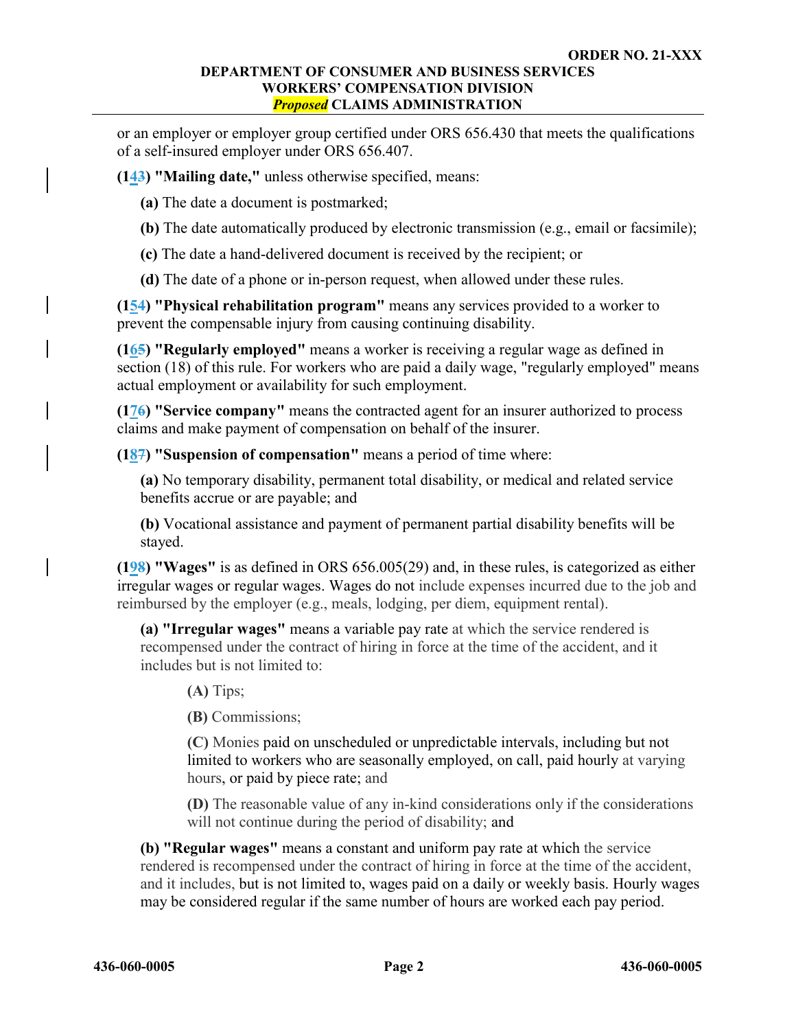or an employer or employer group certified under ORS 656.430 that meets the qualifications of a self-insured employer under ORS 656.407.

**(143) "Mailing date,"** unless otherwise specified, means:

**(a)** The date a document is postmarked;

**(b)** The date automatically produced by electronic transmission (e.g., email or facsimile);

**(c)** The date a hand-delivered document is received by the recipient; or

**(d)** The date of a phone or in-person request, when allowed under these rules.

**(154) "Physical rehabilitation program"** means any services provided to a worker to prevent the compensable injury from causing continuing disability.

**(165) "Regularly employed"** means a worker is receiving a regular wage as defined in section (18) of this rule. For workers who are paid a daily wage, "regularly employed" means actual employment or availability for such employment.

**(176) "Service company"** means the contracted agent for an insurer authorized to process claims and make payment of compensation on behalf of the insurer.

**(187) "Suspension of compensation"** means a period of time where:

**(a)** No temporary disability, permanent total disability, or medical and related service benefits accrue or are payable; and

**(b)** Vocational assistance and payment of permanent partial disability benefits will be stayed.

**(198) "Wages"** is as defined in ORS 656.005(29) and, in these rules, is categorized as either irregular wages or regular wages. Wages do not include expenses incurred due to the job and reimbursed by the employer (e.g., meals, lodging, per diem, equipment rental).

**(a) "Irregular wages"** means a variable pay rate at which the service rendered is recompensed under the contract of hiring in force at the time of the accident, and it includes but is not limited to:

**(A)** Tips;

**(B)** Commissions;

**(C)** Monies paid on unscheduled or unpredictable intervals, including but not limited to workers who are seasonally employed, on call, paid hourly at varying hours, or paid by piece rate; and

**(D)** The reasonable value of any in-kind considerations only if the considerations will not continue during the period of disability; and

**(b) "Regular wages"** means a constant and uniform pay rate at which the service rendered is recompensed under the contract of hiring in force at the time of the accident, and it includes, but is not limited to, wages paid on a daily or weekly basis. Hourly wages may be considered regular if the same number of hours are worked each pay period.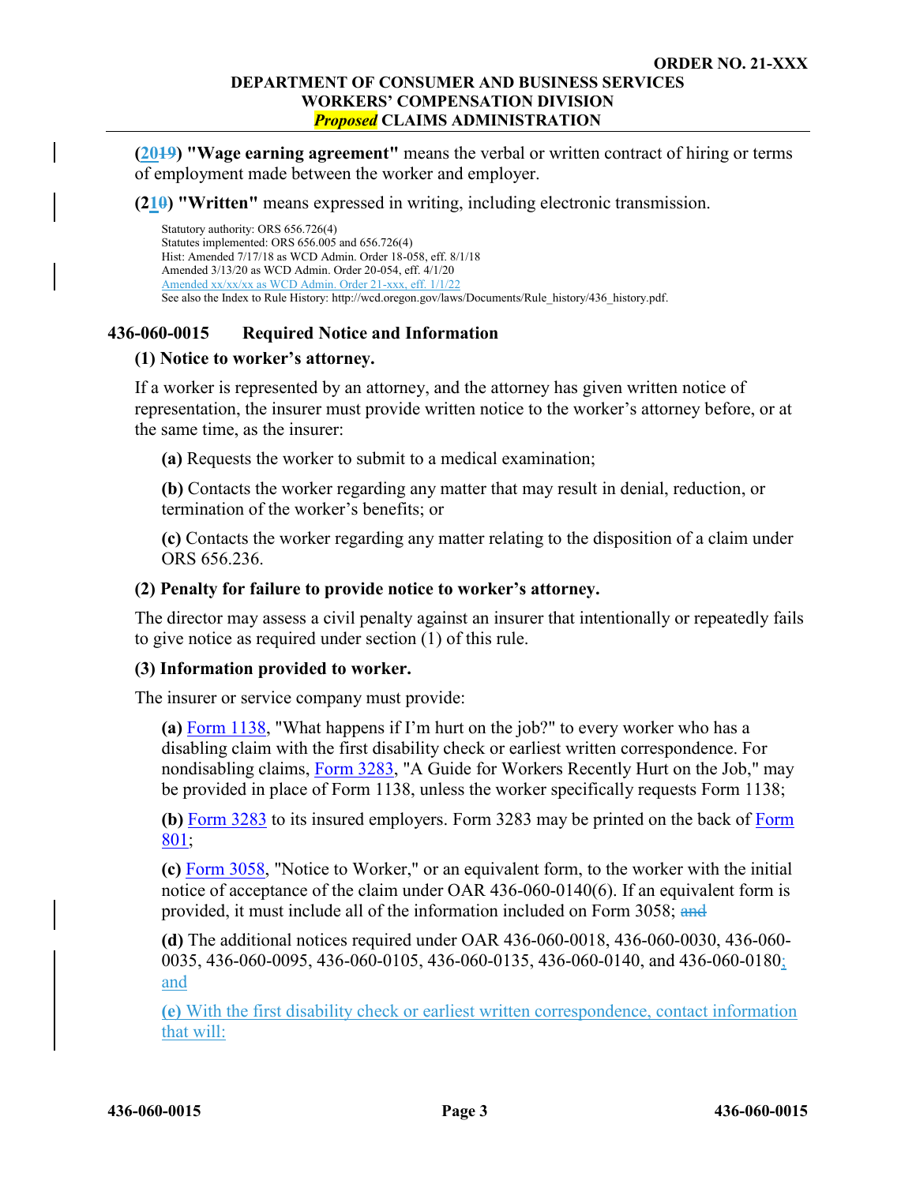**(2019) "Wage earning agreement"** means the verbal or written contract of hiring or terms of employment made between the worker and employer.

**(210) "Written"** means expressed in writing, including electronic transmission.

Statutory authority: ORS 656.726(4)
Statutes implemented: ORS 656.005 and 656.726(4)
Hist: Amended 7/17/18 as WCD Admin. Order 18-058, eff. 8/1/18
Amended 3/13/20 as WCD Admin. Order 20-054, eff. 4/1/20
Amended xx/xx/xx as WCD Admin. Order 21-xxx, eff. 1/1/22
See also the Index to Rule History: http://wcd.oregon.gov/laws/Documents/Rule_history/436_history.pdf.

## 436-060-0015 Required Notice and Information

### (1) Notice to worker's attorney.

If a worker is represented by an attorney, and the attorney has given written notice of representation, the insurer must provide written notice to the worker's attorney before, or at the same time, as the insurer:

**(a)** Requests the worker to submit to a medical examination;

**(b)** Contacts the worker regarding any matter that may result in denial, reduction, or termination of the worker's benefits; or

**(c)** Contacts the worker regarding any matter relating to the disposition of a claim under ORS 656.236.

### (2) Penalty for failure to provide notice to worker's attorney.

The director may assess a civil penalty against an insurer that intentionally or repeatedly fails to give notice as required under section (1) of this rule.

### (3) Information provided to worker.

The insurer or service company must provide:

**(a)** Form 1138, "What happens if I'm hurt on the job?" to every worker who has a disabling claim with the first disability check or earliest written correspondence. For nondisabling claims, Form 3283, "A Guide for Workers Recently Hurt on the Job," may be provided in place of Form 1138, unless the worker specifically requests Form 1138;

**(b)** Form 3283 to its insured employers. Form 3283 may be printed on the back of Form 801;

**(c)** Form 3058, "Notice to Worker," or an equivalent form, to the worker with the initial notice of acceptance of the claim under OAR 436-060-0140(6). If an equivalent form is provided, it must include all of the information included on Form 3058; ~~and~~

**(d)** The additional notices required under OAR 436-060-0018, 436-060-0030, 436-060-0035, 436-060-0095, 436-060-0105, 436-060-0135, 436-060-0140, and 436-060-0180; and

**(e)** With the first disability check or earliest written correspondence, contact information that will: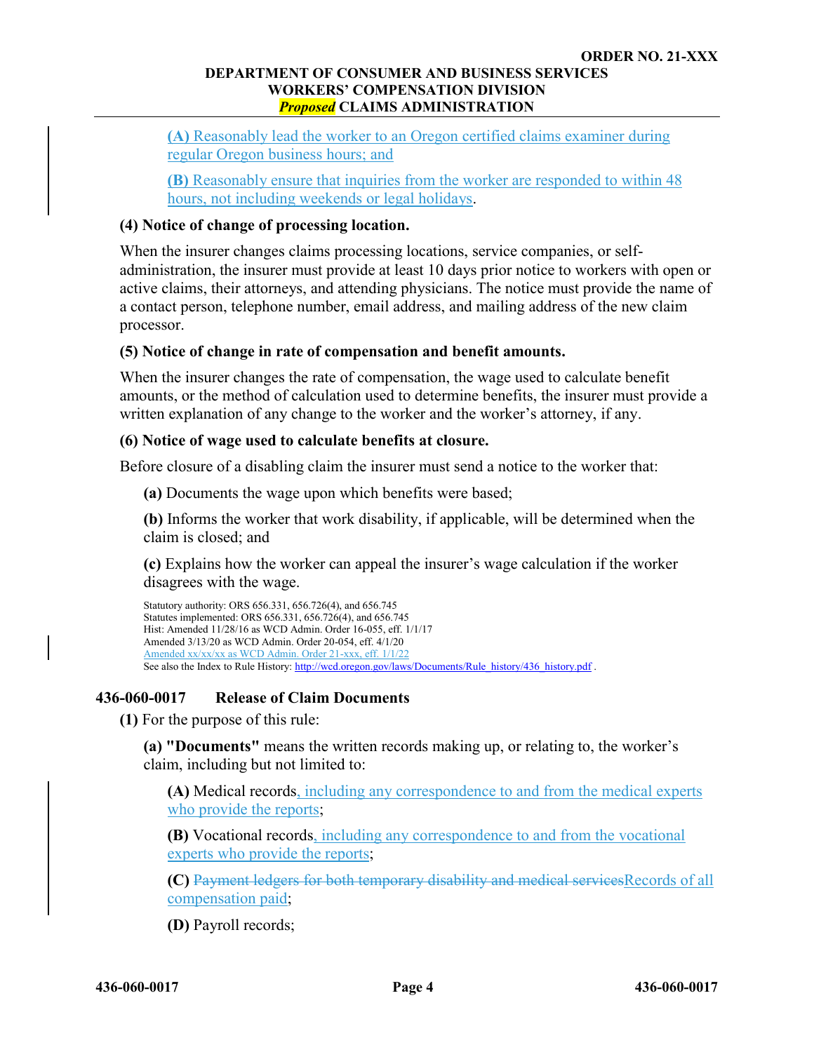(A) Reasonably lead the worker to an Oregon certified claims examiner during regular Oregon business hours; and

(B) Reasonably ensure that inquiries from the worker are responded to within 48 hours, not including weekends or legal holidays.

**(4) Notice of change of processing location.**

When the insurer changes claims processing locations, service companies, or self-administration, the insurer must provide at least 10 days prior notice to workers with open or active claims, their attorneys, and attending physicians. The notice must provide the name of a contact person, telephone number, email address, and mailing address of the new claim processor.

**(5) Notice of change in rate of compensation and benefit amounts.**

When the insurer changes the rate of compensation, the wage used to calculate benefit amounts, or the method of calculation used to determine benefits, the insurer must provide a written explanation of any change to the worker and the worker's attorney, if any.

**(6) Notice of wage used to calculate benefits at closure.**

Before closure of a disabling claim the insurer must send a notice to the worker that:

**(a)** Documents the wage upon which benefits were based;

**(b)** Informs the worker that work disability, if applicable, will be determined when the claim is closed; and

**(c)** Explains how the worker can appeal the insurer's wage calculation if the worker disagrees with the wage.

Statutory authority: ORS 656.331, 656.726(4), and 656.745
Statutes implemented: ORS 656.331, 656.726(4), and 656.745
Hist: Amended 11/28/16 as WCD Admin. Order 16-055, eff. 1/1/17
Amended 3/13/20 as WCD Admin. Order 20-054, eff. 4/1/20
Amended xx/xx/xx as WCD Admin. Order 21-xxx, eff. 1/1/22
See also the Index to Rule History: http://wcd.oregon.gov/laws/Documents/Rule_history/436_history.pdf .

## 436-060-0017 Release of Claim Documents

**(1)** For the purpose of this rule:

**(a) "Documents"** means the written records making up, or relating to, the worker's claim, including but not limited to:

**(A)** Medical records, including any correspondence to and from the medical experts who provide the reports;

**(B)** Vocational records, including any correspondence to and from the vocational experts who provide the reports;

**(C)** ~~Payment ledgers for both temporary disability and medical services~~Records of all compensation paid;

**(D)** Payroll records;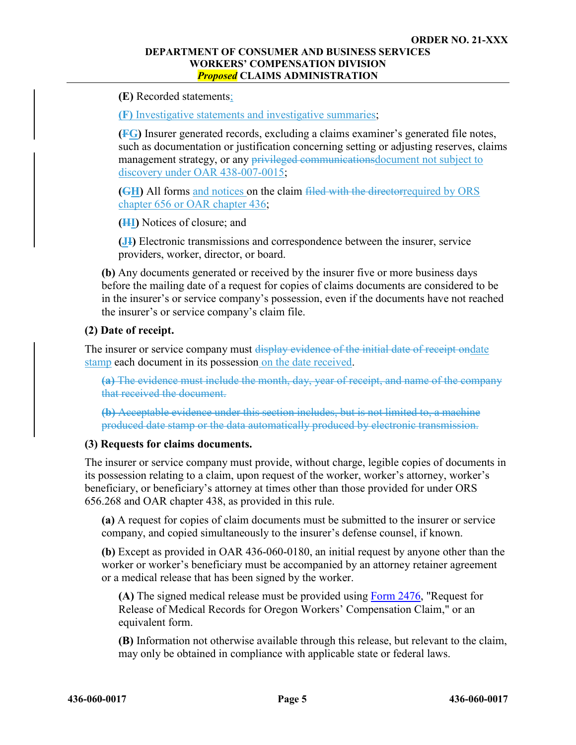**(E)** Recorded statements;

**(F)** Investigative statements and investigative summaries;

**(~~F~~G)** Insurer generated records, excluding a claims examiner's generated file notes, such as documentation or justification concerning setting or adjusting reserves, claims management strategy, or any ~~privileged communications~~document not subject to discovery under OAR 438-007-0015;

**(~~G~~H)** All forms and notices on the claim ~~filed with the director~~required by ORS chapter 656 or OAR chapter 436;

**(~~H~~I)** Notices of closure; and

**(~~I~~J)** Electronic transmissions and correspondence between the insurer, service providers, worker, director, or board.

**(b)** Any documents generated or received by the insurer five or more business days before the mailing date of a request for copies of claims documents are considered to be in the insurer's or service company's possession, even if the documents have not reached the insurer's or service company's claim file.

**(2) Date of receipt.**

The insurer or service company must ~~display evidence of the initial date of receipt on~~date stamp each document in its possession on the date received.

~~**(a)** The evidence must include the month, day, year of receipt, and name of the company that received the document.~~

~~**(b)** Acceptable evidence under this section includes, but is not limited to, a machine produced date stamp or the data automatically produced by electronic transmission.~~

**(3) Requests for claims documents.**

The insurer or service company must provide, without charge, legible copies of documents in its possession relating to a claim, upon request of the worker, worker's attorney, worker's beneficiary, or beneficiary's attorney at times other than those provided for under ORS 656.268 and OAR chapter 438, as provided in this rule.

**(a)** A request for copies of claim documents must be submitted to the insurer or service company, and copied simultaneously to the insurer's defense counsel, if known.

**(b)** Except as provided in OAR 436-060-0180, an initial request by anyone other than the worker or worker's beneficiary must be accompanied by an attorney retainer agreement or a medical release that has been signed by the worker.

**(A)** The signed medical release must be provided using Form 2476, "Request for Release of Medical Records for Oregon Workers' Compensation Claim," or an equivalent form.

**(B)** Information not otherwise available through this release, but relevant to the claim, may only be obtained in compliance with applicable state or federal laws.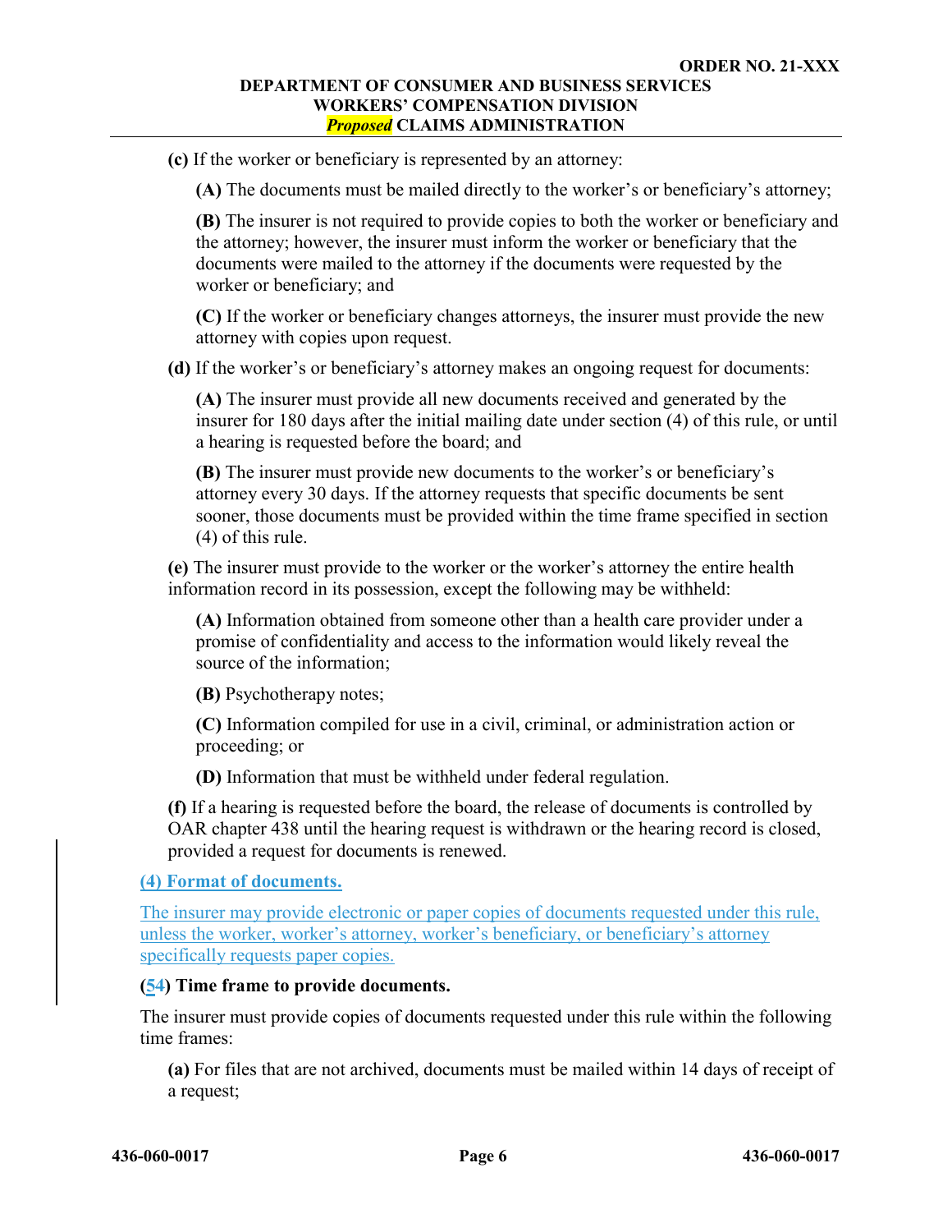**(c)** If the worker or beneficiary is represented by an attorney:

**(A)** The documents must be mailed directly to the worker's or beneficiary's attorney;

**(B)** The insurer is not required to provide copies to both the worker or beneficiary and the attorney; however, the insurer must inform the worker or beneficiary that the documents were mailed to the attorney if the documents were requested by the worker or beneficiary; and

**(C)** If the worker or beneficiary changes attorneys, the insurer must provide the new attorney with copies upon request.

**(d)** If the worker's or beneficiary's attorney makes an ongoing request for documents:

**(A)** The insurer must provide all new documents received and generated by the insurer for 180 days after the initial mailing date under section (4) of this rule, or until a hearing is requested before the board; and

**(B)** The insurer must provide new documents to the worker's or beneficiary's attorney every 30 days. If the attorney requests that specific documents be sent sooner, those documents must be provided within the time frame specified in section (4) of this rule.

**(e)** The insurer must provide to the worker or the worker's attorney the entire health information record in its possession, except the following may be withheld:

**(A)** Information obtained from someone other than a health care provider under a promise of confidentiality and access to the information would likely reveal the source of the information;

**(B)** Psychotherapy notes;

**(C)** Information compiled for use in a civil, criminal, or administration action or proceeding; or

**(D)** Information that must be withheld under federal regulation.

**(f)** If a hearing is requested before the board, the release of documents is controlled by OAR chapter 438 until the hearing request is withdrawn or the hearing record is closed, provided a request for documents is renewed.

**(4) Format of documents.**

The insurer may provide electronic or paper copies of documents requested under this rule, unless the worker, worker's attorney, worker's beneficiary, or beneficiary's attorney specifically requests paper copies.

**(54) Time frame to provide documents.**

The insurer must provide copies of documents requested under this rule within the following time frames:

**(a)** For files that are not archived, documents must be mailed within 14 days of receipt of a request;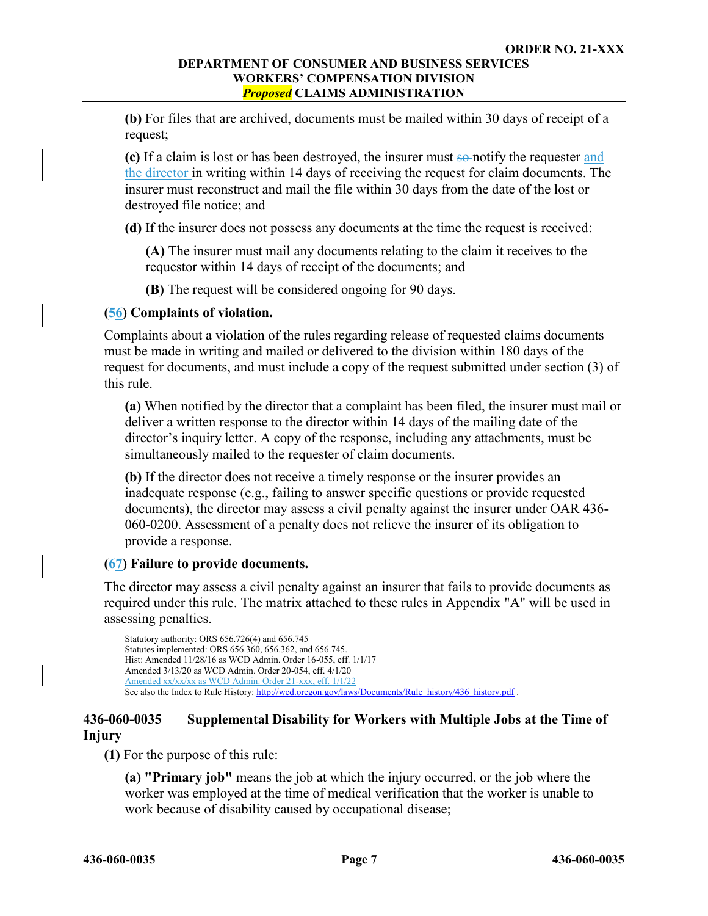**(b)** For files that are archived, documents must be mailed within 30 days of receipt of a request;

**(c)** If a claim is lost or has been destroyed, the insurer must ~~so~~ notify the requester and the director in writing within 14 days of receiving the request for claim documents. The insurer must reconstruct and mail the file within 30 days from the date of the lost or destroyed file notice; and

**(d)** If the insurer does not possess any documents at the time the request is received:

**(A)** The insurer must mail any documents relating to the claim it receives to the requestor within 14 days of receipt of the documents; and

**(B)** The request will be considered ongoing for 90 days.

**(~~5~~6) Complaints of violation.**

Complaints about a violation of the rules regarding release of requested claims documents must be made in writing and mailed or delivered to the division within 180 days of the request for documents, and must include a copy of the request submitted under section (3) of this rule.

**(a)** When notified by the director that a complaint has been filed, the insurer must mail or deliver a written response to the director within 14 days of the mailing date of the director's inquiry letter. A copy of the response, including any attachments, must be simultaneously mailed to the requester of claim documents.

**(b)** If the director does not receive a timely response or the insurer provides an inadequate response (e.g., failing to answer specific questions or provide requested documents), the director may assess a civil penalty against the insurer under OAR 436-060-0200. Assessment of a penalty does not relieve the insurer of its obligation to provide a response.

**(~~6~~7) Failure to provide documents.**

The director may assess a civil penalty against an insurer that fails to provide documents as required under this rule. The matrix attached to these rules in Appendix "A" will be used in assessing penalties.

Statutory authority: ORS 656.726(4) and 656.745
Statutes implemented: ORS 656.360, 656.362, and 656.745.
Hist: Amended 11/28/16 as WCD Admin. Order 16-055, eff. 1/1/17
Amended 3/13/20 as WCD Admin. Order 20-054, eff. 4/1/20
Amended xx/xx/xx as WCD Admin. Order 21-xxx, eff. 1/1/22
See also the Index to Rule History: http://wcd.oregon.gov/laws/Documents/Rule_history/436_history.pdf .

## 436-060-0035 Supplemental Disability for Workers with Multiple Jobs at the Time of Injury

**(1)** For the purpose of this rule:

**(a) "Primary job"** means the job at which the injury occurred, or the job where the worker was employed at the time of medical verification that the worker is unable to work because of disability caused by occupational disease;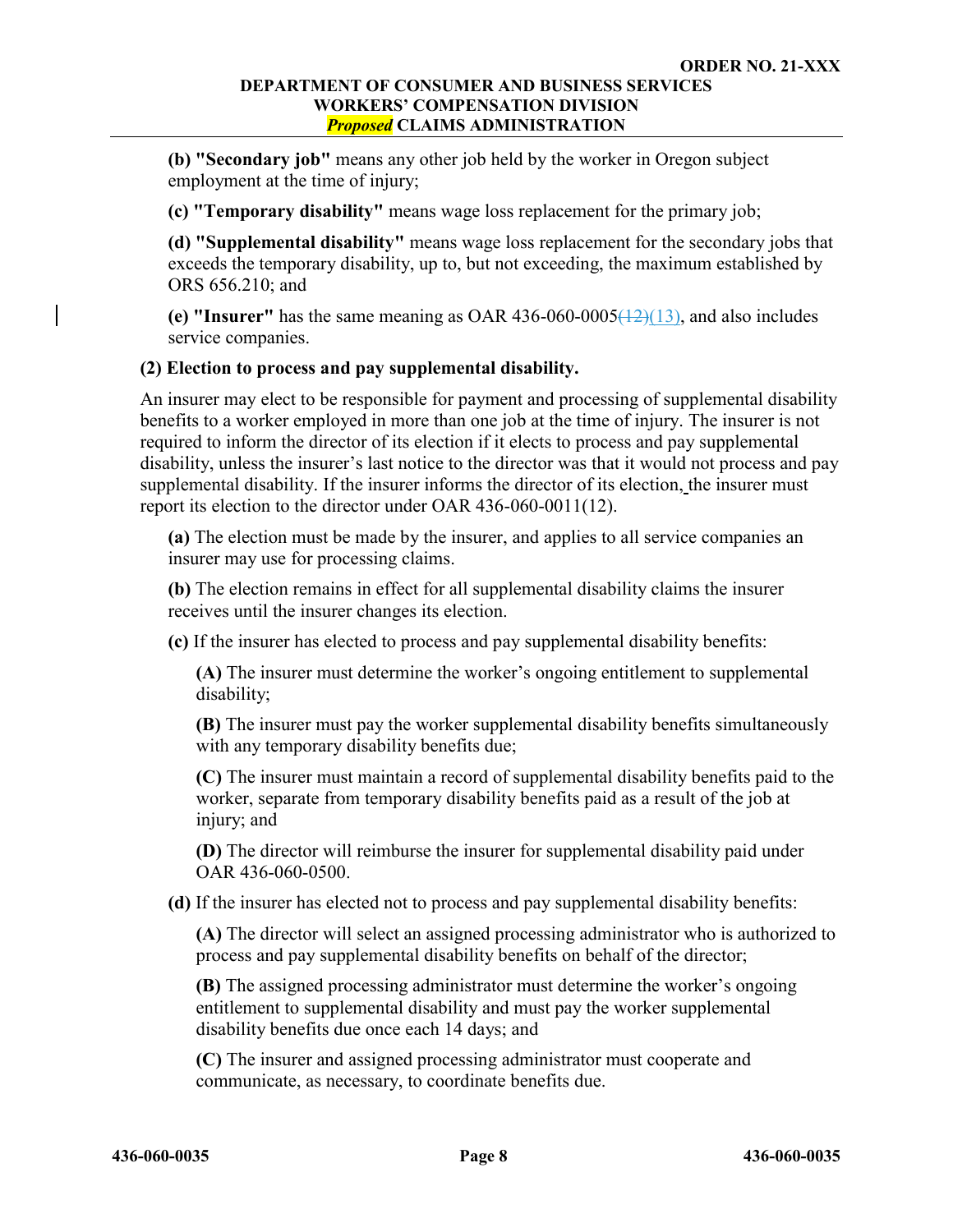**(b) "Secondary job"** means any other job held by the worker in Oregon subject employment at the time of injury;

**(c) "Temporary disability"** means wage loss replacement for the primary job;

**(d) "Supplemental disability"** means wage loss replacement for the secondary jobs that exceeds the temporary disability, up to, but not exceeding, the maximum established by ORS 656.210; and

**(e) "Insurer"** has the same meaning as OAR 436-060-0005~~(12)~~(13), and also includes service companies.

**(2) Election to process and pay supplemental disability.**

An insurer may elect to be responsible for payment and processing of supplemental disability benefits to a worker employed in more than one job at the time of injury. The insurer is not required to inform the director of its election if it elects to process and pay supplemental disability, unless the insurer's last notice to the director was that it would not process and pay supplemental disability. If the insurer informs the director of its election, the insurer must report its election to the director under OAR 436-060-0011(12).

**(a)** The election must be made by the insurer, and applies to all service companies an insurer may use for processing claims.

**(b)** The election remains in effect for all supplemental disability claims the insurer receives until the insurer changes its election.

**(c)** If the insurer has elected to process and pay supplemental disability benefits:

**(A)** The insurer must determine the worker's ongoing entitlement to supplemental disability;

**(B)** The insurer must pay the worker supplemental disability benefits simultaneously with any temporary disability benefits due;

**(C)** The insurer must maintain a record of supplemental disability benefits paid to the worker, separate from temporary disability benefits paid as a result of the job at injury; and

**(D)** The director will reimburse the insurer for supplemental disability paid under OAR 436-060-0500.

**(d)** If the insurer has elected not to process and pay supplemental disability benefits:

**(A)** The director will select an assigned processing administrator who is authorized to process and pay supplemental disability benefits on behalf of the director;

**(B)** The assigned processing administrator must determine the worker's ongoing entitlement to supplemental disability and must pay the worker supplemental disability benefits due once each 14 days; and

**(C)** The insurer and assigned processing administrator must cooperate and communicate, as necessary, to coordinate benefits due.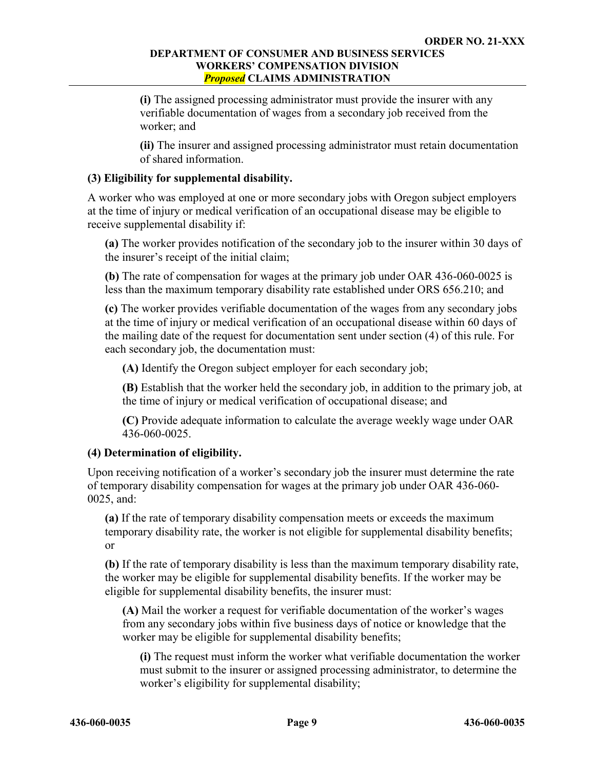**(i)** The assigned processing administrator must provide the insurer with any verifiable documentation of wages from a secondary job received from the worker; and

**(ii)** The insurer and assigned processing administrator must retain documentation of shared information.

**(3) Eligibility for supplemental disability.**

A worker who was employed at one or more secondary jobs with Oregon subject employers at the time of injury or medical verification of an occupational disease may be eligible to receive supplemental disability if:

**(a)** The worker provides notification of the secondary job to the insurer within 30 days of the insurer's receipt of the initial claim;

**(b)** The rate of compensation for wages at the primary job under OAR 436-060-0025 is less than the maximum temporary disability rate established under ORS 656.210; and

**(c)** The worker provides verifiable documentation of the wages from any secondary jobs at the time of injury or medical verification of an occupational disease within 60 days of the mailing date of the request for documentation sent under section (4) of this rule. For each secondary job, the documentation must:

**(A)** Identify the Oregon subject employer for each secondary job;

**(B)** Establish that the worker held the secondary job, in addition to the primary job, at the time of injury or medical verification of occupational disease; and

**(C)** Provide adequate information to calculate the average weekly wage under OAR 436-060-0025.

**(4) Determination of eligibility.**

Upon receiving notification of a worker's secondary job the insurer must determine the rate of temporary disability compensation for wages at the primary job under OAR 436-060-0025, and:

**(a)** If the rate of temporary disability compensation meets or exceeds the maximum temporary disability rate, the worker is not eligible for supplemental disability benefits; or

**(b)** If the rate of temporary disability is less than the maximum temporary disability rate, the worker may be eligible for supplemental disability benefits. If the worker may be eligible for supplemental disability benefits, the insurer must:

**(A)** Mail the worker a request for verifiable documentation of the worker's wages from any secondary jobs within five business days of notice or knowledge that the worker may be eligible for supplemental disability benefits;

**(i)** The request must inform the worker what verifiable documentation the worker must submit to the insurer or assigned processing administrator, to determine the worker's eligibility for supplemental disability;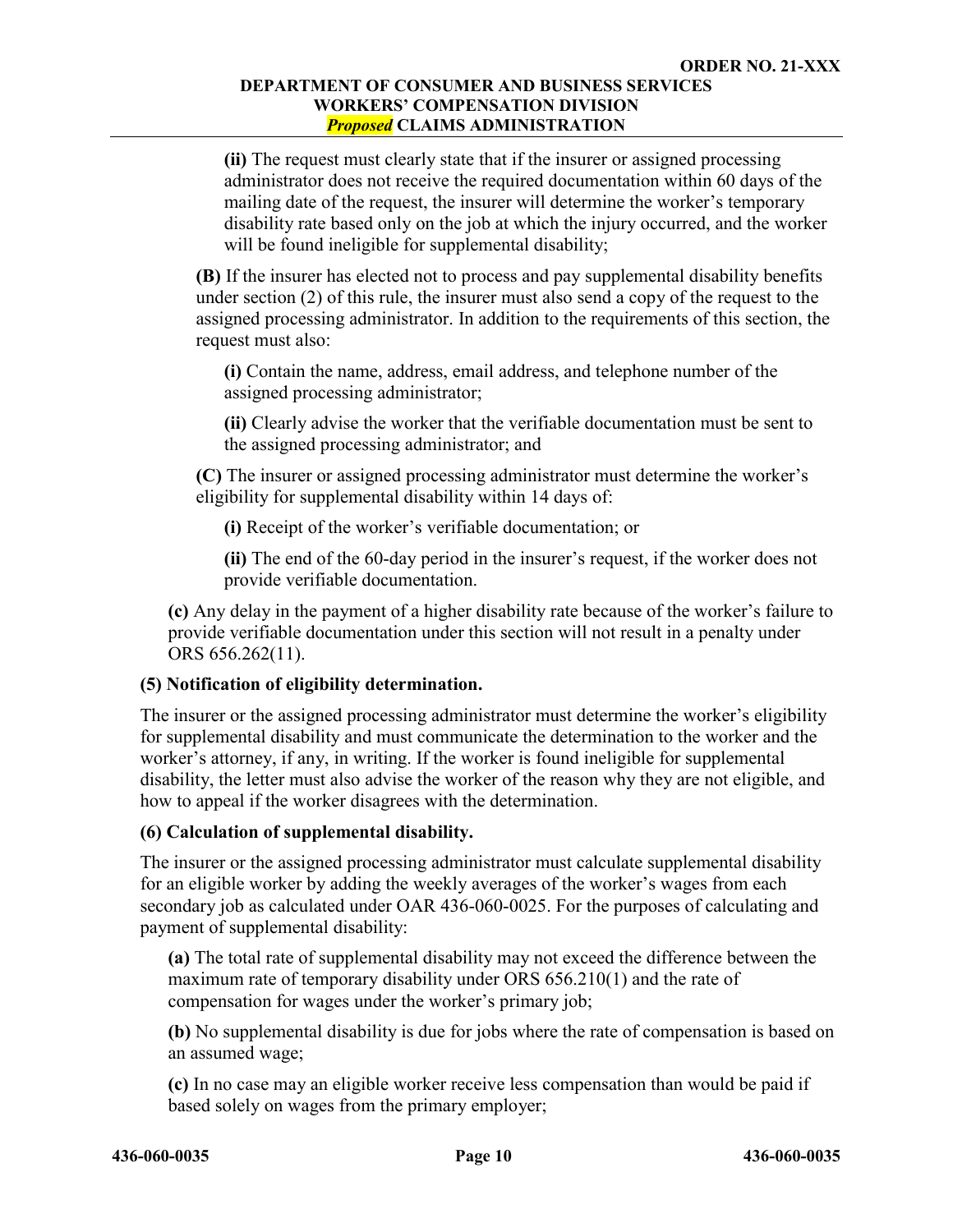**(ii)** The request must clearly state that if the insurer or assigned processing administrator does not receive the required documentation within 60 days of the mailing date of the request, the insurer will determine the worker's temporary disability rate based only on the job at which the injury occurred, and the worker will be found ineligible for supplemental disability;

**(B)** If the insurer has elected not to process and pay supplemental disability benefits under section (2) of this rule, the insurer must also send a copy of the request to the assigned processing administrator. In addition to the requirements of this section, the request must also:

**(i)** Contain the name, address, email address, and telephone number of the assigned processing administrator;

**(ii)** Clearly advise the worker that the verifiable documentation must be sent to the assigned processing administrator; and

**(C)** The insurer or assigned processing administrator must determine the worker's eligibility for supplemental disability within 14 days of:

**(i)** Receipt of the worker's verifiable documentation; or

**(ii)** The end of the 60-day period in the insurer's request, if the worker does not provide verifiable documentation.

**(c)** Any delay in the payment of a higher disability rate because of the worker's failure to provide verifiable documentation under this section will not result in a penalty under ORS 656.262(11).

**(5) Notification of eligibility determination.**

The insurer or the assigned processing administrator must determine the worker's eligibility for supplemental disability and must communicate the determination to the worker and the worker's attorney, if any, in writing. If the worker is found ineligible for supplemental disability, the letter must also advise the worker of the reason why they are not eligible, and how to appeal if the worker disagrees with the determination.

**(6) Calculation of supplemental disability.**

The insurer or the assigned processing administrator must calculate supplemental disability for an eligible worker by adding the weekly averages of the worker's wages from each secondary job as calculated under OAR 436-060-0025. For the purposes of calculating and payment of supplemental disability:

**(a)** The total rate of supplemental disability may not exceed the difference between the maximum rate of temporary disability under ORS 656.210(1) and the rate of compensation for wages under the worker's primary job;

**(b)** No supplemental disability is due for jobs where the rate of compensation is based on an assumed wage;

**(c)** In no case may an eligible worker receive less compensation than would be paid if based solely on wages from the primary employer;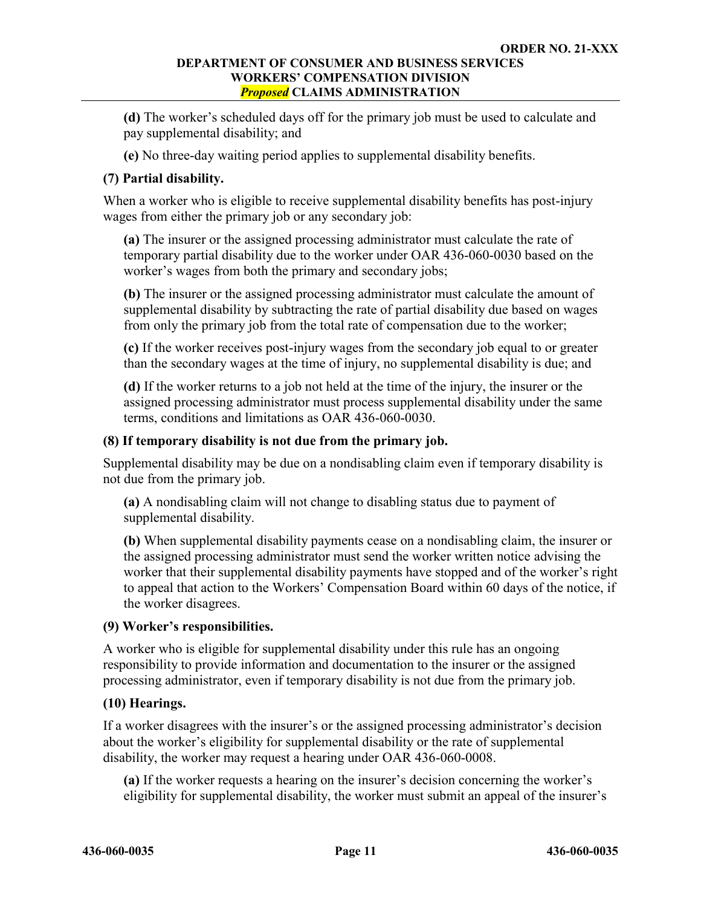**(d)** The worker's scheduled days off for the primary job must be used to calculate and pay supplemental disability; and

**(e)** No three-day waiting period applies to supplemental disability benefits.

**(7) Partial disability.**

When a worker who is eligible to receive supplemental disability benefits has post-injury wages from either the primary job or any secondary job:

**(a)** The insurer or the assigned processing administrator must calculate the rate of temporary partial disability due to the worker under OAR 436-060-0030 based on the worker's wages from both the primary and secondary jobs;

**(b)** The insurer or the assigned processing administrator must calculate the amount of supplemental disability by subtracting the rate of partial disability due based on wages from only the primary job from the total rate of compensation due to the worker;

**(c)** If the worker receives post-injury wages from the secondary job equal to or greater than the secondary wages at the time of injury, no supplemental disability is due; and

**(d)** If the worker returns to a job not held at the time of the injury, the insurer or the assigned processing administrator must process supplemental disability under the same terms, conditions and limitations as OAR 436-060-0030.

**(8) If temporary disability is not due from the primary job.**

Supplemental disability may be due on a nondisabling claim even if temporary disability is not due from the primary job.

**(a)** A nondisabling claim will not change to disabling status due to payment of supplemental disability.

**(b)** When supplemental disability payments cease on a nondisabling claim, the insurer or the assigned processing administrator must send the worker written notice advising the worker that their supplemental disability payments have stopped and of the worker's right to appeal that action to the Workers' Compensation Board within 60 days of the notice, if the worker disagrees.

**(9) Worker's responsibilities.**

A worker who is eligible for supplemental disability under this rule has an ongoing responsibility to provide information and documentation to the insurer or the assigned processing administrator, even if temporary disability is not due from the primary job.

**(10) Hearings.**

If a worker disagrees with the insurer's or the assigned processing administrator's decision about the worker's eligibility for supplemental disability or the rate of supplemental disability, the worker may request a hearing under OAR 436-060-0008.

**(a)** If the worker requests a hearing on the insurer's decision concerning the worker's eligibility for supplemental disability, the worker must submit an appeal of the insurer's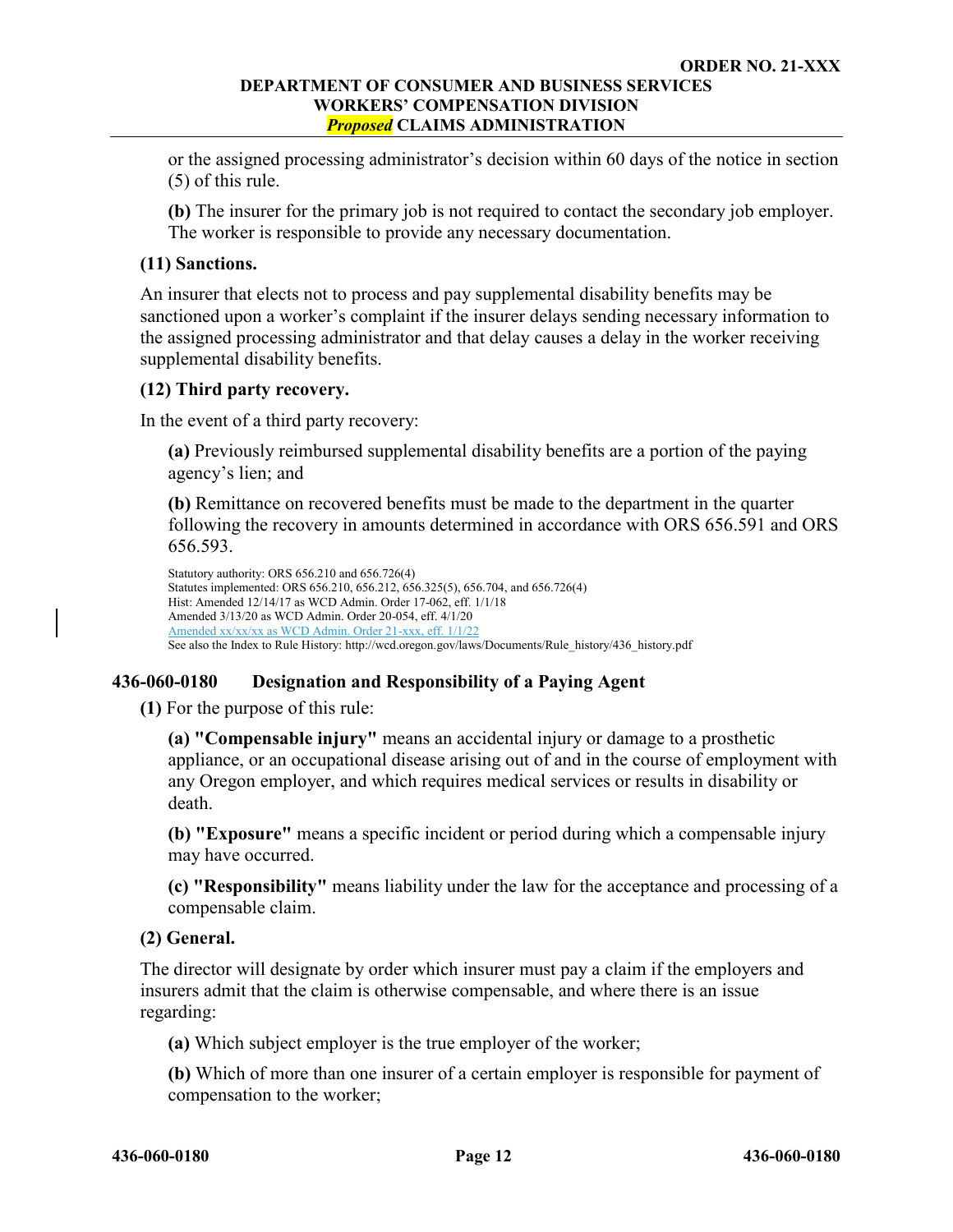or the assigned processing administrator's decision within 60 days of the notice in section (5) of this rule.

**(b)** The insurer for the primary job is not required to contact the secondary job employer. The worker is responsible to provide any necessary documentation.

**(11) Sanctions.**

An insurer that elects not to process and pay supplemental disability benefits may be sanctioned upon a worker's complaint if the insurer delays sending necessary information to the assigned processing administrator and that delay causes a delay in the worker receiving supplemental disability benefits.

**(12) Third party recovery.**

In the event of a third party recovery:

**(a)** Previously reimbursed supplemental disability benefits are a portion of the paying agency's lien; and

**(b)** Remittance on recovered benefits must be made to the department in the quarter following the recovery in amounts determined in accordance with ORS 656.591 and ORS 656.593.

Statutory authority: ORS 656.210 and 656.726(4)
Statutes implemented: ORS 656.210, 656.212, 656.325(5), 656.704, and 656.726(4)
Hist: Amended 12/14/17 as WCD Admin. Order 17-062, eff. 1/1/18
Amended 3/13/20 as WCD Admin. Order 20-054, eff. 4/1/20
Amended xx/xx/xx as WCD Admin. Order 21-xxx, eff. 1/1/22
See also the Index to Rule History: http://wcd.oregon.gov/laws/Documents/Rule_history/436_history.pdf

## 436-060-0180 Designation and Responsibility of a Paying Agent

**(1)** For the purpose of this rule:

**(a) "Compensable injury"** means an accidental injury or damage to a prosthetic appliance, or an occupational disease arising out of and in the course of employment with any Oregon employer, and which requires medical services or results in disability or death.

**(b) "Exposure"** means a specific incident or period during which a compensable injury may have occurred.

**(c) "Responsibility"** means liability under the law for the acceptance and processing of a compensable claim.

**(2) General.**

The director will designate by order which insurer must pay a claim if the employers and insurers admit that the claim is otherwise compensable, and where there is an issue regarding:

**(a)** Which subject employer is the true employer of the worker;

**(b)** Which of more than one insurer of a certain employer is responsible for payment of compensation to the worker;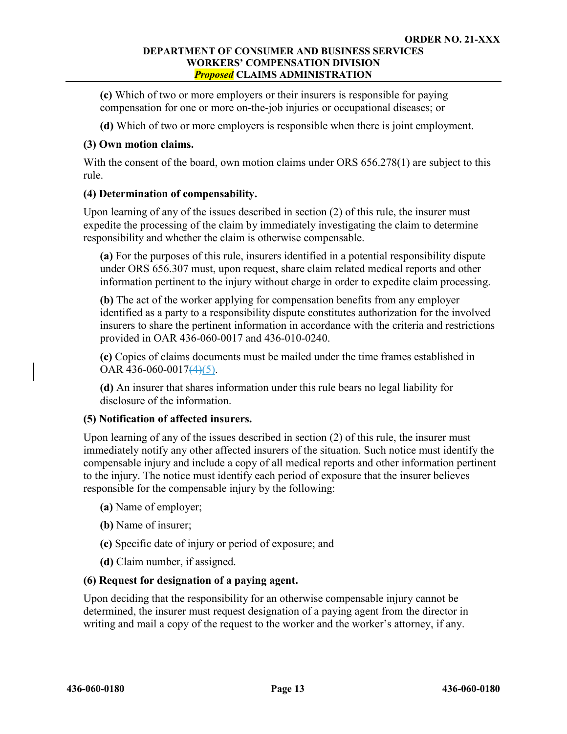**(c)** Which of two or more employers or their insurers is responsible for paying compensation for one or more on-the-job injuries or occupational diseases; or

**(d)** Which of two or more employers is responsible when there is joint employment.

**(3) Own motion claims.**

With the consent of the board, own motion claims under ORS 656.278(1) are subject to this rule.

**(4) Determination of compensability.**

Upon learning of any of the issues described in section (2) of this rule, the insurer must expedite the processing of the claim by immediately investigating the claim to determine responsibility and whether the claim is otherwise compensable.

**(a)** For the purposes of this rule, insurers identified in a potential responsibility dispute under ORS 656.307 must, upon request, share claim related medical reports and other information pertinent to the injury without charge in order to expedite claim processing.

**(b)** The act of the worker applying for compensation benefits from any employer identified as a party to a responsibility dispute constitutes authorization for the involved insurers to share the pertinent information in accordance with the criteria and restrictions provided in OAR 436-060-0017 and 436-010-0240.

**(c)** Copies of claims documents must be mailed under the time frames established in OAR 436-060-0017~~(4)~~(5).

**(d)** An insurer that shares information under this rule bears no legal liability for disclosure of the information.

**(5) Notification of affected insurers.**

Upon learning of any of the issues described in section (2) of this rule, the insurer must immediately notify any other affected insurers of the situation. Such notice must identify the compensable injury and include a copy of all medical reports and other information pertinent to the injury. The notice must identify each period of exposure that the insurer believes responsible for the compensable injury by the following:

**(a)** Name of employer;

**(b)** Name of insurer;

**(c)** Specific date of injury or period of exposure; and

**(d)** Claim number, if assigned.

**(6) Request for designation of a paying agent.**

Upon deciding that the responsibility for an otherwise compensable injury cannot be determined, the insurer must request designation of a paying agent from the director in writing and mail a copy of the request to the worker and the worker's attorney, if any.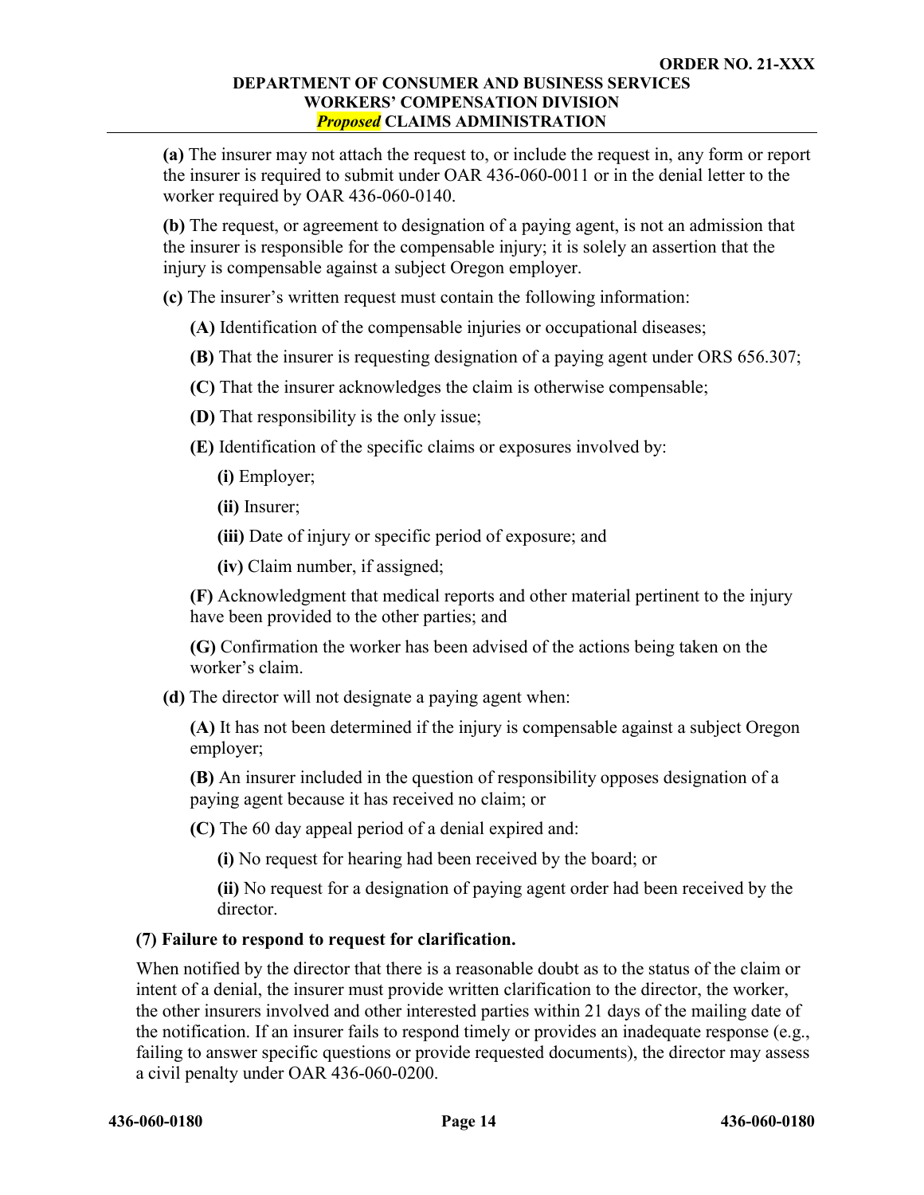**(a)** The insurer may not attach the request to, or include the request in, any form or report the insurer is required to submit under OAR 436-060-0011 or in the denial letter to the worker required by OAR 436-060-0140.

**(b)** The request, or agreement to designation of a paying agent, is not an admission that the insurer is responsible for the compensable injury; it is solely an assertion that the injury is compensable against a subject Oregon employer.

**(c)** The insurer's written request must contain the following information:

**(A)** Identification of the compensable injuries or occupational diseases;

**(B)** That the insurer is requesting designation of a paying agent under ORS 656.307;

**(C)** That the insurer acknowledges the claim is otherwise compensable;

**(D)** That responsibility is the only issue;

**(E)** Identification of the specific claims or exposures involved by:

**(i)** Employer;

**(ii)** Insurer;

**(iii)** Date of injury or specific period of exposure; and

**(iv)** Claim number, if assigned;

**(F)** Acknowledgment that medical reports and other material pertinent to the injury have been provided to the other parties; and

**(G)** Confirmation the worker has been advised of the actions being taken on the worker's claim.

**(d)** The director will not designate a paying agent when:

**(A)** It has not been determined if the injury is compensable against a subject Oregon employer;

**(B)** An insurer included in the question of responsibility opposes designation of a paying agent because it has received no claim; or

**(C)** The 60 day appeal period of a denial expired and:

**(i)** No request for hearing had been received by the board; or

**(ii)** No request for a designation of paying agent order had been received by the director.

**(7) Failure to respond to request for clarification.**

When notified by the director that there is a reasonable doubt as to the status of the claim or intent of a denial, the insurer must provide written clarification to the director, the worker, the other insurers involved and other interested parties within 21 days of the mailing date of the notification. If an insurer fails to respond timely or provides an inadequate response (e.g., failing to answer specific questions or provide requested documents), the director may assess a civil penalty under OAR 436-060-0200.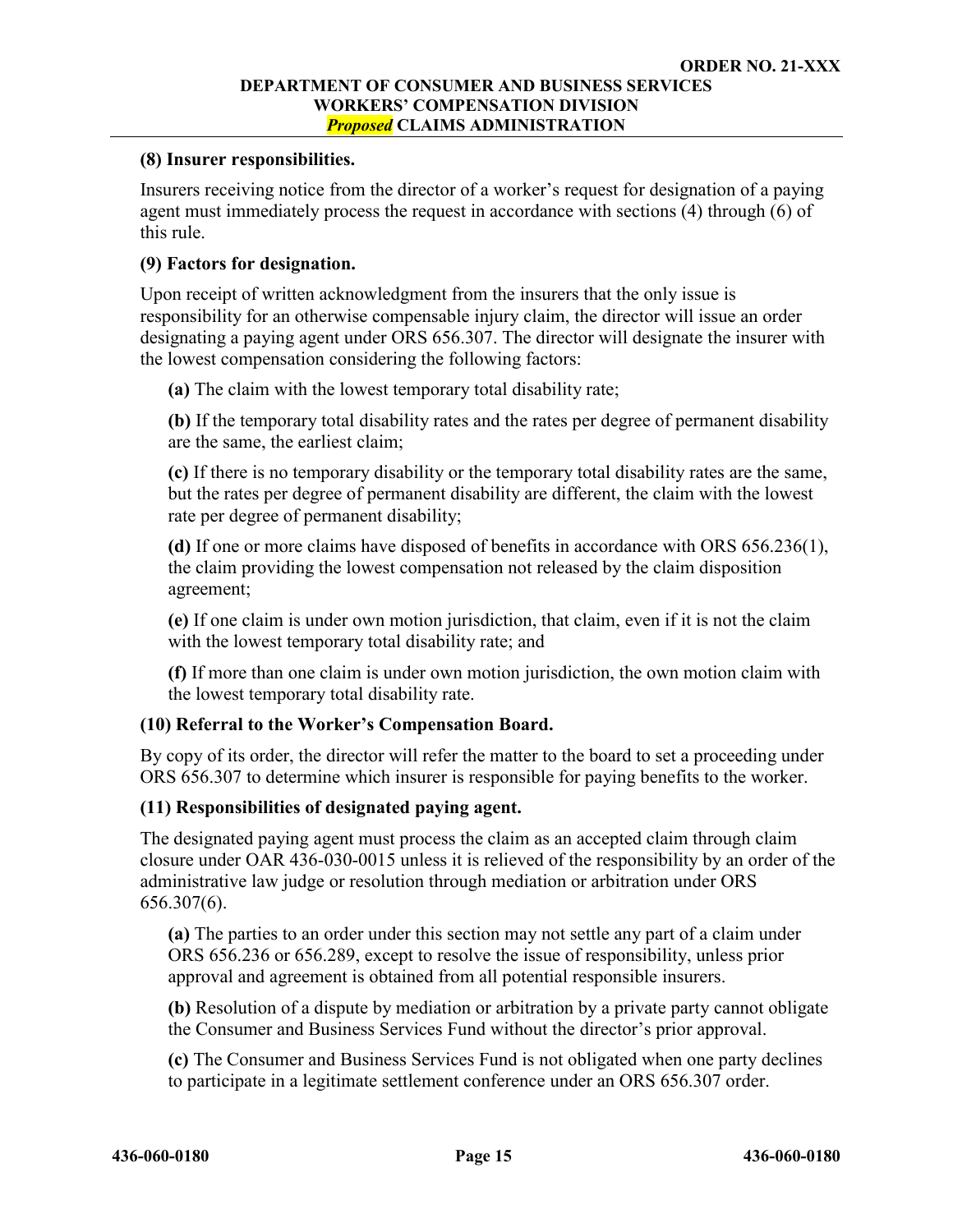**(8) Insurer responsibilities.**

Insurers receiving notice from the director of a worker's request for designation of a paying agent must immediately process the request in accordance with sections (4) through (6) of this rule.

**(9) Factors for designation.**

Upon receipt of written acknowledgment from the insurers that the only issue is responsibility for an otherwise compensable injury claim, the director will issue an order designating a paying agent under ORS 656.307. The director will designate the insurer with the lowest compensation considering the following factors:

**(a)** The claim with the lowest temporary total disability rate;

**(b)** If the temporary total disability rates and the rates per degree of permanent disability are the same, the earliest claim;

**(c)** If there is no temporary disability or the temporary total disability rates are the same, but the rates per degree of permanent disability are different, the claim with the lowest rate per degree of permanent disability;

**(d)** If one or more claims have disposed of benefits in accordance with ORS 656.236(1), the claim providing the lowest compensation not released by the claim disposition agreement;

**(e)** If one claim is under own motion jurisdiction, that claim, even if it is not the claim with the lowest temporary total disability rate; and

**(f)** If more than one claim is under own motion jurisdiction, the own motion claim with the lowest temporary total disability rate.

**(10) Referral to the Worker's Compensation Board.**

By copy of its order, the director will refer the matter to the board to set a proceeding under ORS 656.307 to determine which insurer is responsible for paying benefits to the worker.

**(11) Responsibilities of designated paying agent.**

The designated paying agent must process the claim as an accepted claim through claim closure under OAR 436-030-0015 unless it is relieved of the responsibility by an order of the administrative law judge or resolution through mediation or arbitration under ORS 656.307(6).

**(a)** The parties to an order under this section may not settle any part of a claim under ORS 656.236 or 656.289, except to resolve the issue of responsibility, unless prior approval and agreement is obtained from all potential responsible insurers.

**(b)** Resolution of a dispute by mediation or arbitration by a private party cannot obligate the Consumer and Business Services Fund without the director's prior approval.

**(c)** The Consumer and Business Services Fund is not obligated when one party declines to participate in a legitimate settlement conference under an ORS 656.307 order.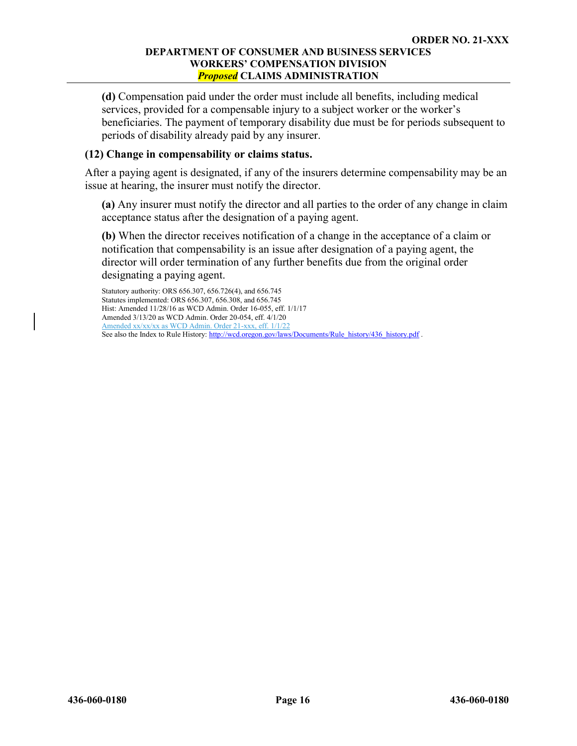**(d)** Compensation paid under the order must include all benefits, including medical services, provided for a compensable injury to a subject worker or the worker's beneficiaries. The payment of temporary disability due must be for periods subsequent to periods of disability already paid by any insurer.

**(12) Change in compensability or claims status.**

After a paying agent is designated, if any of the insurers determine compensability may be an issue at hearing, the insurer must notify the director.

**(a)** Any insurer must notify the director and all parties to the order of any change in claim acceptance status after the designation of a paying agent.

**(b)** When the director receives notification of a change in the acceptance of a claim or notification that compensability is an issue after designation of a paying agent, the director will order termination of any further benefits due from the original order designating a paying agent.

Statutory authority: ORS 656.307, 656.726(4), and 656.745
Statutes implemented: ORS 656.307, 656.308, and 656.745
Hist: Amended 11/28/16 as WCD Admin. Order 16-055, eff. 1/1/17
Amended 3/13/20 as WCD Admin. Order 20-054, eff. 4/1/20
Amended xx/xx/xx as WCD Admin. Order 21-xxx, eff. 1/1/22
See also the Index to Rule History: http://wcd.oregon.gov/laws/Documents/Rule_history/436_history.pdf .